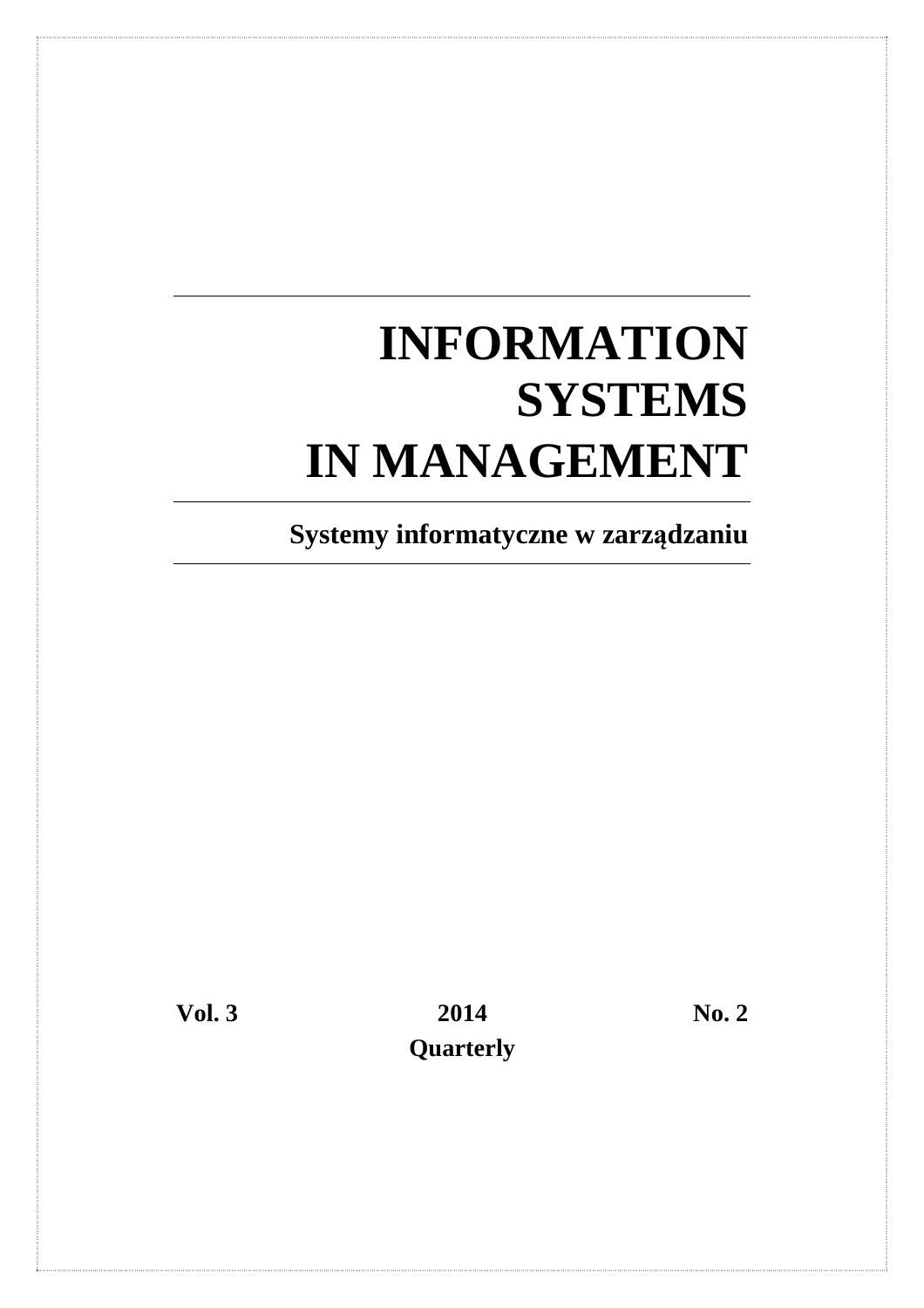# INFORMATION SYSTEMS IN MANAGEMENT

**Systemy informatyczne w zarządzaniu**

**Vol. 3** **2014** **No. 2**

**Quarterly**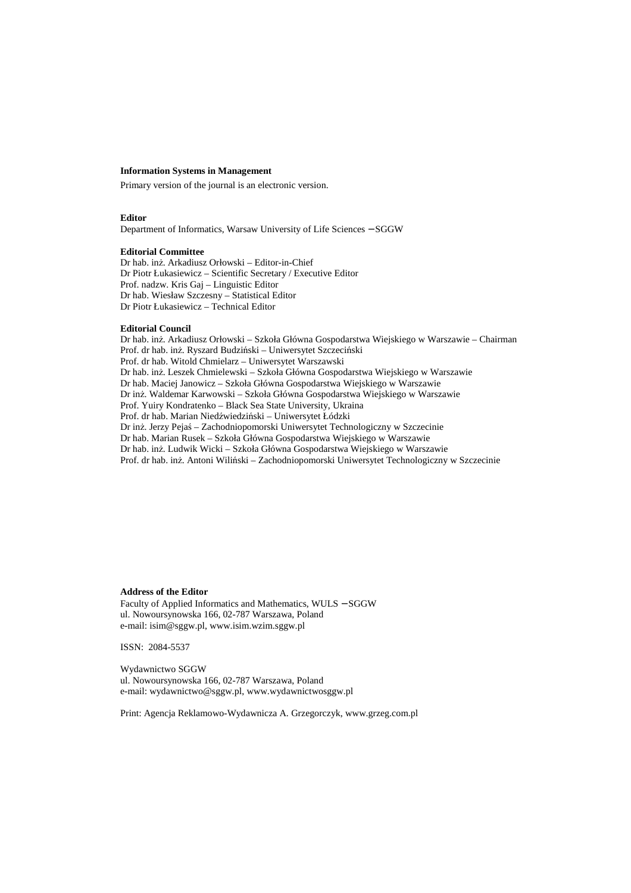**Information Systems in Management**

Primary version of the journal is an electronic version.

**Editor**

Department of Informatics, Warsaw University of Life Sciences − SGGW

**Editorial Committee**

Dr hab. inż. Arkadiusz Orłowski – Editor-in-Chief
Dr Piotr Łukasiewicz – Scientific Secretary / Executive Editor
Prof. nadzw. Kris Gaj – Linguistic Editor
Dr hab. Wiesław Szczesny – Statistical Editor
Dr Piotr Łukasiewicz – Technical Editor

**Editorial Council**

Dr hab. inż. Arkadiusz Orłowski – Szkoła Główna Gospodarstwa Wiejskiego w Warszawie – Chairman
Prof. dr hab. inż. Ryszard Budziński – Uniwersytet Szczeciński
Prof. dr hab. Witold Chmielarz – Uniwersytet Warszawski
Dr hab. inż. Leszek Chmielewski – Szkoła Główna Gospodarstwa Wiejskiego w Warszawie
Dr hab. Maciej Janowicz – Szkoła Główna Gospodarstwa Wiejskiego w Warszawie
Dr inż. Waldemar Karwowski – Szkoła Główna Gospodarstwa Wiejskiego w Warszawie
Prof. Yuiry Kondratenko – Black Sea State University, Ukraina
Prof. dr hab. Marian Niedźwiedziński – Uniwersytet Łódzki
Dr inż. Jerzy Pejaś – Zachodniopomorski Uniwersytet Technologiczny w Szczecinie
Dr hab. Marian Rusek – Szkoła Główna Gospodarstwa Wiejskiego w Warszawie
Dr hab. inż. Ludwik Wicki – Szkoła Główna Gospodarstwa Wiejskiego w Warszawie
Prof. dr hab. inż. Antoni Wiliński – Zachodniopomorski Uniwersytet Technologiczny w Szczecinie

**Address of the Editor**

Faculty of Applied Informatics and Mathematics, WULS − SGGW
ul. Nowoursynowska 166, 02-787 Warszawa, Poland
e-mail: isim@sggw.pl, www.isim.wzim.sggw.pl

ISSN: 2084-5537

Wydawnictwo SGGW
ul. Nowoursynowska 166, 02-787 Warszawa, Poland
e-mail: wydawnictwo@sggw.pl, www.wydawnictwosggw.pl

Print: Agencja Reklamowo-Wydawnicza A. Grzegorczyk, www.grzeg.com.pl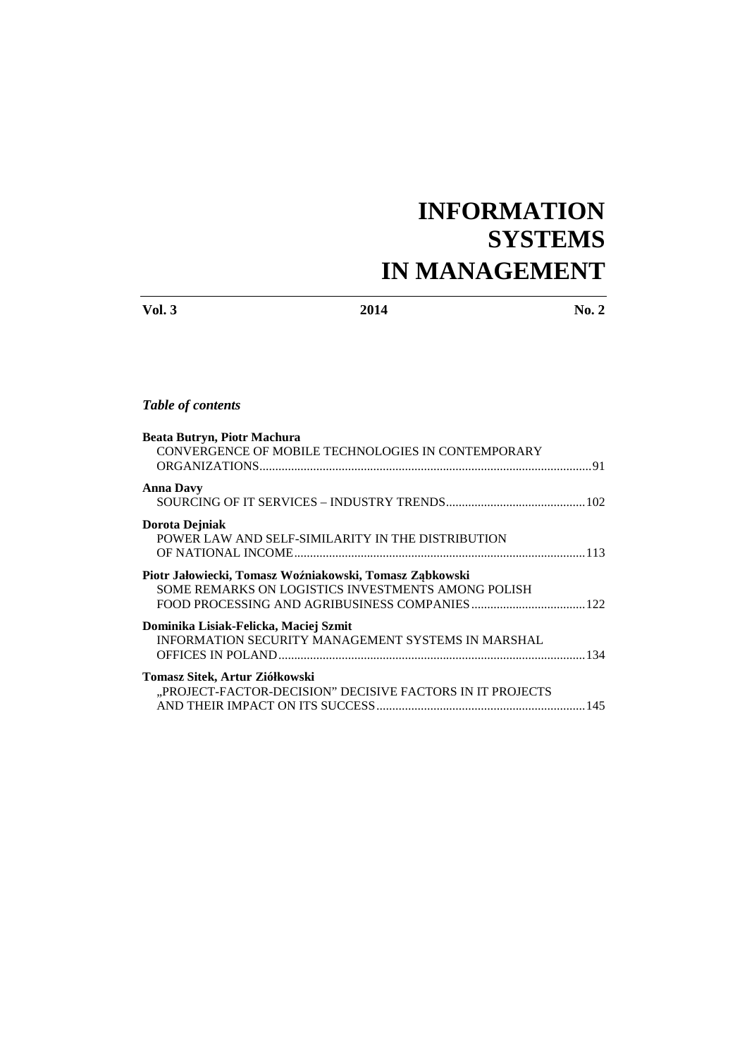# INFORMATION SYSTEMS IN MANAGEMENT

**Vol. 3** **2014** **No. 2**

*Table of contents*

**Beata Butryn, Piotr Machura**
CONVERGENCE OF MOBILE TECHNOLOGIES IN CONTEMPORARY ORGANIZATIONS ........ 91

**Anna Davy**
SOURCING OF IT SERVICES – INDUSTRY TRENDS ........ 102

**Dorota Dejniak**
POWER LAW AND SELF-SIMILARITY IN THE DISTRIBUTION OF NATIONAL INCOME ........ 113

**Piotr Jałowiecki, Tomasz Woźniakowski, Tomasz Ząbkowski**
SOME REMARKS ON LOGISTICS INVESTMENTS AMONG POLISH FOOD PROCESSING AND AGRIBUSINESS COMPANIES ........ 122

**Dominika Lisiak-Felicka, Maciej Szmit**
INFORMATION SECURITY MANAGEMENT SYSTEMS IN MARSHAL OFFICES IN POLAND ........ 134

**Tomasz Sitek, Artur Ziółkowski**
„PROJECT-FACTOR-DECISION" DECISIVE FACTORS IN IT PROJECTS AND THEIR IMPACT ON ITS SUCCESS ........ 145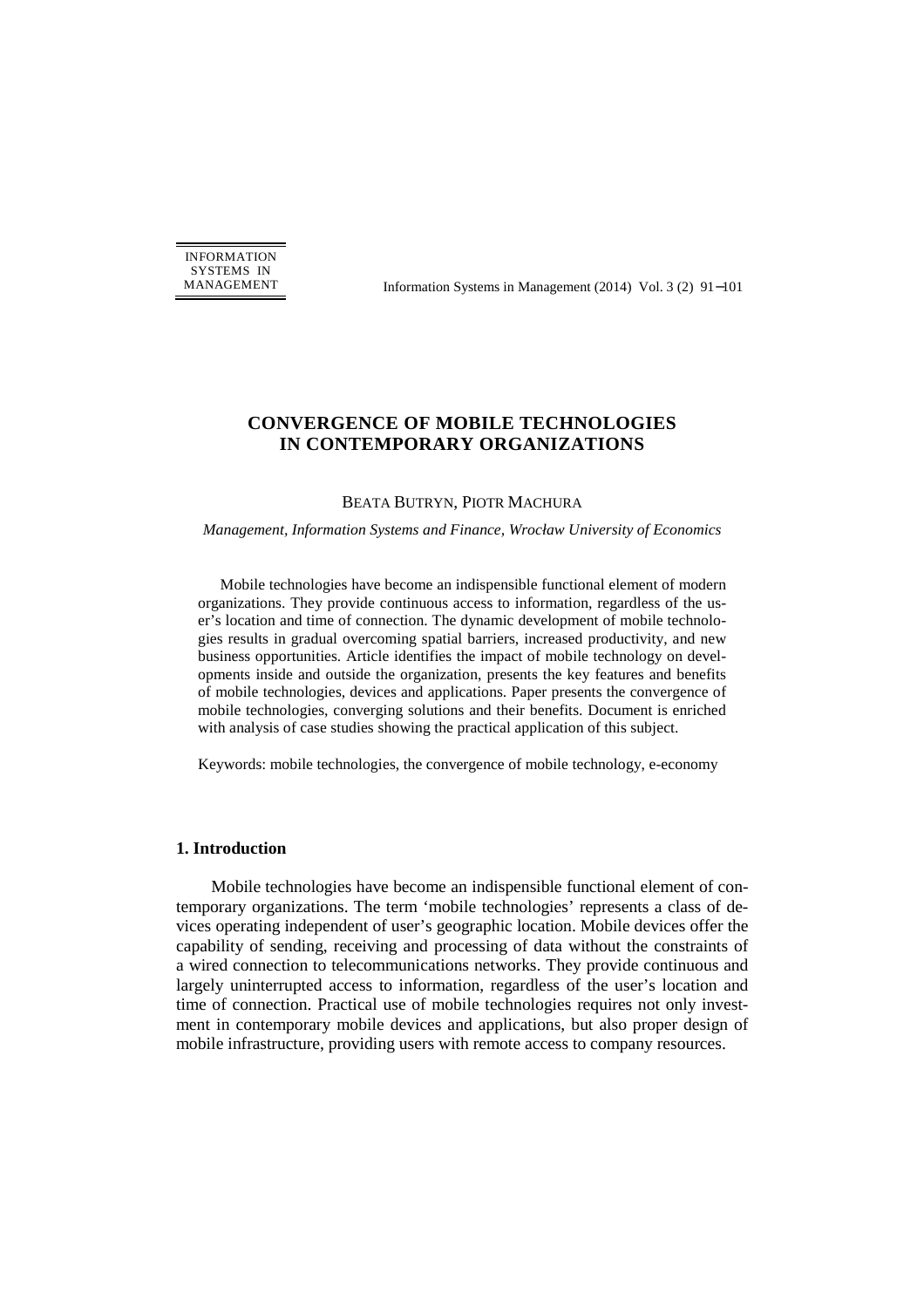# CONVERGENCE OF MOBILE TECHNOLOGIES IN CONTEMPORARY ORGANIZATIONS

BEATA BUTRYN, PIOTR MACHURA

*Management, Information Systems and Finance, Wrocław University of Economics*

Mobile technologies have become an indispensable functional element of modern organizations. They provide continuous access to information, regardless of the user's location and time of connection. The dynamic development of mobile technologies results in gradual overcoming spatial barriers, increased productivity, and new business opportunities. Article identifies the impact of mobile technology on developments inside and outside the organization, presents the key features and benefits of mobile technologies, devices and applications. Paper presents the convergence of mobile technologies, converging solutions and their benefits. Document is enriched with analysis of case studies showing the practical application of this subject.

Keywords: mobile technologies, the convergence of mobile technology, e-economy

## 1. Introduction

Mobile technologies have become an indispensable functional element of contemporary organizations. The term 'mobile technologies' represents a class of devices operating independent of user's geographic location. Mobile devices offer the capability of sending, receiving and processing of data without the constraints of a wired connection to telecommunications networks. They provide continuous and largely uninterrupted access to information, regardless of the user's location and time of connection. Practical use of mobile technologies requires not only investment in contemporary mobile devices and applications, but also proper design of mobile infrastructure, providing users with remote access to company resources.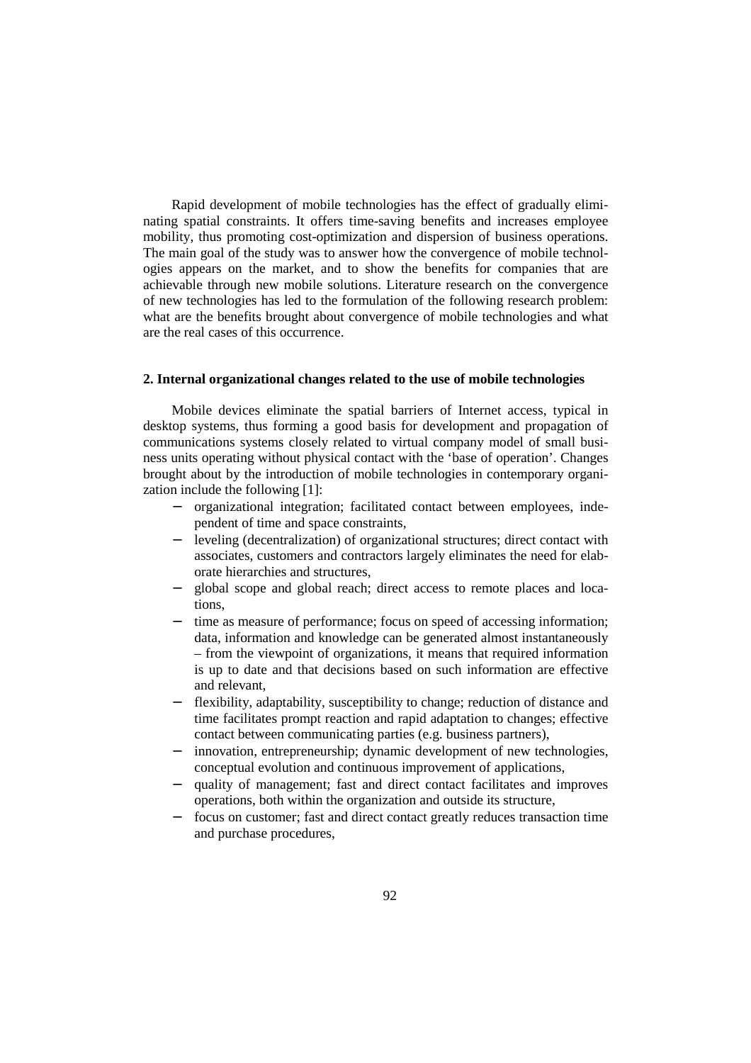Rapid development of mobile technologies has the effect of gradually eliminating spatial constraints. It offers time-saving benefits and increases employee mobility, thus promoting cost-optimization and dispersion of business operations. The main goal of the study was to answer how the convergence of mobile technologies appears on the market, and to show the benefits for companies that are achievable through new mobile solutions. Literature research on the convergence of new technologies has led to the formulation of the following research problem: what are the benefits brought about convergence of mobile technologies and what are the real cases of this occurrence.

## 2. Internal organizational changes related to the use of mobile technologies

Mobile devices eliminate the spatial barriers of Internet access, typical in desktop systems, thus forming a good basis for development and propagation of communications systems closely related to virtual company model of small business units operating without physical contact with the 'base of operation'. Changes brought about by the introduction of mobile technologies in contemporary organization include the following [1]:

- organizational integration; facilitated contact between employees, independent of time and space constraints,
- leveling (decentralization) of organizational structures; direct contact with associates, customers and contractors largely eliminates the need for elaborate hierarchies and structures,
- global scope and global reach; direct access to remote places and locations,
- time as measure of performance; focus on speed of accessing information; data, information and knowledge can be generated almost instantaneously – from the viewpoint of organizations, it means that required information is up to date and that decisions based on such information are effective and relevant,
- flexibility, adaptability, susceptibility to change; reduction of distance and time facilitates prompt reaction and rapid adaptation to changes; effective contact between communicating parties (e.g. business partners),
- innovation, entrepreneurship; dynamic development of new technologies, conceptual evolution and continuous improvement of applications,
- quality of management; fast and direct contact facilitates and improves operations, both within the organization and outside its structure,
- focus on customer; fast and direct contact greatly reduces transaction time and purchase procedures,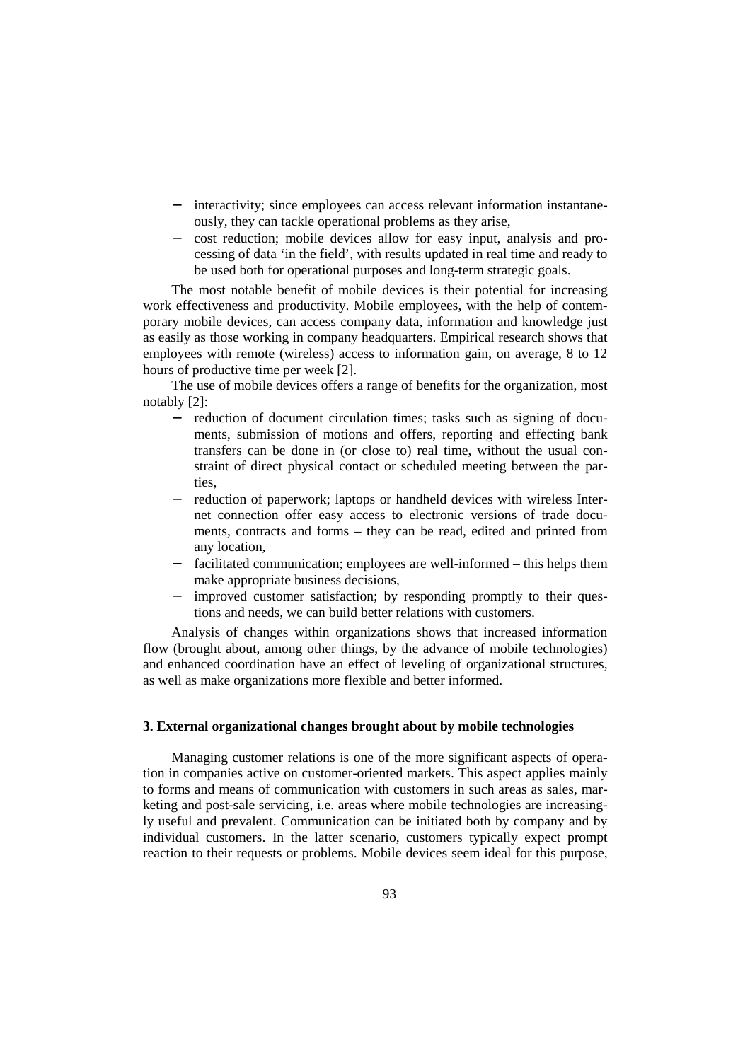- interactivity; since employees can access relevant information instantaneously, they can tackle operational problems as they arise,
- cost reduction; mobile devices allow for easy input, analysis and processing of data 'in the field', with results updated in real time and ready to be used both for operational purposes and long-term strategic goals.

The most notable benefit of mobile devices is their potential for increasing work effectiveness and productivity. Mobile employees, with the help of contemporary mobile devices, can access company data, information and knowledge just as easily as those working in company headquarters. Empirical research shows that employees with remote (wireless) access to information gain, on average, 8 to 12 hours of productive time per week [2].

The use of mobile devices offers a range of benefits for the organization, most notably [2]:

- reduction of document circulation times; tasks such as signing of documents, submission of motions and offers, reporting and effecting bank transfers can be done in (or close to) real time, without the usual constraint of direct physical contact or scheduled meeting between the parties,
- reduction of paperwork; laptops or handheld devices with wireless Internet connection offer easy access to electronic versions of trade documents, contracts and forms – they can be read, edited and printed from any location,
- facilitated communication; employees are well-informed – this helps them make appropriate business decisions,
- improved customer satisfaction; by responding promptly to their questions and needs, we can build better relations with customers.

Analysis of changes within organizations shows that increased information flow (brought about, among other things, by the advance of mobile technologies) and enhanced coordination have an effect of leveling of organizational structures, as well as make organizations more flexible and better informed.

## 3. External organizational changes brought about by mobile technologies

Managing customer relations is one of the more significant aspects of operation in companies active on customer-oriented markets. This aspect applies mainly to forms and means of communication with customers in such areas as sales, marketing and post-sale servicing, i.e. areas where mobile technologies are increasingly useful and prevalent. Communication can be initiated both by company and by individual customers. In the latter scenario, customers typically expect prompt reaction to their requests or problems. Mobile devices seem ideal for this purpose,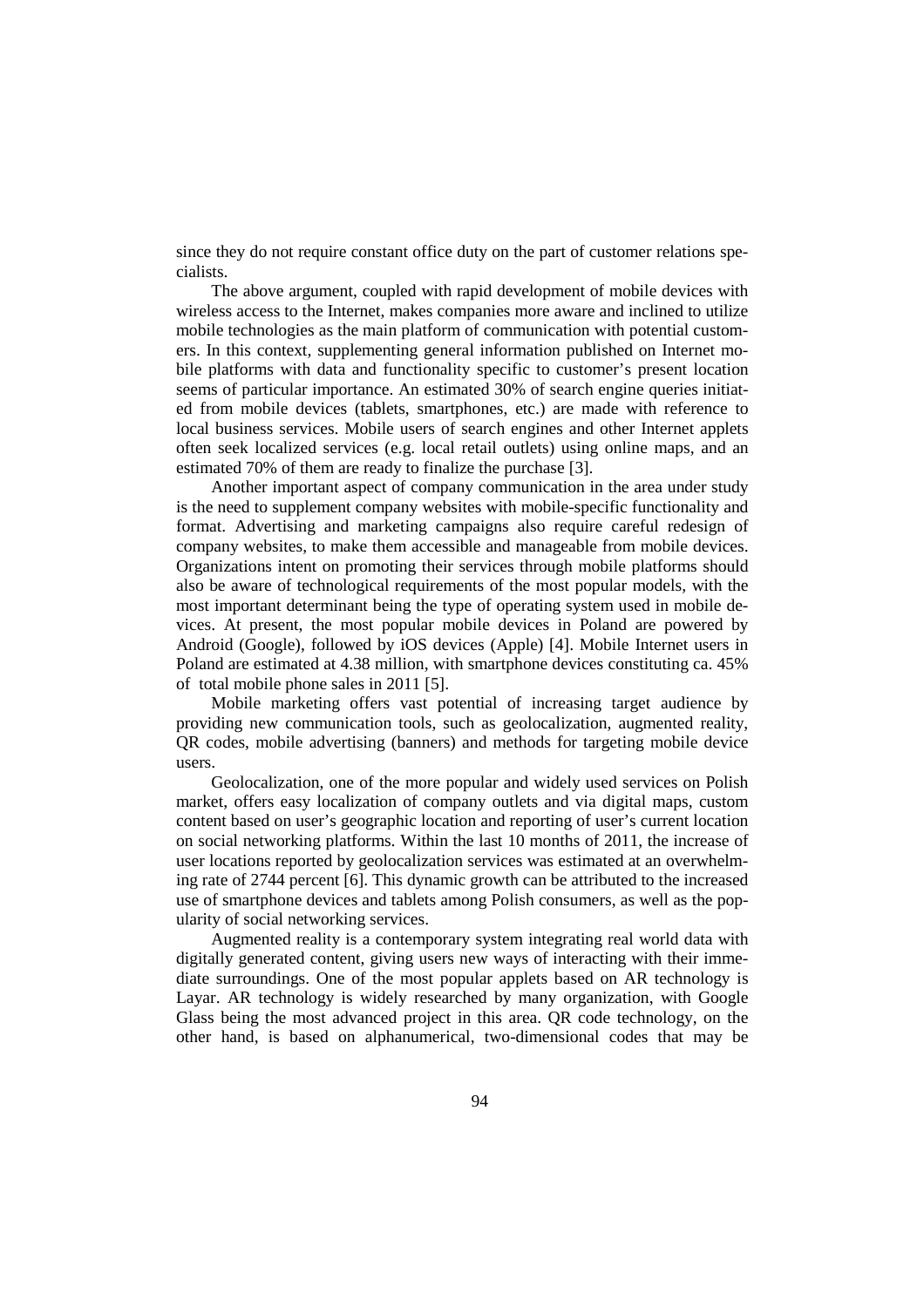since they do not require constant office duty on the part of customer relations specialists.

The above argument, coupled with rapid development of mobile devices with wireless access to the Internet, makes companies more aware and inclined to utilize mobile technologies as the main platform of communication with potential customers. In this context, supplementing general information published on Internet mobile platforms with data and functionality specific to customer's present location seems of particular importance. An estimated 30% of search engine queries initiated from mobile devices (tablets, smartphones, etc.) are made with reference to local business services. Mobile users of search engines and other Internet applets often seek localized services (e.g. local retail outlets) using online maps, and an estimated 70% of them are ready to finalize the purchase [3].

Another important aspect of company communication in the area under study is the need to supplement company websites with mobile-specific functionality and format. Advertising and marketing campaigns also require careful redesign of company websites, to make them accessible and manageable from mobile devices. Organizations intent on promoting their services through mobile platforms should also be aware of technological requirements of the most popular models, with the most important determinant being the type of operating system used in mobile devices. At present, the most popular mobile devices in Poland are powered by Android (Google), followed by iOS devices (Apple) [4]. Mobile Internet users in Poland are estimated at 4.38 million, with smartphone devices constituting ca. 45% of total mobile phone sales in 2011 [5].

Mobile marketing offers vast potential of increasing target audience by providing new communication tools, such as geolocalization, augmented reality, QR codes, mobile advertising (banners) and methods for targeting mobile device users.

Geolocalization, one of the more popular and widely used services on Polish market, offers easy localization of company outlets and via digital maps, custom content based on user's geographic location and reporting of user's current location on social networking platforms. Within the last 10 months of 2011, the increase of user locations reported by geolocalization services was estimated at an overwhelming rate of 2744 percent [6]. This dynamic growth can be attributed to the increased use of smartphone devices and tablets among Polish consumers, as well as the popularity of social networking services.

Augmented reality is a contemporary system integrating real world data with digitally generated content, giving users new ways of interacting with their immediate surroundings. One of the most popular applets based on AR technology is Layar. AR technology is widely researched by many organization, with Google Glass being the most advanced project in this area. QR code technology, on the other hand, is based on alphanumerical, two-dimensional codes that may be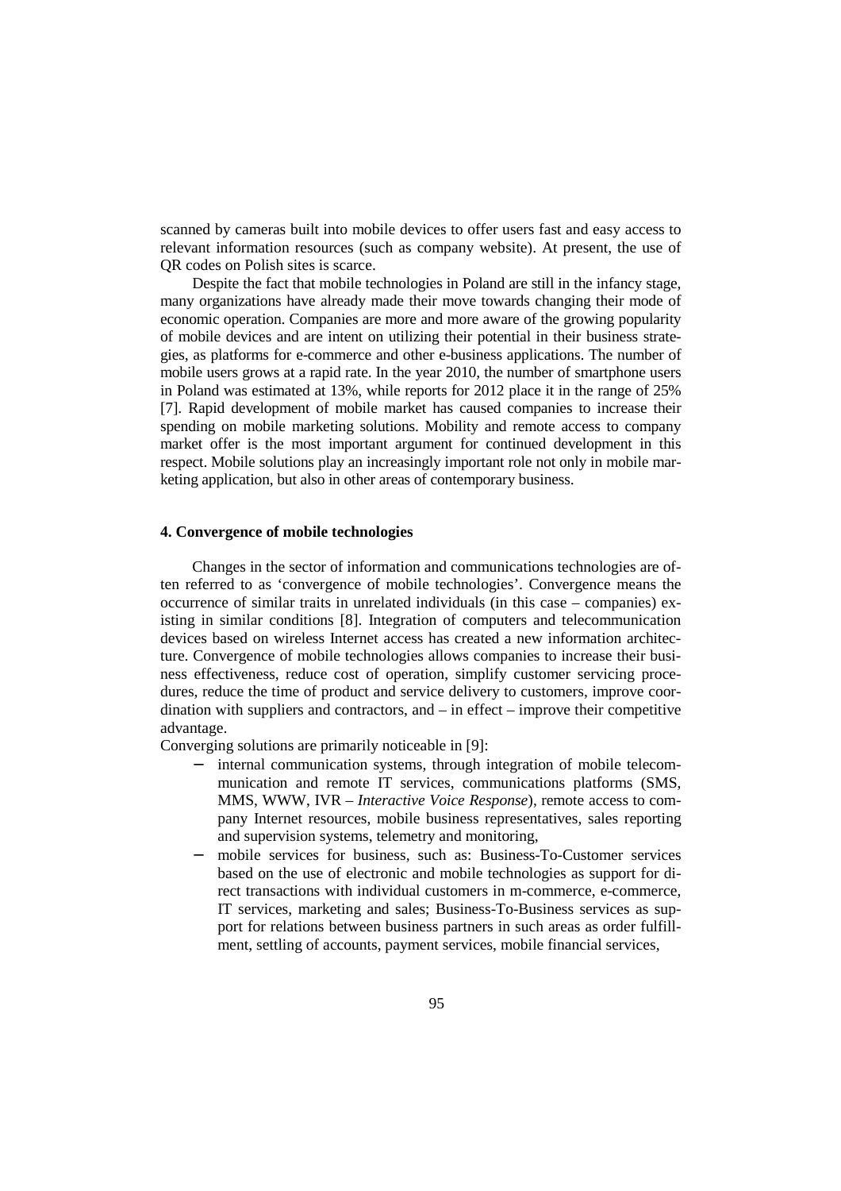scanned by cameras built into mobile devices to offer users fast and easy access to relevant information resources (such as company website). At present, the use of QR codes on Polish sites is scarce.

Despite the fact that mobile technologies in Poland are still in the infancy stage, many organizations have already made their move towards changing their mode of economic operation. Companies are more and more aware of the growing popularity of mobile devices and are intent on utilizing their potential in their business strategies, as platforms for e-commerce and other e-business applications. The number of mobile users grows at a rapid rate. In the year 2010, the number of smartphone users in Poland was estimated at 13%, while reports for 2012 place it in the range of 25% [7]. Rapid development of mobile market has caused companies to increase their spending on mobile marketing solutions. Mobility and remote access to company market offer is the most important argument for continued development in this respect. Mobile solutions play an increasingly important role not only in mobile marketing application, but also in other areas of contemporary business.

## 4. Convergence of mobile technologies

Changes in the sector of information and communications technologies are often referred to as 'convergence of mobile technologies'. Convergence means the occurrence of similar traits in unrelated individuals (in this case – companies) existing in similar conditions [8]. Integration of computers and telecommunication devices based on wireless Internet access has created a new information architecture. Convergence of mobile technologies allows companies to increase their business effectiveness, reduce cost of operation, simplify customer servicing procedures, reduce the time of product and service delivery to customers, improve coordination with suppliers and contractors, and – in effect – improve their competitive advantage.

Converging solutions are primarily noticeable in [9]:

- internal communication systems, through integration of mobile telecommunication and remote IT services, communications platforms (SMS, MMS, WWW, IVR – *Interactive Voice Response*), remote access to company Internet resources, mobile business representatives, sales reporting and supervision systems, telemetry and monitoring,
- mobile services for business, such as: Business-To-Customer services based on the use of electronic and mobile technologies as support for direct transactions with individual customers in m-commerce, e-commerce, IT services, marketing and sales; Business-To-Business services as support for relations between business partners in such areas as order fulfillment, settling of accounts, payment services, mobile financial services,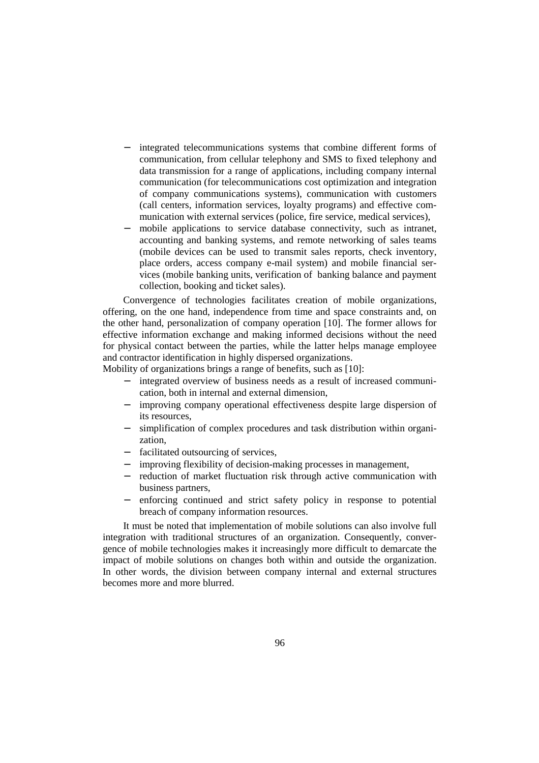- integrated telecommunications systems that combine different forms of communication, from cellular telephony and SMS to fixed telephony and data transmission for a range of applications, including company internal communication (for telecommunications cost optimization and integration of company communications systems), communication with customers (call centers, information services, loyalty programs) and effective communication with external services (police, fire service, medical services),
- mobile applications to service database connectivity, such as intranet, accounting and banking systems, and remote networking of sales teams (mobile devices can be used to transmit sales reports, check inventory, place orders, access company e-mail system) and mobile financial services (mobile banking units, verification of banking balance and payment collection, booking and ticket sales).

Convergence of technologies facilitates creation of mobile organizations, offering, on the one hand, independence from time and space constraints and, on the other hand, personalization of company operation [10]. The former allows for effective information exchange and making informed decisions without the need for physical contact between the parties, while the latter helps manage employee and contractor identification in highly dispersed organizations.

Mobility of organizations brings a range of benefits, such as [10]:

- integrated overview of business needs as a result of increased communication, both in internal and external dimension,
- improving company operational effectiveness despite large dispersion of its resources,
- simplification of complex procedures and task distribution within organization,
- facilitated outsourcing of services,
- improving flexibility of decision-making processes in management,
- reduction of market fluctuation risk through active communication with business partners,
- enforcing continued and strict safety policy in response to potential breach of company information resources.

It must be noted that implementation of mobile solutions can also involve full integration with traditional structures of an organization. Consequently, convergence of mobile technologies makes it increasingly more difficult to demarcate the impact of mobile solutions on changes both within and outside the organization. In other words, the division between company internal and external structures becomes more and more blurred.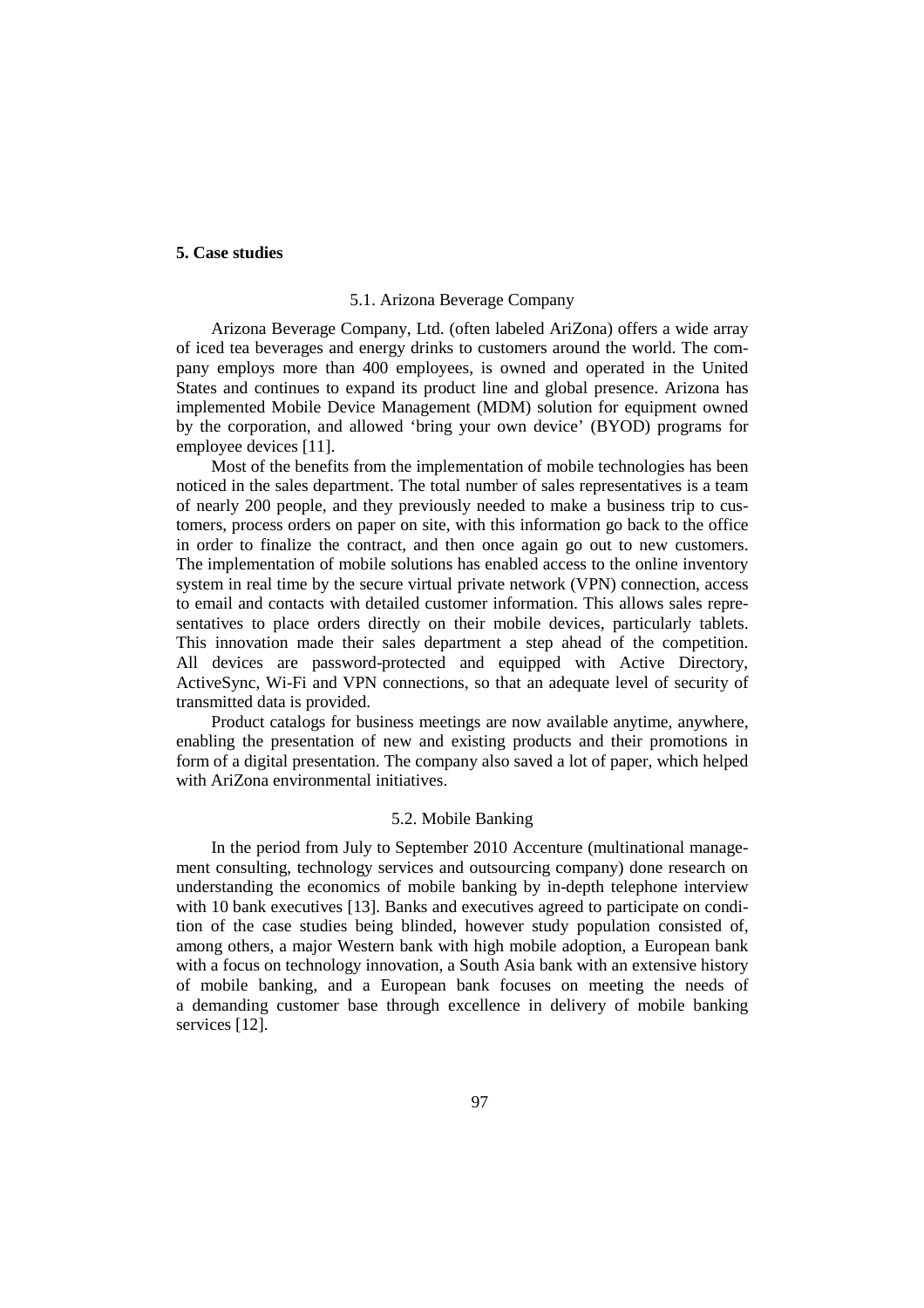## 5. Case studies

### 5.1. Arizona Beverage Company

Arizona Beverage Company, Ltd. (often labeled AriZona) offers a wide array of iced tea beverages and energy drinks to customers around the world. The company employs more than 400 employees, is owned and operated in the United States and continues to expand its product line and global presence. Arizona has implemented Mobile Device Management (MDM) solution for equipment owned by the corporation, and allowed 'bring your own device' (BYOD) programs for employee devices [11].

Most of the benefits from the implementation of mobile technologies has been noticed in the sales department. The total number of sales representatives is a team of nearly 200 people, and they previously needed to make a business trip to customers, process orders on paper on site, with this information go back to the office in order to finalize the contract, and then once again go out to new customers. The implementation of mobile solutions has enabled access to the online inventory system in real time by the secure virtual private network (VPN) connection, access to email and contacts with detailed customer information. This allows sales representatives to place orders directly on their mobile devices, particularly tablets. This innovation made their sales department a step ahead of the competition. All devices are password-protected and equipped with Active Directory, ActiveSync, Wi-Fi and VPN connections, so that an adequate level of security of transmitted data is provided.

Product catalogs for business meetings are now available anytime, anywhere, enabling the presentation of new and existing products and their promotions in form of a digital presentation. The company also saved a lot of paper, which helped with AriZona environmental initiatives.

### 5.2. Mobile Banking

In the period from July to September 2010 Accenture (multinational management consulting, technology services and outsourcing company) done research on understanding the economics of mobile banking by in-depth telephone interview with 10 bank executives [13]. Banks and executives agreed to participate on condition of the case studies being blinded, however study population consisted of, among others, a major Western bank with high mobile adoption, a European bank with a focus on technology innovation, a South Asia bank with an extensive history of mobile banking, and a European bank focuses on meeting the needs of a demanding customer base through excellence in delivery of mobile banking services [12].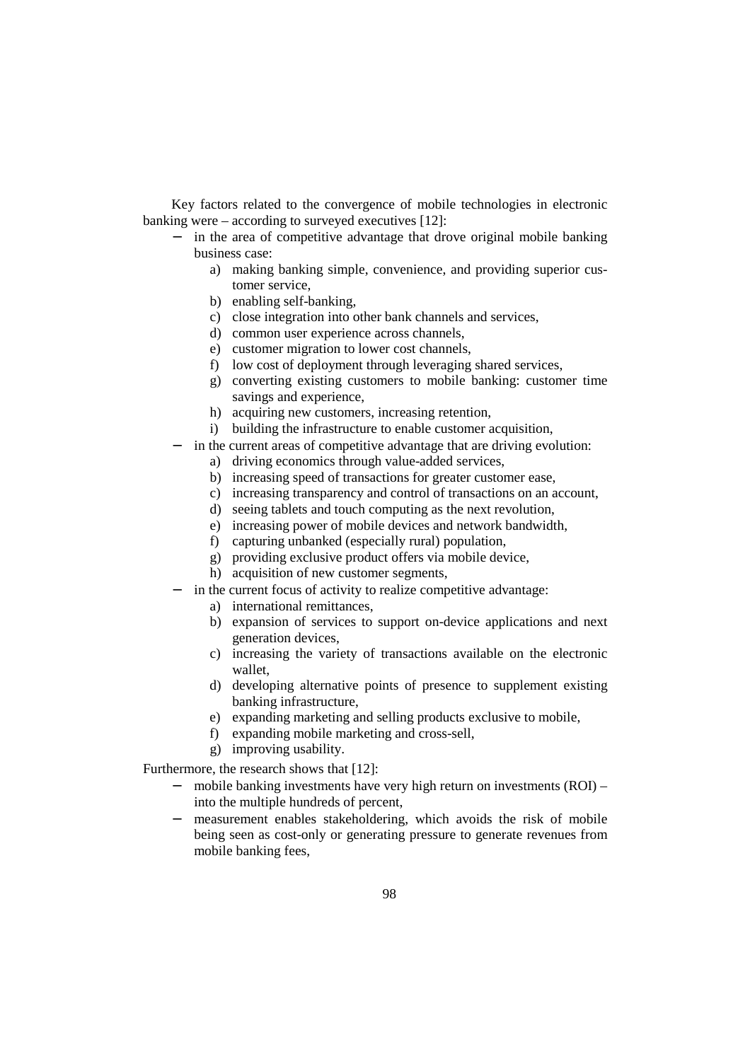Key factors related to the convergence of mobile technologies in electronic banking were – according to surveyed executives [12]:

- in the area of competitive advantage that drove original mobile banking business case:
  a) making banking simple, convenience, and providing superior customer service,
  b) enabling self-banking,
  c) close integration into other bank channels and services,
  d) common user experience across channels,
  e) customer migration to lower cost channels,
  f) low cost of deployment through leveraging shared services,
  g) converting existing customers to mobile banking: customer time savings and experience,
  h) acquiring new customers, increasing retention,
  i) building the infrastructure to enable customer acquisition,
- in the current areas of competitive advantage that are driving evolution:
  a) driving economics through value-added services,
  b) increasing speed of transactions for greater customer ease,
  c) increasing transparency and control of transactions on an account,
  d) seeing tablets and touch computing as the next revolution,
  e) increasing power of mobile devices and network bandwidth,
  f) capturing unbanked (especially rural) population,
  g) providing exclusive product offers via mobile device,
  h) acquisition of new customer segments,
- in the current focus of activity to realize competitive advantage:
  a) international remittances,
  b) expansion of services to support on-device applications and next generation devices,
  c) increasing the variety of transactions available on the electronic wallet,
  d) developing alternative points of presence to supplement existing banking infrastructure,
  e) expanding marketing and selling products exclusive to mobile,
  f) expanding mobile marketing and cross-sell,
  g) improving usability.

Furthermore, the research shows that [12]:

- mobile banking investments have very high return on investments (ROI) – into the multiple hundreds of percent,
- measurement enables stakeholdering, which avoids the risk of mobile being seen as cost-only or generating pressure to generate revenues from mobile banking fees,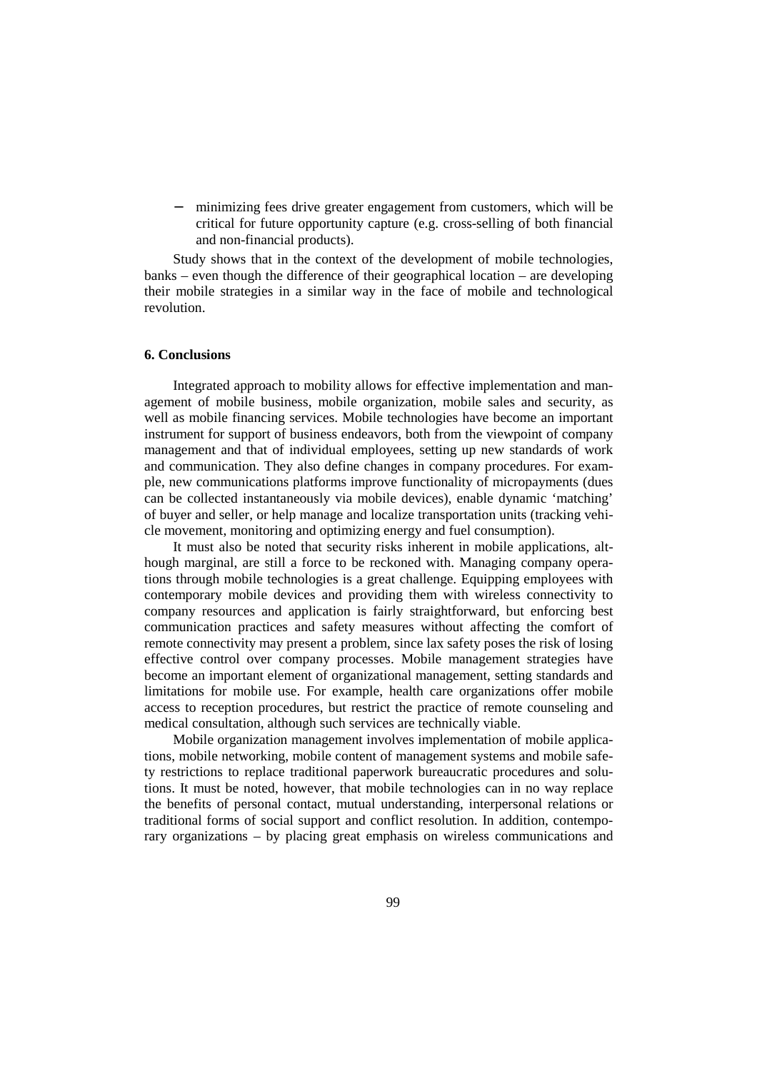- minimizing fees drive greater engagement from customers, which will be critical for future opportunity capture (e.g. cross-selling of both financial and non-financial products).

Study shows that in the context of the development of mobile technologies, banks – even though the difference of their geographical location – are developing their mobile strategies in a similar way in the face of mobile and technological revolution.

### 6. Conclusions

Integrated approach to mobility allows for effective implementation and management of mobile business, mobile organization, mobile sales and security, as well as mobile financing services. Mobile technologies have become an important instrument for support of business endeavors, both from the viewpoint of company management and that of individual employees, setting up new standards of work and communication. They also define changes in company procedures. For example, new communications platforms improve functionality of micropayments (dues can be collected instantaneously via mobile devices), enable dynamic 'matching' of buyer and seller, or help manage and localize transportation units (tracking vehicle movement, monitoring and optimizing energy and fuel consumption).

It must also be noted that security risks inherent in mobile applications, although marginal, are still a force to be reckoned with. Managing company operations through mobile technologies is a great challenge. Equipping employees with contemporary mobile devices and providing them with wireless connectivity to company resources and application is fairly straightforward, but enforcing best communication practices and safety measures without affecting the comfort of remote connectivity may present a problem, since lax safety poses the risk of losing effective control over company processes. Mobile management strategies have become an important element of organizational management, setting standards and limitations for mobile use. For example, health care organizations offer mobile access to reception procedures, but restrict the practice of remote counseling and medical consultation, although such services are technically viable.

Mobile organization management involves implementation of mobile applications, mobile networking, mobile content of management systems and mobile safety restrictions to replace traditional paperwork bureaucratic procedures and solutions. It must be noted, however, that mobile technologies can in no way replace the benefits of personal contact, mutual understanding, interpersonal relations or traditional forms of social support and conflict resolution. In addition, contemporary organizations – by placing great emphasis on wireless communications and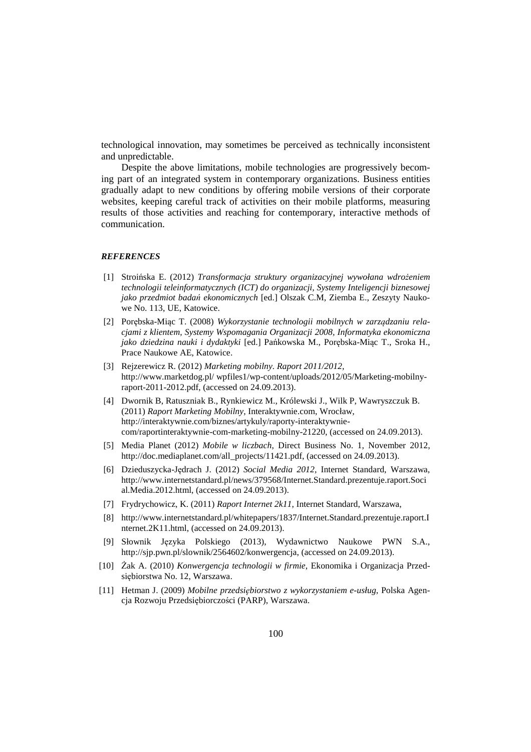technological innovation, may sometimes be perceived as technically inconsistent and unpredictable.

Despite the above limitations, mobile technologies are progressively becoming part of an integrated system in contemporary organizations. Business entities gradually adapt to new conditions by offering mobile versions of their corporate websites, keeping careful track of activities on their mobile platforms, measuring results of those activities and reaching for contemporary, interactive methods of communication.

### *REFERENCES*

[1] Stroińska E. (2012) *Transformacja struktury organizacyjnej wywołana wdrożeniem technologii teleinformatycznych (ICT) do organizacji, Systemy Inteligencji biznesowej jako przedmiot badań ekonomicznych* [ed.] Olszak C.M, Ziemba E., Zeszyty Naukowe No. 113, UE, Katowice.

[2] Porębska-Miąc T. (2008) *Wykorzystanie technologii mobilnych w zarządzaniu relacjami z klientem, Systemy Wspomagania Organizacji 2008, Informatyka ekonomiczna jako dziedzina nauki i dydaktyki* [ed.] Pańkowska M., Porębska-Miąc T., Sroka H., Prace Naukowe AE, Katowice.

[3] Rejzerewicz R. (2012) *Marketing mobilny. Raport 2011/2012*, http://www.marketdog.pl/ wpfiles1/wp-content/uploads/2012/05/Marketing-mobilny-raport-2011-2012.pdf, (accessed on 24.09.2013).

[4] Dwornik B, Ratuszniak B., Rynkiewicz M., Królewski J., Wilk P, Wawryszczuk B. (2011) *Raport Marketing Mobilny*, Interaktywnie.com, Wrocław, http://interaktywnie.com/biznes/artykuly/raporty-interaktywnie-com/raportinteraktywnie-com-marketing-mobilny-21220, (accessed on 24.09.2013).

[5] Media Planet (2012) *Mobile w liczbach*, Direct Business No. 1, November 2012, http://doc.mediaplanet.com/all_projects/11421.pdf, (accessed on 24.09.2013).

[6] Dzieduszycka-Jędrach J. (2012) *Social Media 2012*, Internet Standard, Warszawa, http://www.internetstandard.pl/news/379568/Internet.Standard.prezentuje.raport.Social.Media.2012.html, (accessed on 24.09.2013).

[7] Frydrychowicz, K. (2011) *Raport Internet 2k11*, Internet Standard, Warszawa,

[8] http://www.internetstandard.pl/whitepapers/1837/Internet.Standard.prezentuje.raport.Internet.2K11.html, (accessed on 24.09.2013).

[9] Słownik Języka Polskiego (2013), Wydawnictwo Naukowe PWN S.A., http://sjp.pwn.pl/slownik/2564602/konwergencja, (accessed on 24.09.2013).

[10] Żak A. (2010) *Konwergencja technologii w firmie*, Ekonomika i Organizacja Przedsiębiorstwa No. 12, Warszawa.

[11] Hetman J. (2009) *Mobilne przedsiębiorstwo z wykorzystaniem e-usług*, Polska Agencja Rozwoju Przedsiębiorczości (PARP), Warszawa.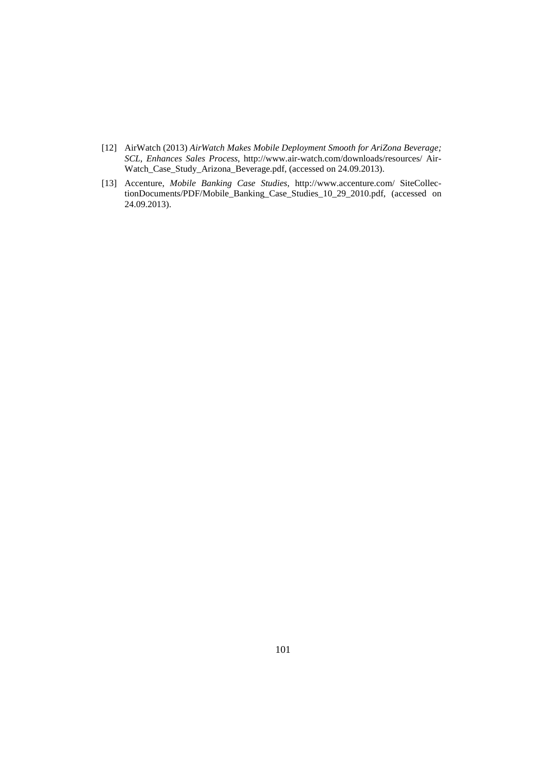[12] AirWatch (2013) *AirWatch Makes Mobile Deployment Smooth for AriZona Beverage; SCL, Enhances Sales Process*, http://www.air-watch.com/downloads/resources/ AirWatch_Case_Study_Arizona_Beverage.pdf, (accessed on 24.09.2013).

[13] Accenture, *Mobile Banking Case Studies*, http://www.accenture.com/ SiteCollectionDocuments/PDF/Mobile_Banking_Case_Studies_10_29_2010.pdf, (accessed on 24.09.2013).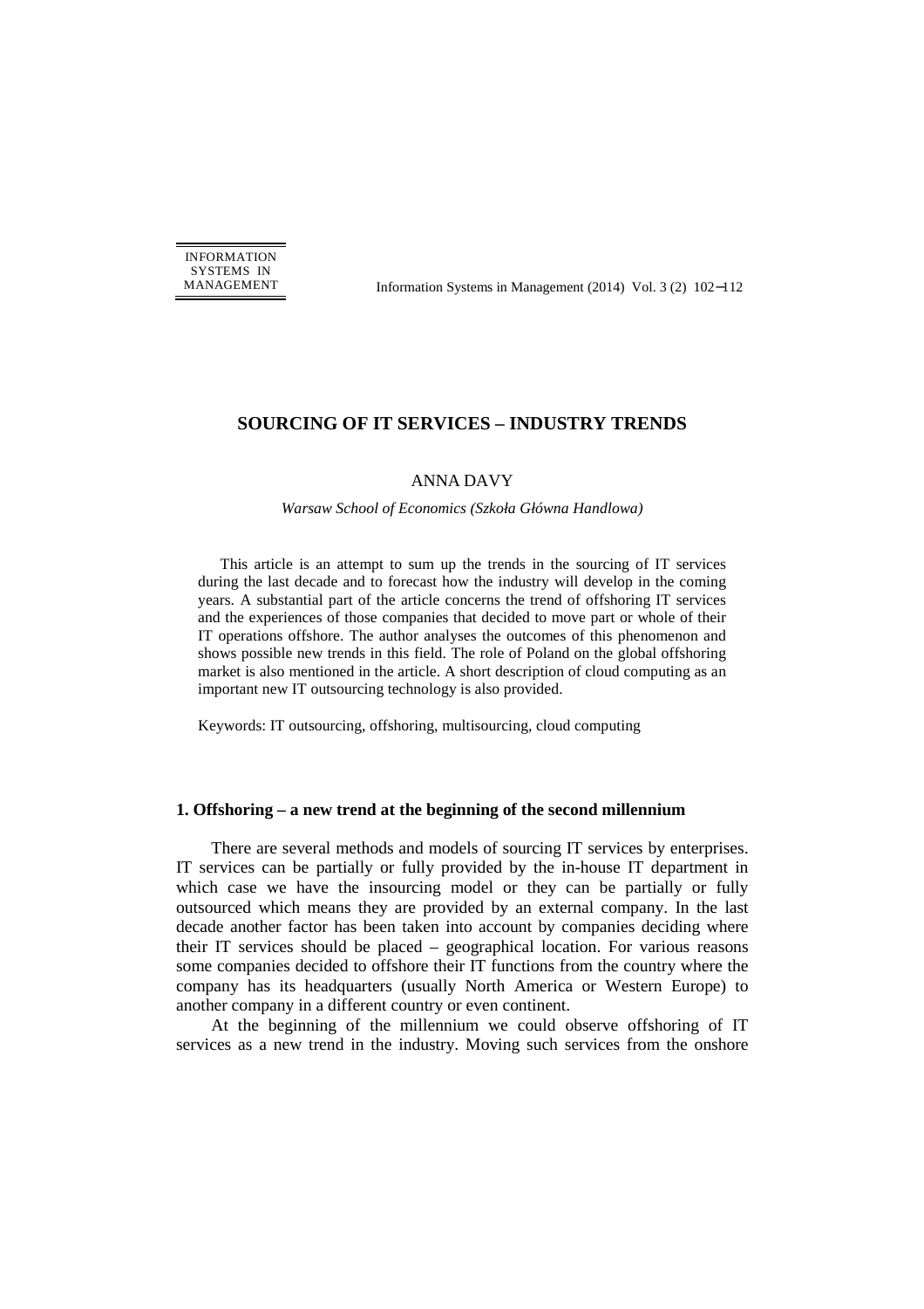# SOURCING OF IT SERVICES – INDUSTRY TRENDS

ANNA DAVY

*Warsaw School of Economics (Szkoła Główna Handlowa)*

This article is an attempt to sum up the trends in the sourcing of IT services during the last decade and to forecast how the industry will develop in the coming years. A substantial part of the article concerns the trend of offshoring IT services and the experiences of those companies that decided to move part or whole of their IT operations offshore. The author analyses the outcomes of this phenomenon and shows possible new trends in this field. The role of Poland on the global offshoring market is also mentioned in the article. A short description of cloud computing as an important new IT outsourcing technology is also provided.

Keywords: IT outsourcing, offshoring, multisourcing, cloud computing

## 1. Offshoring – a new trend at the beginning of the second millennium

There are several methods and models of sourcing IT services by enterprises. IT services can be partially or fully provided by the in-house IT department in which case we have the insourcing model or they can be partially or fully outsourced which means they are provided by an external company. In the last decade another factor has been taken into account by companies deciding where their IT services should be placed – geographical location. For various reasons some companies decided to offshore their IT functions from the country where the company has its headquarters (usually North America or Western Europe) to another company in a different country or even continent.

At the beginning of the millennium we could observe offshoring of IT services as a new trend in the industry. Moving such services from the onshore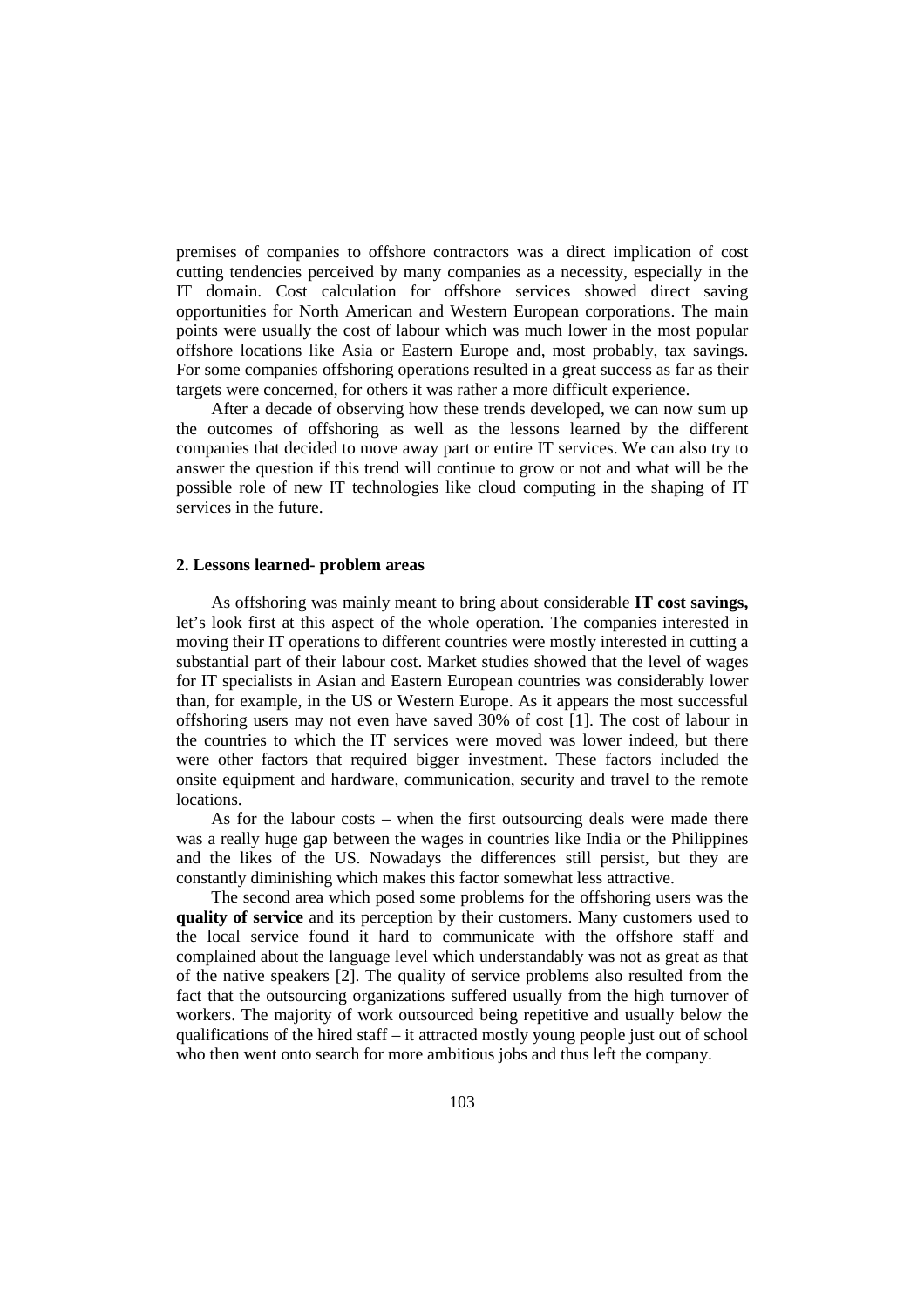premises of companies to offshore contractors was a direct implication of cost cutting tendencies perceived by many companies as a necessity, especially in the IT domain. Cost calculation for offshore services showed direct saving opportunities for North American and Western European corporations. The main points were usually the cost of labour which was much lower in the most popular offshore locations like Asia or Eastern Europe and, most probably, tax savings. For some companies offshoring operations resulted in a great success as far as their targets were concerned, for others it was rather a more difficult experience.

After a decade of observing how these trends developed, we can now sum up the outcomes of offshoring as well as the lessons learned by the different companies that decided to move away part or entire IT services. We can also try to answer the question if this trend will continue to grow or not and what will be the possible role of new IT technologies like cloud computing in the shaping of IT services in the future.

## 2. Lessons learned- problem areas

As offshoring was mainly meant to bring about considerable **IT cost savings,** let's look first at this aspect of the whole operation. The companies interested in moving their IT operations to different countries were mostly interested in cutting a substantial part of their labour cost. Market studies showed that the level of wages for IT specialists in Asian and Eastern European countries was considerably lower than, for example, in the US or Western Europe. As it appears the most successful offshoring users may not even have saved 30% of cost [1]. The cost of labour in the countries to which the IT services were moved was lower indeed, but there were other factors that required bigger investment. These factors included the onsite equipment and hardware, communication, security and travel to the remote locations.

As for the labour costs – when the first outsourcing deals were made there was a really huge gap between the wages in countries like India or the Philippines and the likes of the US. Nowadays the differences still persist, but they are constantly diminishing which makes this factor somewhat less attractive.

The second area which posed some problems for the offshoring users was the **quality of service** and its perception by their customers. Many customers used to the local service found it hard to communicate with the offshore staff and complained about the language level which understandably was not as great as that of the native speakers [2]. The quality of service problems also resulted from the fact that the outsourcing organizations suffered usually from the high turnover of workers. The majority of work outsourced being repetitive and usually below the qualifications of the hired staff – it attracted mostly young people just out of school who then went onto search for more ambitious jobs and thus left the company.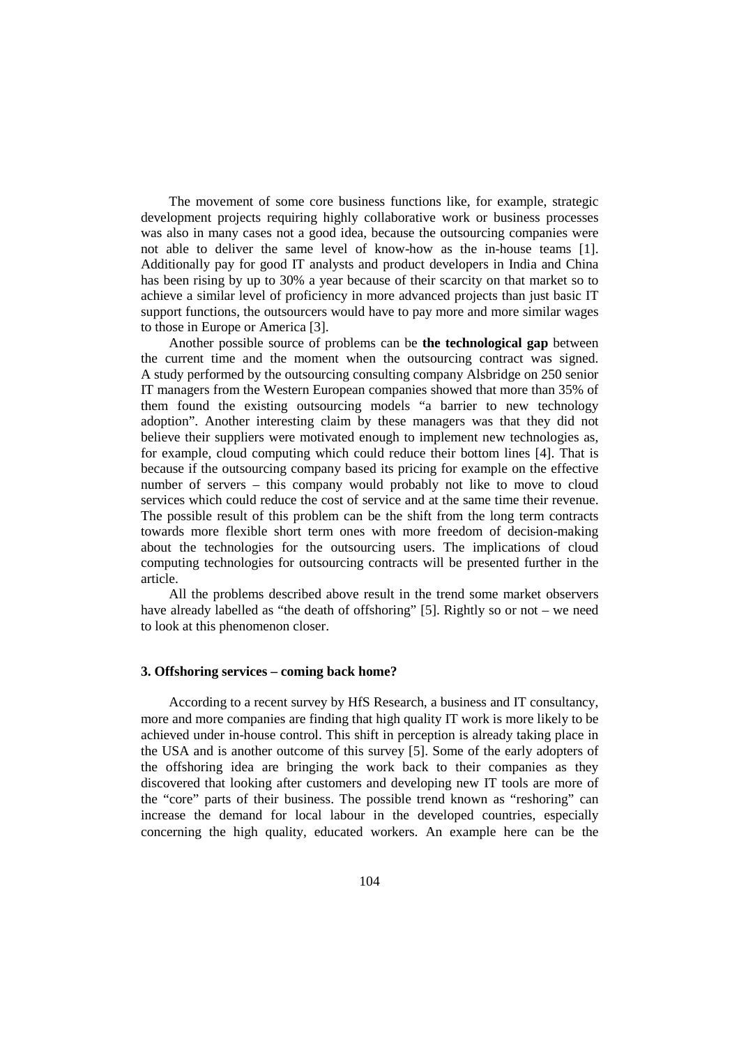The movement of some core business functions like, for example, strategic development projects requiring highly collaborative work or business processes was also in many cases not a good idea, because the outsourcing companies were not able to deliver the same level of know-how as the in-house teams [1]. Additionally pay for good IT analysts and product developers in India and China has been rising by up to 30% a year because of their scarcity on that market so to achieve a similar level of proficiency in more advanced projects than just basic IT support functions, the outsourcers would have to pay more and more similar wages to those in Europe or America [3].

Another possible source of problems can be **the technological gap** between the current time and the moment when the outsourcing contract was signed. A study performed by the outsourcing consulting company Alsbridge on 250 senior IT managers from the Western European companies showed that more than 35% of them found the existing outsourcing models "a barrier to new technology adoption". Another interesting claim by these managers was that they did not believe their suppliers were motivated enough to implement new technologies as, for example, cloud computing which could reduce their bottom lines [4]. That is because if the outsourcing company based its pricing for example on the effective number of servers – this company would probably not like to move to cloud services which could reduce the cost of service and at the same time their revenue. The possible result of this problem can be the shift from the long term contracts towards more flexible short term ones with more freedom of decision-making about the technologies for the outsourcing users. The implications of cloud computing technologies for outsourcing contracts will be presented further in the article.

All the problems described above result in the trend some market observers have already labelled as "the death of offshoring" [5]. Rightly so or not – we need to look at this phenomenon closer.

### 3. Offshoring services – coming back home?

According to a recent survey by HfS Research, a business and IT consultancy, more and more companies are finding that high quality IT work is more likely to be achieved under in-house control. This shift in perception is already taking place in the USA and is another outcome of this survey [5]. Some of the early adopters of the offshoring idea are bringing the work back to their companies as they discovered that looking after customers and developing new IT tools are more of the "core" parts of their business. The possible trend known as "reshoring" can increase the demand for local labour in the developed countries, especially concerning the high quality, educated workers. An example here can be the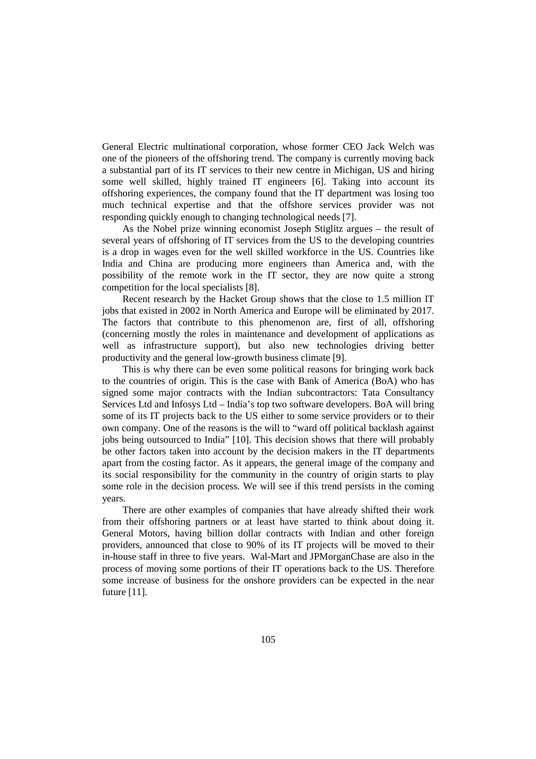General Electric multinational corporation, whose former CEO Jack Welch was one of the pioneers of the offshoring trend. The company is currently moving back a substantial part of its IT services to their new centre in Michigan, US and hiring some well skilled, highly trained IT engineers [6]. Taking into account its offshoring experiences, the company found that the IT department was losing too much technical expertise and that the offshore services provider was not responding quickly enough to changing technological needs [7].

As the Nobel prize winning economist Joseph Stiglitz argues – the result of several years of offshoring of IT services from the US to the developing countries is a drop in wages even for the well skilled workforce in the US. Countries like India and China are producing more engineers than America and, with the possibility of the remote work in the IT sector, they are now quite a strong competition for the local specialists [8].

Recent research by the Hacket Group shows that the close to 1.5 million IT jobs that existed in 2002 in North America and Europe will be eliminated by 2017. The factors that contribute to this phenomenon are, first of all, offshoring (concerning mostly the roles in maintenance and development of applications as well as infrastructure support), but also new technologies driving better productivity and the general low-growth business climate [9].

This is why there can be even some political reasons for bringing work back to the countries of origin. This is the case with Bank of America (BoA) who has signed some major contracts with the Indian subcontractors: Tata Consultancy Services Ltd and Infosys Ltd – India's top two software developers. BoA will bring some of its IT projects back to the US either to some service providers or to their own company. One of the reasons is the will to "ward off political backlash against jobs being outsourced to India" [10]. This decision shows that there will probably be other factors taken into account by the decision makers in the IT departments apart from the costing factor. As it appears, the general image of the company and its social responsibility for the community in the country of origin starts to play some role in the decision process. We will see if this trend persists in the coming years.

There are other examples of companies that have already shifted their work from their offshoring partners or at least have started to think about doing it. General Motors, having billion dollar contracts with Indian and other foreign providers, announced that close to 90% of its IT projects will be moved to their in-house staff in three to five years. Wal-Mart and JPMorganChase are also in the process of moving some portions of their IT operations back to the US. Therefore some increase of business for the onshore providers can be expected in the near future [11].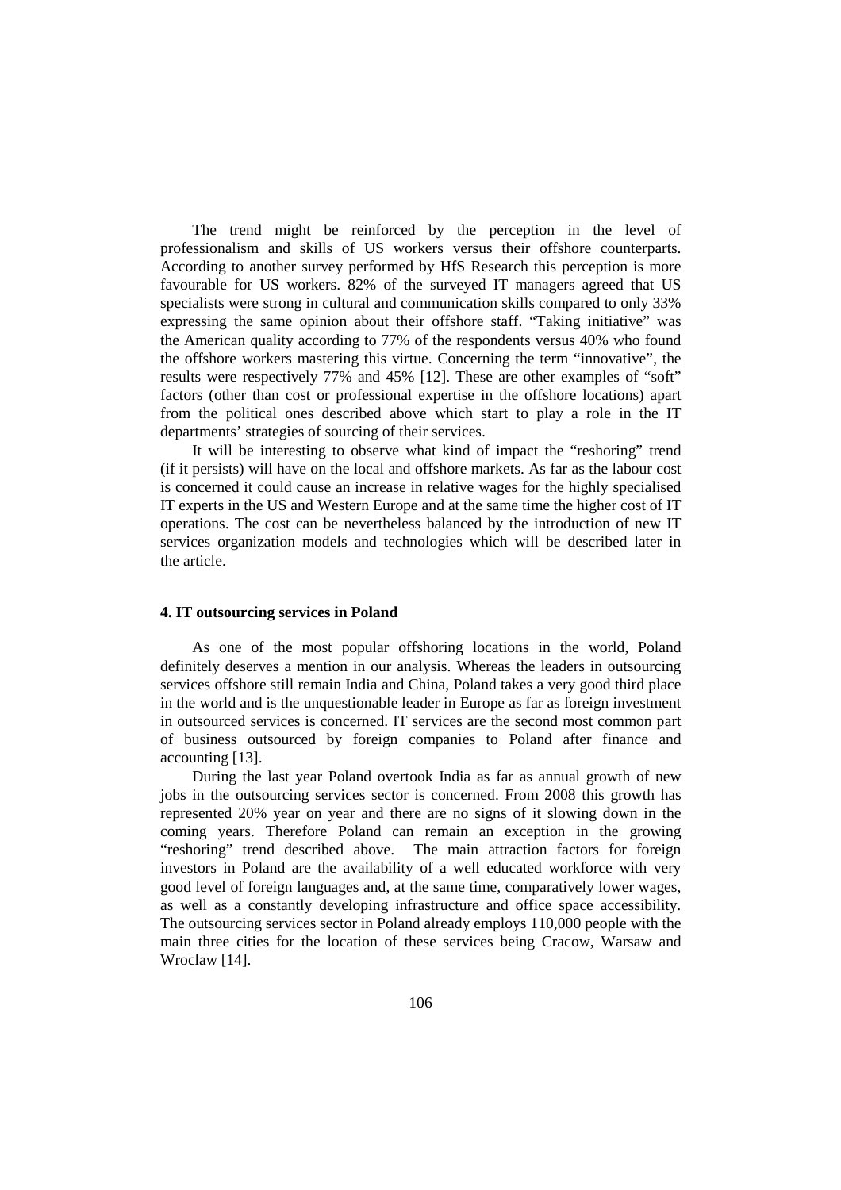The trend might be reinforced by the perception in the level of professionalism and skills of US workers versus their offshore counterparts. According to another survey performed by HfS Research this perception is more favourable for US workers. 82% of the surveyed IT managers agreed that US specialists were strong in cultural and communication skills compared to only 33% expressing the same opinion about their offshore staff. "Taking initiative" was the American quality according to 77% of the respondents versus 40% who found the offshore workers mastering this virtue. Concerning the term "innovative", the results were respectively 77% and 45% [12]. These are other examples of "soft" factors (other than cost or professional expertise in the offshore locations) apart from the political ones described above which start to play a role in the IT departments' strategies of sourcing of their services.

It will be interesting to observe what kind of impact the "reshoring" trend (if it persists) will have on the local and offshore markets. As far as the labour cost is concerned it could cause an increase in relative wages for the highly specialised IT experts in the US and Western Europe and at the same time the higher cost of IT operations. The cost can be nevertheless balanced by the introduction of new IT services organization models and technologies which will be described later in the article.

#### 4. IT outsourcing services in Poland

As one of the most popular offshoring locations in the world, Poland definitely deserves a mention in our analysis. Whereas the leaders in outsourcing services offshore still remain India and China, Poland takes a very good third place in the world and is the unquestionable leader in Europe as far as foreign investment in outsourced services is concerned. IT services are the second most common part of business outsourced by foreign companies to Poland after finance and accounting [13].

During the last year Poland overtook India as far as annual growth of new jobs in the outsourcing services sector is concerned. From 2008 this growth has represented 20% year on year and there are no signs of it slowing down in the coming years. Therefore Poland can remain an exception in the growing "reshoring" trend described above. The main attraction factors for foreign investors in Poland are the availability of a well educated workforce with very good level of foreign languages and, at the same time, comparatively lower wages, as well as a constantly developing infrastructure and office space accessibility. The outsourcing services sector in Poland already employs 110,000 people with the main three cities for the location of these services being Cracow, Warsaw and Wroclaw [14].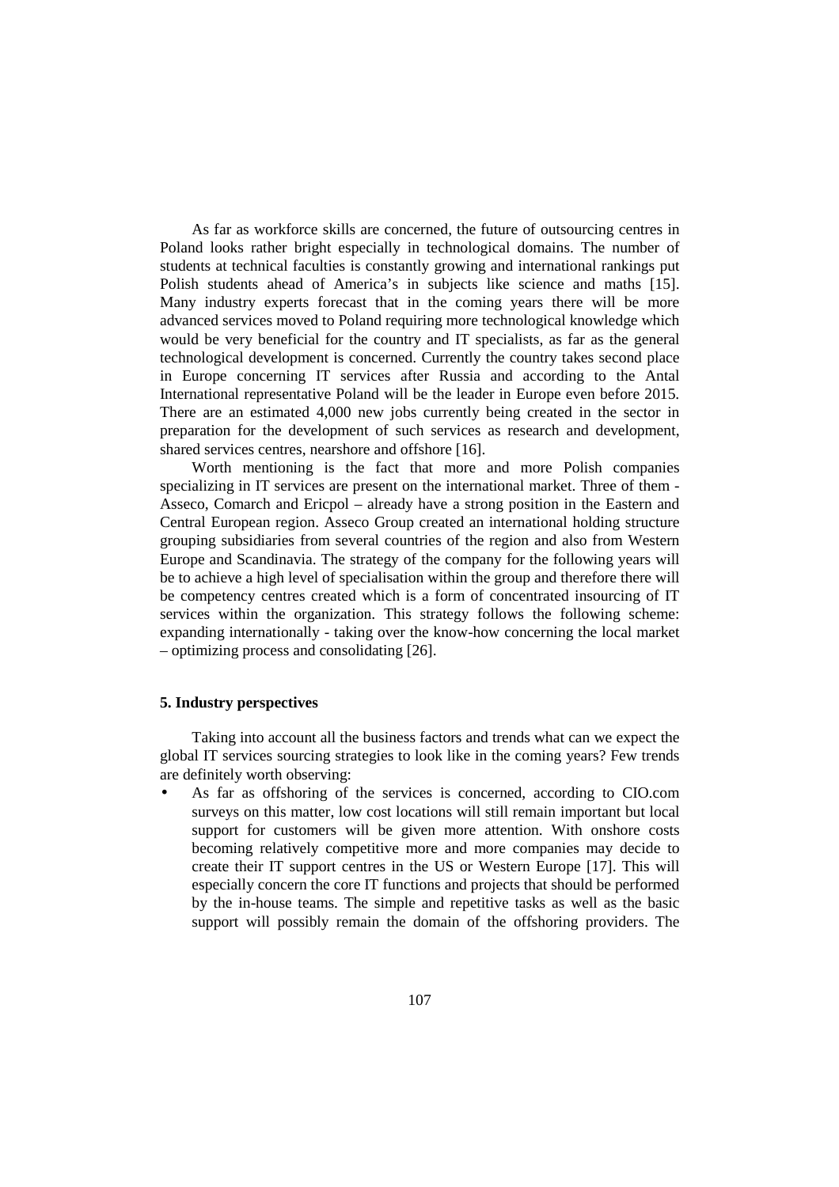As far as workforce skills are concerned, the future of outsourcing centres in Poland looks rather bright especially in technological domains. The number of students at technical faculties is constantly growing and international rankings put Polish students ahead of America's in subjects like science and maths [15]. Many industry experts forecast that in the coming years there will be more advanced services moved to Poland requiring more technological knowledge which would be very beneficial for the country and IT specialists, as far as the general technological development is concerned. Currently the country takes second place in Europe concerning IT services after Russia and according to the Antal International representative Poland will be the leader in Europe even before 2015. There are an estimated 4,000 new jobs currently being created in the sector in preparation for the development of such services as research and development, shared services centres, nearshore and offshore [16].

Worth mentioning is the fact that more and more Polish companies specializing in IT services are present on the international market. Three of them - Asseco, Comarch and Ericpol – already have a strong position in the Eastern and Central European region. Asseco Group created an international holding structure grouping subsidiaries from several countries of the region and also from Western Europe and Scandinavia. The strategy of the company for the following years will be to achieve a high level of specialisation within the group and therefore there will be competency centres created which is a form of concentrated insourcing of IT services within the organization. This strategy follows the following scheme: expanding internationally - taking over the know-how concerning the local market – optimizing process and consolidating [26].

## 5. Industry perspectives

Taking into account all the business factors and trends what can we expect the global IT services sourcing strategies to look like in the coming years? Few trends are definitely worth observing:

- As far as offshoring of the services is concerned, according to CIO.com surveys on this matter, low cost locations will still remain important but local support for customers will be given more attention. With onshore costs becoming relatively competitive more and more companies may decide to create their IT support centres in the US or Western Europe [17]. This will especially concern the core IT functions and projects that should be performed by the in-house teams. The simple and repetitive tasks as well as the basic support will possibly remain the domain of the offshoring providers. The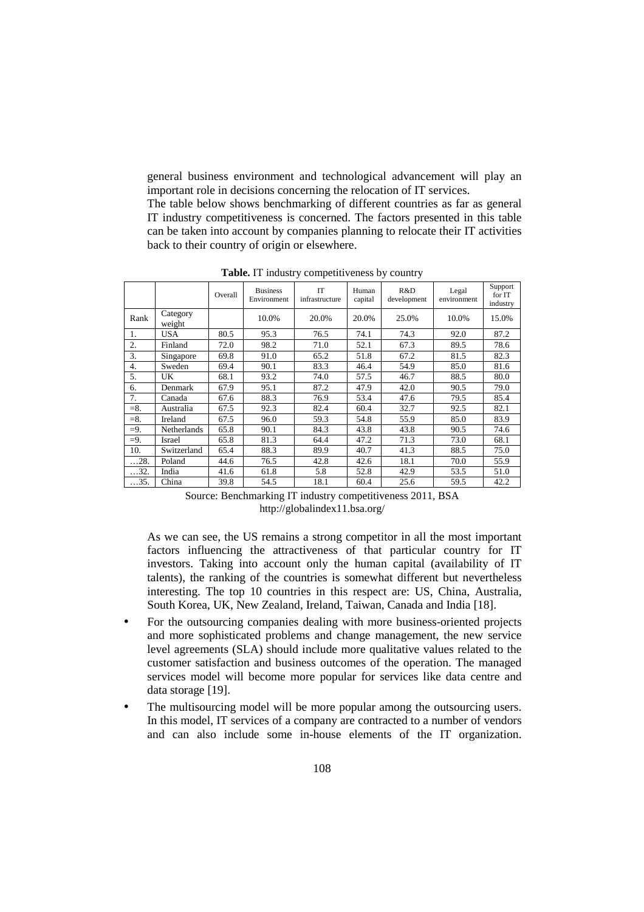general business environment and technological advancement will play an important role in decisions concerning the relocation of IT services.

The table below shows benchmarking of different countries as far as general IT industry competitiveness is concerned. The factors presented in this table can be taken into account by companies planning to relocate their IT activities back to their country of origin or elsewhere.

**Table.** IT industry competitiveness by country

| | | Overall | Business Environment | IT infrastructure | Human capital | R&D development | Legal environment | Support for IT industry |
|---|---|---|---|---|---|---|---|---|
| Rank | Category weight | | 10.0% | 20.0% | 20.0% | 25.0% | 10.0% | 15.0% |
| 1. | USA | 80.5 | 95.3 | 76.5 | 74.1 | 74.3 | 92.0 | 87.2 |
| 2. | Finland | 72.0 | 98.2 | 71.0 | 52.1 | 67.3 | 89.5 | 78.6 |
| 3. | Singapore | 69.8 | 91.0 | 65.2 | 51.8 | 67.2 | 81.5 | 82.3 |
| 4. | Sweden | 69.4 | 90.1 | 83.3 | 46.4 | 54.9 | 85.0 | 81.6 |
| 5. | UK | 68.1 | 93.2 | 74.0 | 57.5 | 46.7 | 88.5 | 80.0 |
| 6. | Denmark | 67.9 | 95.1 | 87.2 | 47.9 | 42.0 | 90.5 | 79.0 |
| 7. | Canada | 67.6 | 88.3 | 76.9 | 53.4 | 47.6 | 79.5 | 85.4 |
| =8. | Australia | 67.5 | 92.3 | 82.4 | 60.4 | 32.7 | 92.5 | 82.1 |
| =8. | Ireland | 67.5 | 96.0 | 59.3 | 54.8 | 55.9 | 85.0 | 83.9 |
| =9. | Netherlands | 65.8 | 90.1 | 84.3 | 43.8 | 43.8 | 90.5 | 74.6 |
| =9. | Israel | 65.8 | 81.3 | 64.4 | 47.2 | 71.3 | 73.0 | 68.1 |
| 10. | Switzerland | 65.4 | 88.3 | 89.9 | 40.7 | 41.3 | 88.5 | 75.0 |
| …28. | Poland | 44.6 | 76.5 | 42.8 | 42.6 | 18.1 | 70.0 | 55.9 |
| …32. | India | 41.6 | 61.8 | 5.8 | 52.8 | 42.9 | 53.5 | 51.0 |
| …35. | China | 39.8 | 54.5 | 18.1 | 60.4 | 25.6 | 59.5 | 42.2 |

Source: Benchmarking IT industry competitiveness 2011, BSA
http://globalindex11.bsa.org/

As we can see, the US remains a strong competitor in all the most important factors influencing the attractiveness of that particular country for IT investors. Taking into account only the human capital (availability of IT talents), the ranking of the countries is somewhat different but nevertheless interesting. The top 10 countries in this respect are: US, China, Australia, South Korea, UK, New Zealand, Ireland, Taiwan, Canada and India [18].

- For the outsourcing companies dealing with more business-oriented projects and more sophisticated problems and change management, the new service level agreements (SLA) should include more qualitative values related to the customer satisfaction and business outcomes of the operation. The managed services model will become more popular for services like data centre and data storage [19].
- The multisourcing model will be more popular among the outsourcing users. In this model, IT services of a company are contracted to a number of vendors and can also include some in-house elements of the IT organization.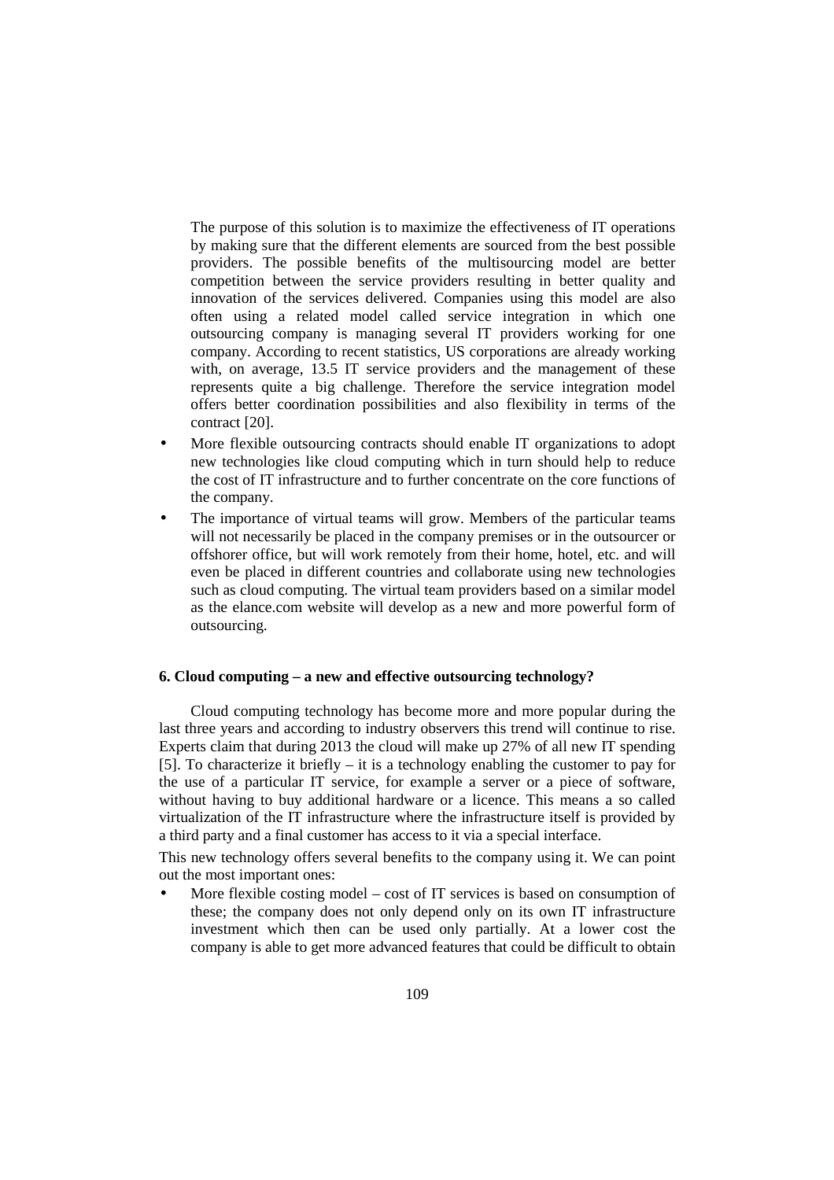The purpose of this solution is to maximize the effectiveness of IT operations by making sure that the different elements are sourced from the best possible providers. The possible benefits of the multisourcing model are better competition between the service providers resulting in better quality and innovation of the services delivered. Companies using this model are also often using a related model called service integration in which one outsourcing company is managing several IT providers working for one company. According to recent statistics, US corporations are already working with, on average, 13.5 IT service providers and the management of these represents quite a big challenge. Therefore the service integration model offers better coordination possibilities and also flexibility in terms of the contract [20].

- More flexible outsourcing contracts should enable IT organizations to adopt new technologies like cloud computing which in turn should help to reduce the cost of IT infrastructure and to further concentrate on the core functions of the company.
- The importance of virtual teams will grow. Members of the particular teams will not necessarily be placed in the company premises or in the outsourcer or offshorer office, but will work remotely from their home, hotel, etc. and will even be placed in different countries and collaborate using new technologies such as cloud computing. The virtual team providers based on a similar model as the elance.com website will develop as a new and more powerful form of outsourcing.

## 6. Cloud computing – a new and effective outsourcing technology?

Cloud computing technology has become more and more popular during the last three years and according to industry observers this trend will continue to rise. Experts claim that during 2013 the cloud will make up 27% of all new IT spending [5]. To characterize it briefly – it is a technology enabling the customer to pay for the use of a particular IT service, for example a server or a piece of software, without having to buy additional hardware or a licence. This means a so called virtualization of the IT infrastructure where the infrastructure itself is provided by a third party and a final customer has access to it via a special interface.

This new technology offers several benefits to the company using it. We can point out the most important ones:

- More flexible costing model – cost of IT services is based on consumption of these; the company does not only depend only on its own IT infrastructure investment which then can be used only partially. At a lower cost the company is able to get more advanced features that could be difficult to obtain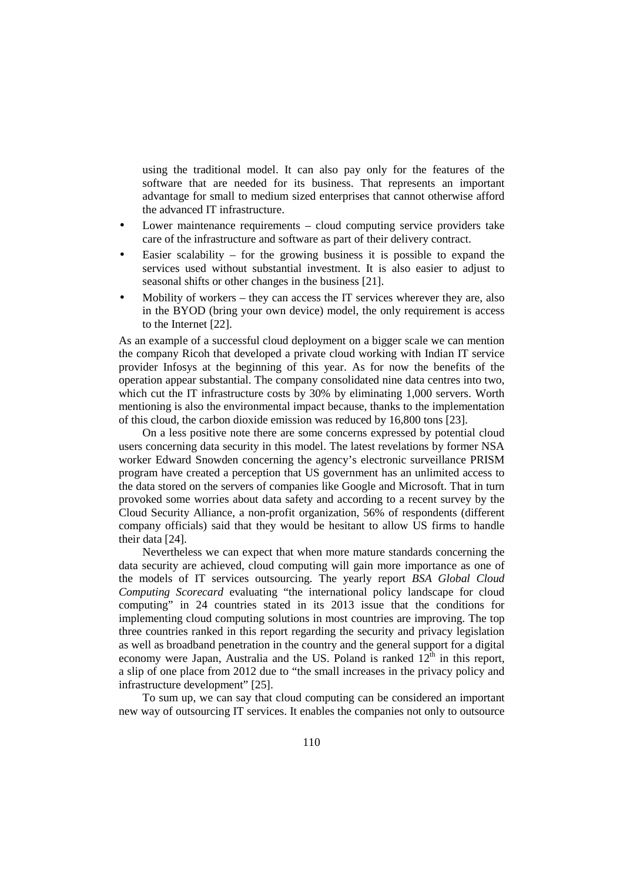using the traditional model. It can also pay only for the features of the software that are needed for its business. That represents an important advantage for small to medium sized enterprises that cannot otherwise afford the advanced IT infrastructure.

- Lower maintenance requirements – cloud computing service providers take care of the infrastructure and software as part of their delivery contract.
- Easier scalability – for the growing business it is possible to expand the services used without substantial investment. It is also easier to adjust to seasonal shifts or other changes in the business [21].
- Mobility of workers – they can access the IT services wherever they are, also in the BYOD (bring your own device) model, the only requirement is access to the Internet [22].

As an example of a successful cloud deployment on a bigger scale we can mention the company Ricoh that developed a private cloud working with Indian IT service provider Infosys at the beginning of this year. As for now the benefits of the operation appear substantial. The company consolidated nine data centres into two, which cut the IT infrastructure costs by 30% by eliminating 1,000 servers. Worth mentioning is also the environmental impact because, thanks to the implementation of this cloud, the carbon dioxide emission was reduced by 16,800 tons [23].

On a less positive note there are some concerns expressed by potential cloud users concerning data security in this model. The latest revelations by former NSA worker Edward Snowden concerning the agency's electronic surveillance PRISM program have created a perception that US government has an unlimited access to the data stored on the servers of companies like Google and Microsoft. That in turn provoked some worries about data safety and according to a recent survey by the Cloud Security Alliance, a non-profit organization, 56% of respondents (different company officials) said that they would be hesitant to allow US firms to handle their data [24].

Nevertheless we can expect that when more mature standards concerning the data security are achieved, cloud computing will gain more importance as one of the models of IT services outsourcing. The yearly report *BSA Global Cloud Computing Scorecard* evaluating "the international policy landscape for cloud computing" in 24 countries stated in its 2013 issue that the conditions for implementing cloud computing solutions in most countries are improving. The top three countries ranked in this report regarding the security and privacy legislation as well as broadband penetration in the country and the general support for a digital economy were Japan, Australia and the US. Poland is ranked 12th in this report, a slip of one place from 2012 due to "the small increases in the privacy policy and infrastructure development" [25].

To sum up, we can say that cloud computing can be considered an important new way of outsourcing IT services. It enables the companies not only to outsource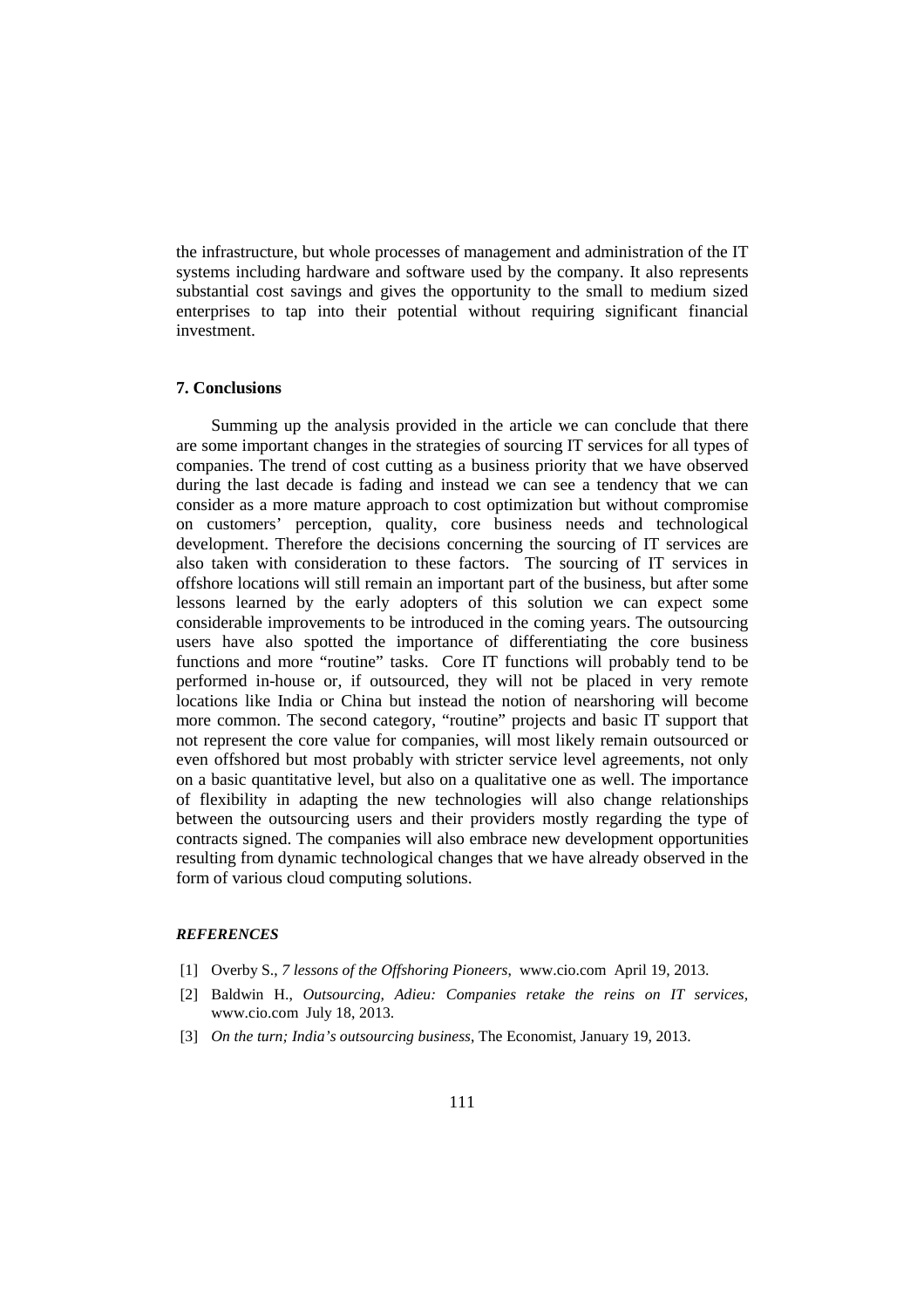the infrastructure, but whole processes of management and administration of the IT systems including hardware and software used by the company. It also represents substantial cost savings and gives the opportunity to the small to medium sized enterprises to tap into their potential without requiring significant financial investment.

## 7. Conclusions

Summing up the analysis provided in the article we can conclude that there are some important changes in the strategies of sourcing IT services for all types of companies. The trend of cost cutting as a business priority that we have observed during the last decade is fading and instead we can see a tendency that we can consider as a more mature approach to cost optimization but without compromise on customers' perception, quality, core business needs and technological development. Therefore the decisions concerning the sourcing of IT services are also taken with consideration to these factors. The sourcing of IT services in offshore locations will still remain an important part of the business, but after some lessons learned by the early adopters of this solution we can expect some considerable improvements to be introduced in the coming years. The outsourcing users have also spotted the importance of differentiating the core business functions and more "routine" tasks. Core IT functions will probably tend to be performed in-house or, if outsourced, they will not be placed in very remote locations like India or China but instead the notion of nearshoring will become more common. The second category, "routine" projects and basic IT support that not represent the core value for companies, will most likely remain outsourced or even offshored but most probably with stricter service level agreements, not only on a basic quantitative level, but also on a qualitative one as well. The importance of flexibility in adapting the new technologies will also change relationships between the outsourcing users and their providers mostly regarding the type of contracts signed. The companies will also embrace new development opportunities resulting from dynamic technological changes that we have already observed in the form of various cloud computing solutions.

### *REFERENCES*

[1] Overby S., *7 lessons of the Offshoring Pioneers*, www.cio.com April 19, 2013.

[2] Baldwin H., *Outsourcing, Adieu: Companies retake the reins on IT services*, www.cio.com July 18, 2013.

[3] *On the turn; India's outsourcing business*, The Economist, January 19, 2013.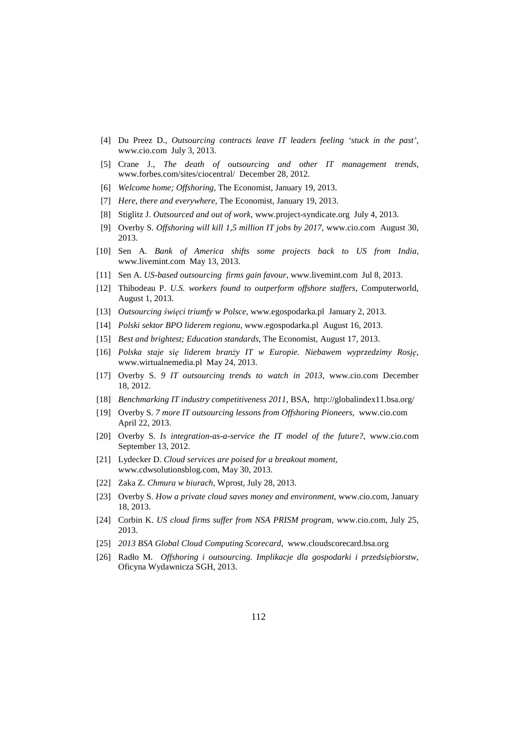[4] Du Preez D., *Outsourcing contracts leave IT leaders feeling 'stuck in the past'*, www.cio.com July 3, 2013.

[5] Crane J., *The death of outsourcing and other IT management trends*, www.forbes.com/sites/ciocentral/ December 28, 2012.

[6] *Welcome home; Offshoring*, The Economist, January 19, 2013.

[7] *Here, there and everywhere*, The Economist, January 19, 2013.

[8] Stiglitz J. *Outsourced and out of work*, www.project-syndicate.org July 4, 2013.

[9] Overby S. *Offshoring will kill 1,5 million IT jobs by 2017*, www.cio.com August 30, 2013.

[10] Sen A. *Bank of America shifts some projects back to US from India*, www.livemint.com May 13, 2013.

[11] Sen A. *US-based outsourcing firms gain favour*, www.livemint.com Jul 8, 2013.

[12] Thibodeau P. *U.S. workers found to outperform offshore staffers*, Computerworld, August 1, 2013.

[13] *Outsourcing święci triumfy w Polsce*, www.egospodarka.pl January 2, 2013.

[14] *Polski sektor BPO liderem regionu*, www.egospodarka.pl August 16, 2013.

[15] *Best and brightest; Education standards*, The Economist, August 17, 2013.

[16] *Polska staje się liderem branży IT w Europie. Niebawem wyprzedzimy Rosję*, www.wirtualnemedia.pl May 24, 2013.

[17] Overby S. *9 IT outsourcing trends to watch in 2013*, www.cio.com December 18, 2012.

[18] *Benchmarking IT industry competitiveness 2011*, BSA, http://globalindex11.bsa.org/

[19] Overby S. *7 more IT outsourcing lessons from Offshoring Pioneers*, www.cio.com April 22, 2013.

[20] Overby S. *Is integration-as-a-service the IT model of the future?*, www.cio.com September 13, 2012.

[21] Lydecker D. *Cloud services are poised for a breakout moment*, www.cdwsolutionsblog.com, May 30, 2013.

[22] Zaka Z. *Chmura w biurach*, Wprost, July 28, 2013.

[23] Overby S. *How a private cloud saves money and environment*, www.cio.com, January 18, 2013.

[24] Corbin K. *US cloud firms suffer from NSA PRISM program*, www.cio.com, July 25, 2013.

[25] *2013 BSA Global Cloud Computing Scorecard*, www.cloudscorecard.bsa.org

[26] Radło M. *Offshoring i outsourcing. Implikacje dla gospodarki i przedsiębiorstw*, Oficyna Wydawnicza SGH, 2013.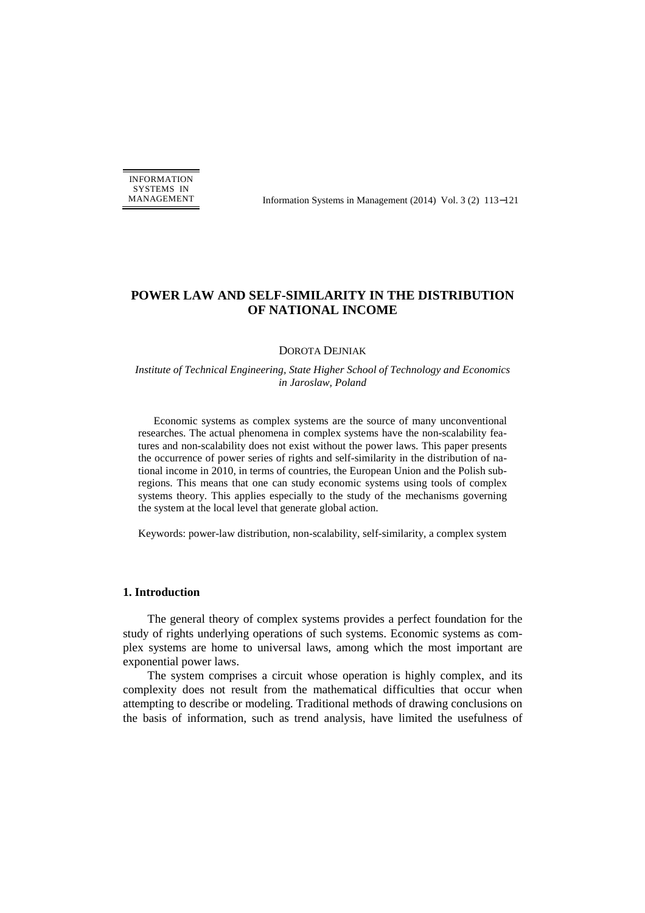# POWER LAW AND SELF-SIMILARITY IN THE DISTRIBUTION OF NATIONAL INCOME

DOROTA DEJNIAK

*Institute of Technical Engineering, State Higher School of Technology and Economics in Jaroslaw, Poland*

Economic systems as complex systems are the source of many unconventional researches. The actual phenomena in complex systems have the non-scalability features and non-scalability does not exist without the power laws. This paper presents the occurrence of power series of rights and self-similarity in the distribution of national income in 2010, in terms of countries, the European Union and the Polish subregions. This means that one can study economic systems using tools of complex systems theory. This applies especially to the study of the mechanisms governing the system at the local level that generate global action.

Keywords: power-law distribution, non-scalability, self-similarity, a complex system

## 1. Introduction

The general theory of complex systems provides a perfect foundation for the study of rights underlying operations of such systems. Economic systems as complex systems are home to universal laws, among which the most important are exponential power laws.

The system comprises a circuit whose operation is highly complex, and its complexity does not result from the mathematical difficulties that occur when attempting to describe or modeling. Traditional methods of drawing conclusions on the basis of information, such as trend analysis, have limited the usefulness of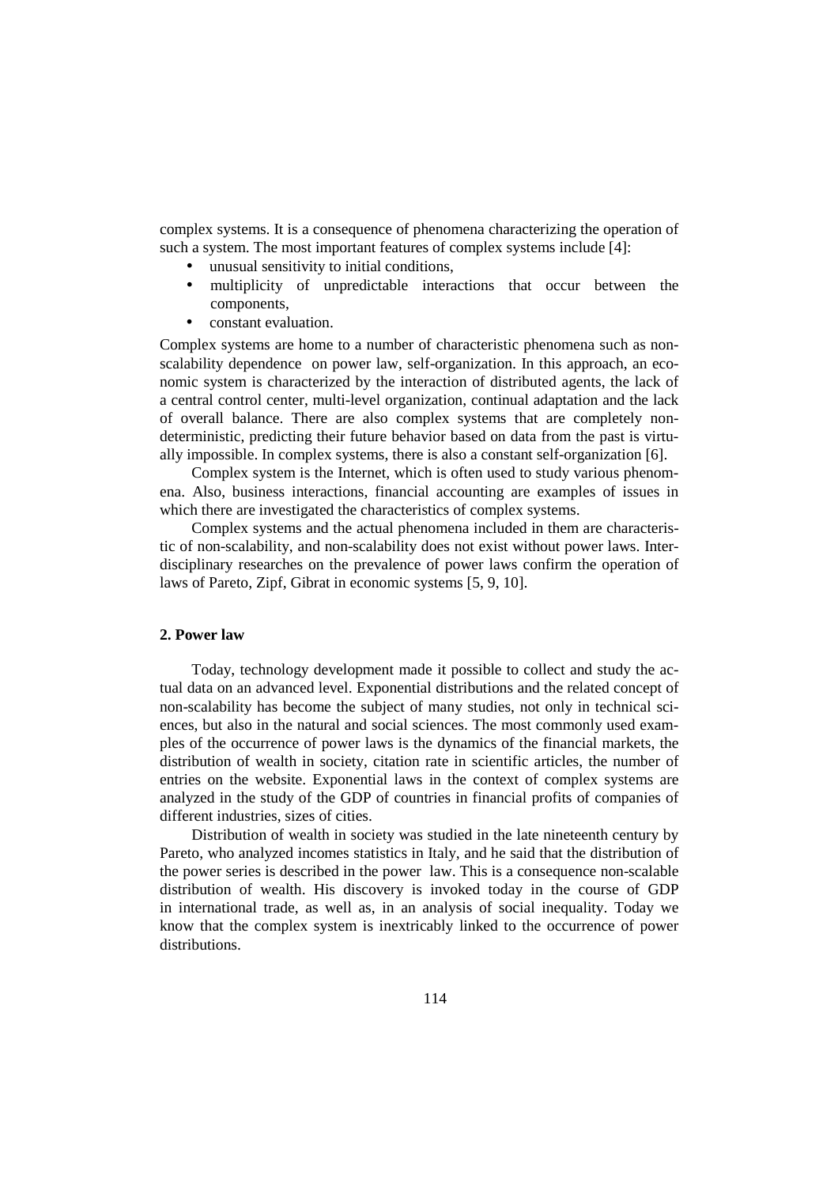complex systems. It is a consequence of phenomena characterizing the operation of such a system. The most important features of complex systems include [4]:

- unusual sensitivity to initial conditions,
- multiplicity of unpredictable interactions that occur between the components,
- constant evaluation.

Complex systems are home to a number of characteristic phenomena such as non-scalability dependence on power law, self-organization. In this approach, an economic system is characterized by the interaction of distributed agents, the lack of a central control center, multi-level organization, continual adaptation and the lack of overall balance. There are also complex systems that are completely non-deterministic, predicting their future behavior based on data from the past is virtually impossible. In complex systems, there is also a constant self-organization [6].

Complex system is the Internet, which is often used to study various phenomena. Also, business interactions, financial accounting are examples of issues in which there are investigated the characteristics of complex systems.

Complex systems and the actual phenomena included in them are characteristic of non-scalability, and non-scalability does not exist without power laws. Interdisciplinary researches on the prevalence of power laws confirm the operation of laws of Pareto, Zipf, Gibrat in economic systems [5, 9, 10].

## 2. Power law

Today, technology development made it possible to collect and study the actual data on an advanced level. Exponential distributions and the related concept of non-scalability has become the subject of many studies, not only in technical sciences, but also in the natural and social sciences. The most commonly used examples of the occurrence of power laws is the dynamics of the financial markets, the distribution of wealth in society, citation rate in scientific articles, the number of entries on the website. Exponential laws in the context of complex systems are analyzed in the study of the GDP of countries in financial profits of companies of different industries, sizes of cities.

Distribution of wealth in society was studied in the late nineteenth century by Pareto, who analyzed incomes statistics in Italy, and he said that the distribution of the power series is described in the power law. This is a consequence non-scalable distribution of wealth. His discovery is invoked today in the course of GDP in international trade, as well as, in an analysis of social inequality. Today we know that the complex system is inextricably linked to the occurrence of power distributions.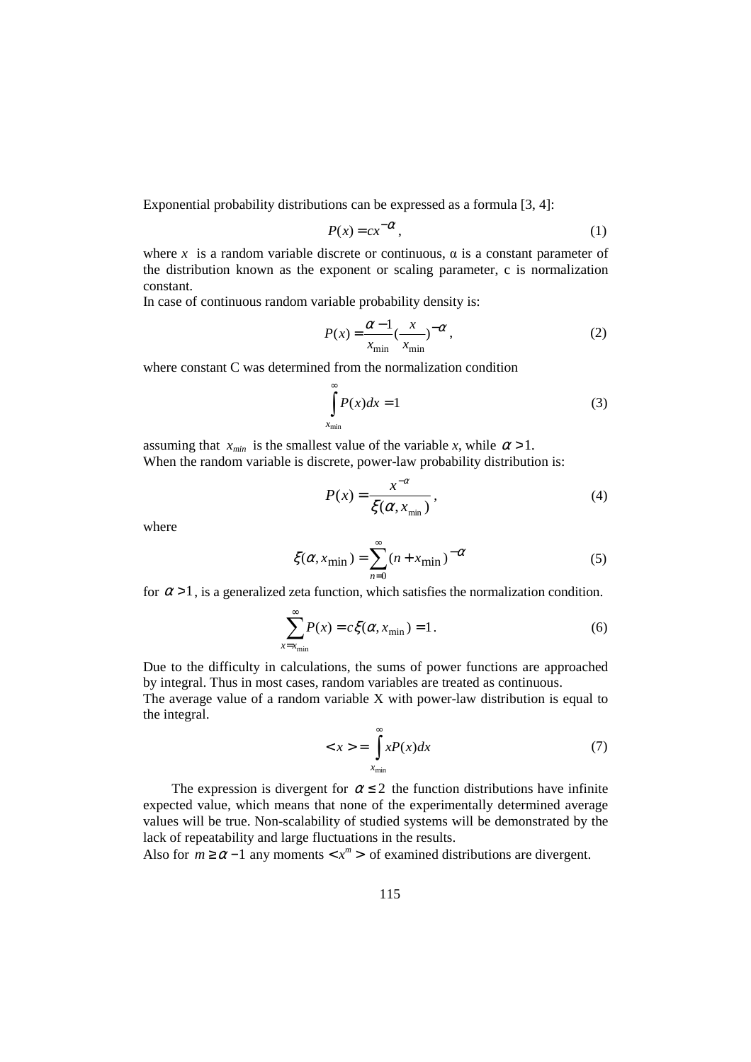Exponential probability distributions can be expressed as a formula [3, 4]:

$$P(x) = cx^{-\alpha}, \tag{1}$$

where $x$ is a random variable discrete or continuous, α is a constant parameter of the distribution known as the exponent or scaling parameter, c is normalization constant.

In case of continuous random variable probability density is:

$$P(x) = \frac{\alpha - 1}{x_{\min}} \left(\frac{x}{x_{\min}}\right)^{-\alpha}, \tag{2}$$

where constant C was determined from the normalization condition

$$\int_{x_{\min}}^{\infty} P(x)dx = 1 \tag{3}$$

assuming that $x_{min}$ is the smallest value of the variable *x*, while $\alpha > 1$.

When the random variable is discrete, power-law probability distribution is:

$$P(x) = \frac{x^{-\alpha}}{\xi(\alpha, x_{\min})}, \tag{4}$$

where

$$\xi(\alpha, x_{\min}) = \sum_{n=0}^{\infty} (n + x_{\min})^{-\alpha} \tag{5}$$

for $\alpha > 1$, is a generalized zeta function, which satisfies the normalization condition.

$$\sum_{x=x_{\min}}^{\infty} P(x) = c\xi(\alpha, x_{\min}) = 1. \tag{6}$$

Due to the difficulty in calculations, the sums of power functions are approached by integral. Thus in most cases, random variables are treated as continuous.

The average value of a random variable X with power-law distribution is equal to the integral.

$$< x > = \int_{x_{\min}}^{\infty} xP(x)dx \tag{7}$$

The expression is divergent for $\alpha \leq 2$ the function distributions have infinite expected value, which means that none of the experimentally determined average values will be true. Non-scalability of studied systems will be demonstrated by the lack of repeatability and large fluctuations in the results.

Also for $m \geq \alpha - 1$ any moments $< x^m >$ of examined distributions are divergent.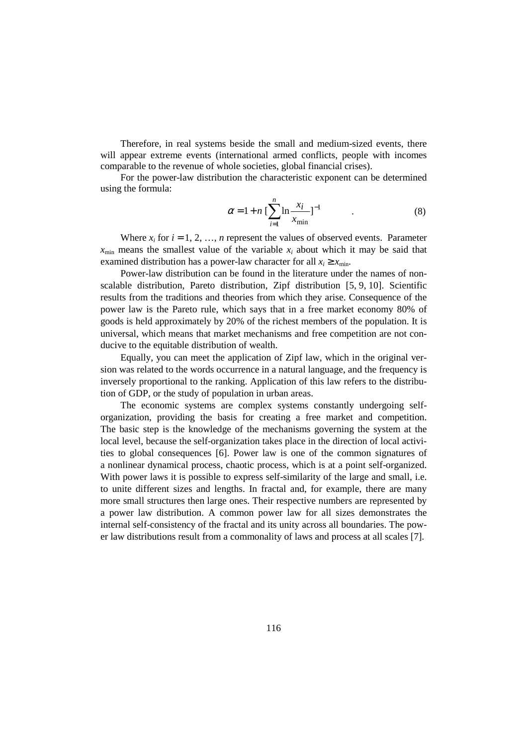Therefore, in real systems beside the small and medium-sized events, there will appear extreme events (international armed conflicts, people with incomes comparable to the revenue of whole societies, global financial crises).

For the power-law distribution the characteristic exponent can be determined using the formula:

$$\alpha = 1 + n\,[\sum_{i=1}^{n} \ln \frac{x_i}{x_{\min}}]^{-1} \quad . \tag{8}$$

Where $x_i$ for $i = 1, 2, \ldots, n$ represent the values of observed events. Parameter $x_{\min}$ means the smallest value of the variable $x_i$ about which it may be said that examined distribution has a power-law character for all $x_i \geq x_{\min}$.

Power-law distribution can be found in the literature under the names of non-scalable distribution, Pareto distribution, Zipf distribution [5, 9, 10]. Scientific results from the traditions and theories from which they arise. Consequence of the power law is the Pareto rule, which says that in a free market economy 80% of goods is held approximately by 20% of the richest members of the population. It is universal, which means that market mechanisms and free competition are not conducive to the equitable distribution of wealth.

Equally, you can meet the application of Zipf law, which in the original version was related to the words occurrence in a natural language, and the frequency is inversely proportional to the ranking. Application of this law refers to the distribution of GDP, or the study of population in urban areas.

The economic systems are complex systems constantly undergoing self-organization, providing the basis for creating a free market and competition. The basic step is the knowledge of the mechanisms governing the system at the local level, because the self-organization takes place in the direction of local activities to global consequences [6]. Power law is one of the common signatures of a nonlinear dynamical process, chaotic process, which is at a point self-organized. With power laws it is possible to express self-similarity of the large and small, i.e. to unite different sizes and lengths. In fractal and, for example, there are many more small structures then large ones. Their respective numbers are represented by a power law distribution. A common power law for all sizes demonstrates the internal self-consistency of the fractal and its unity across all boundaries. The power law distributions result from a commonality of laws and process at all scales [7].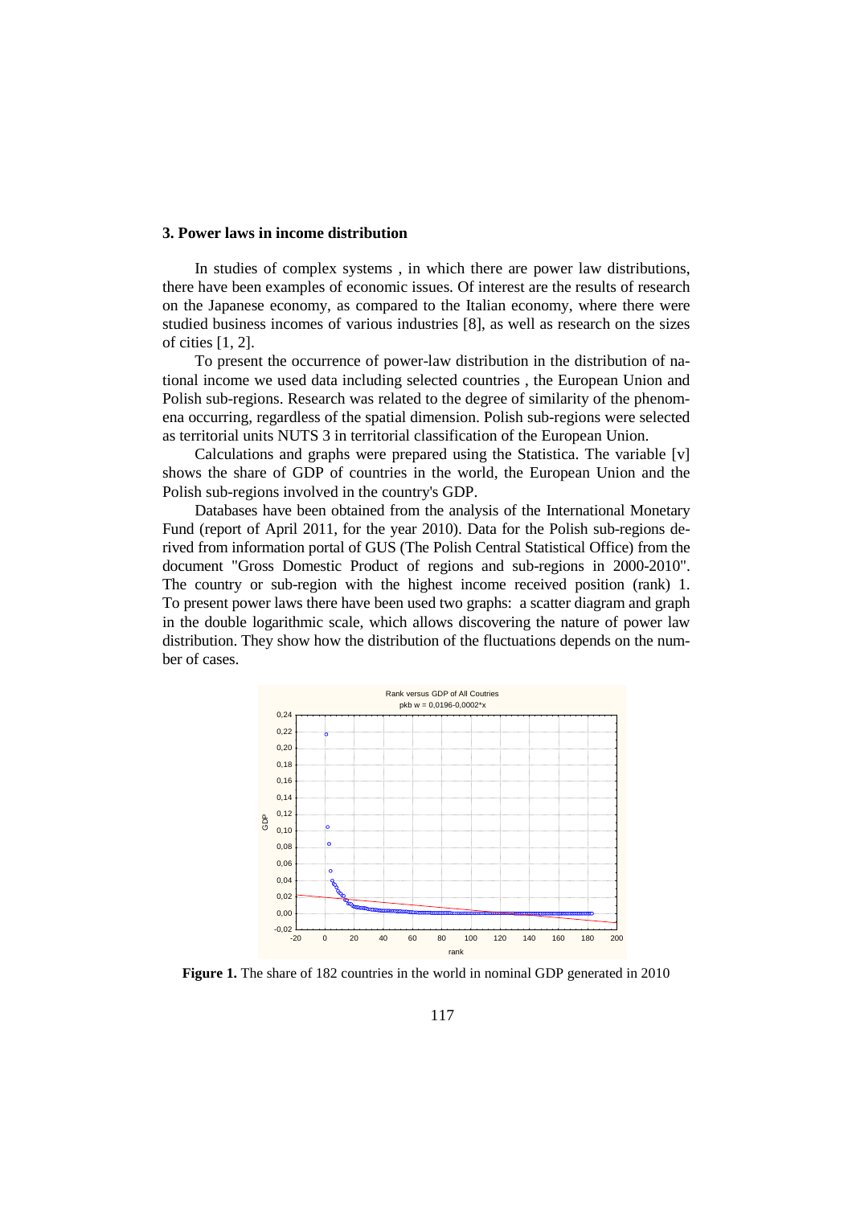### 3. Power laws in income distribution

In studies of complex systems , in which there are power law distributions, there have been examples of economic issues. Of interest are the results of research on the Japanese economy, as compared to the Italian economy, where there were studied business incomes of various industries [8], as well as research on the sizes of cities [1, 2].

To present the occurrence of power-law distribution in the distribution of national income we used data including selected countries , the European Union and Polish sub-regions. Research was related to the degree of similarity of the phenomena occurring, regardless of the spatial dimension. Polish sub-regions were selected as territorial units NUTS 3 in territorial classification of the European Union.

Calculations and graphs were prepared using the Statistica. The variable [v] shows the share of GDP of countries in the world, the European Union and the Polish sub-regions involved in the country's GDP.

Databases have been obtained from the analysis of the International Monetary Fund (report of April 2011, for the year 2010). Data for the Polish sub-regions derived from information portal of GUS (The Polish Central Statistical Office) from the document "Gross Domestic Product of regions and sub-regions in 2000-2010". The country or sub-region with the highest income received position (rank) 1. To present power laws there have been used two graphs: a scatter diagram and graph in the double logarithmic scale, which allows discovering the nature of power law distribution. They show how the distribution of the fluctuations depends on the number of cases.

**Figure 1.** The share of 182 countries in the world in nominal GDP generated in 2010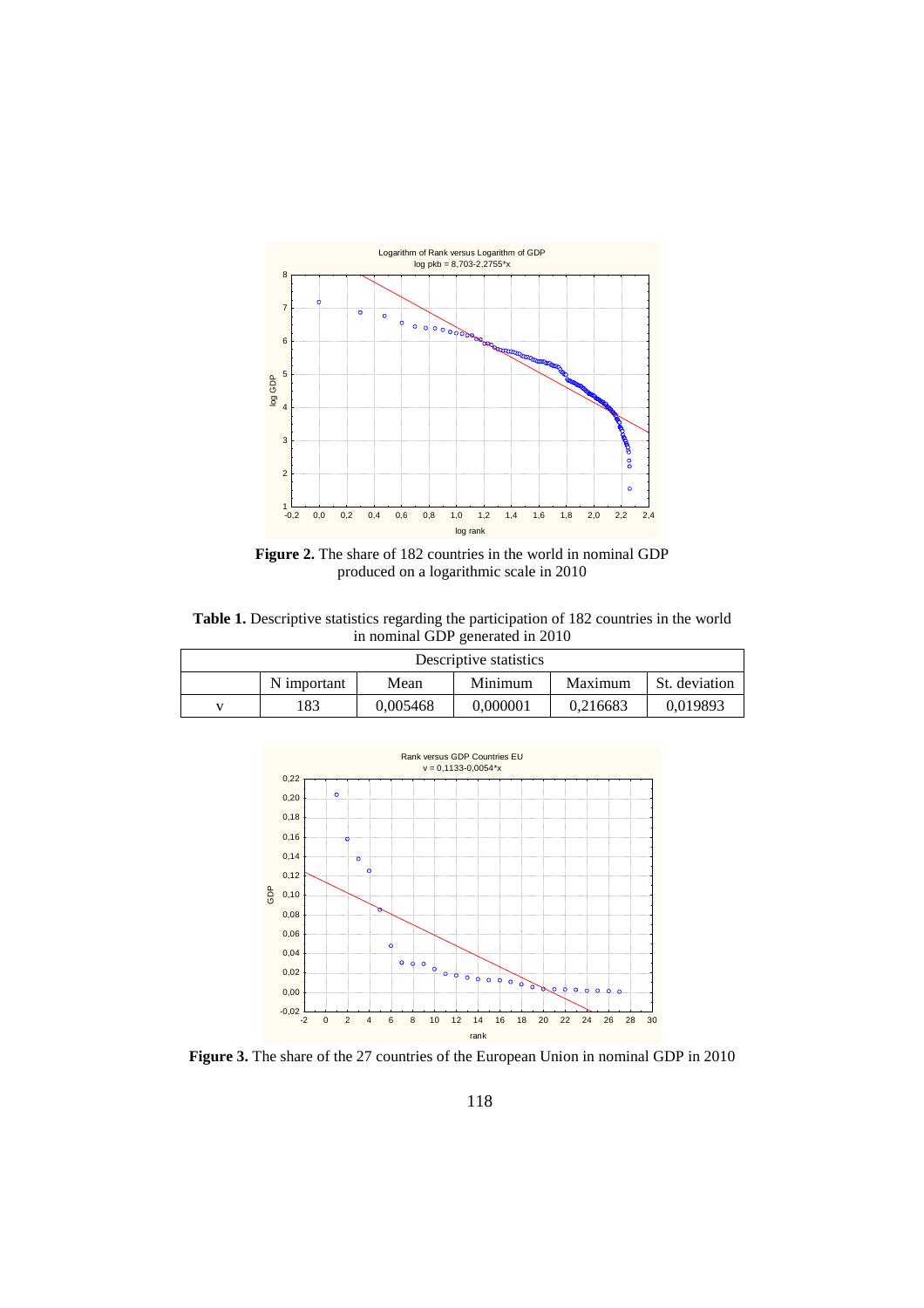**Figure 2.** The share of 182 countries in the world in nominal GDP produced on a logarithmic scale in 2010

**Table 1.** Descriptive statistics regarding the participation of 182 countries in the world in nominal GDP generated in 2010

| | Descriptive statistics | | | | |
|---|---|---|---|---|---|
| | N important | Mean | Minimum | Maximum | St. deviation |
| v | 183 | 0,005468 | 0,000001 | 0,216683 | 0,019893 |

**Figure 3.** The share of the 27 countries of the European Union in nominal GDP in 2010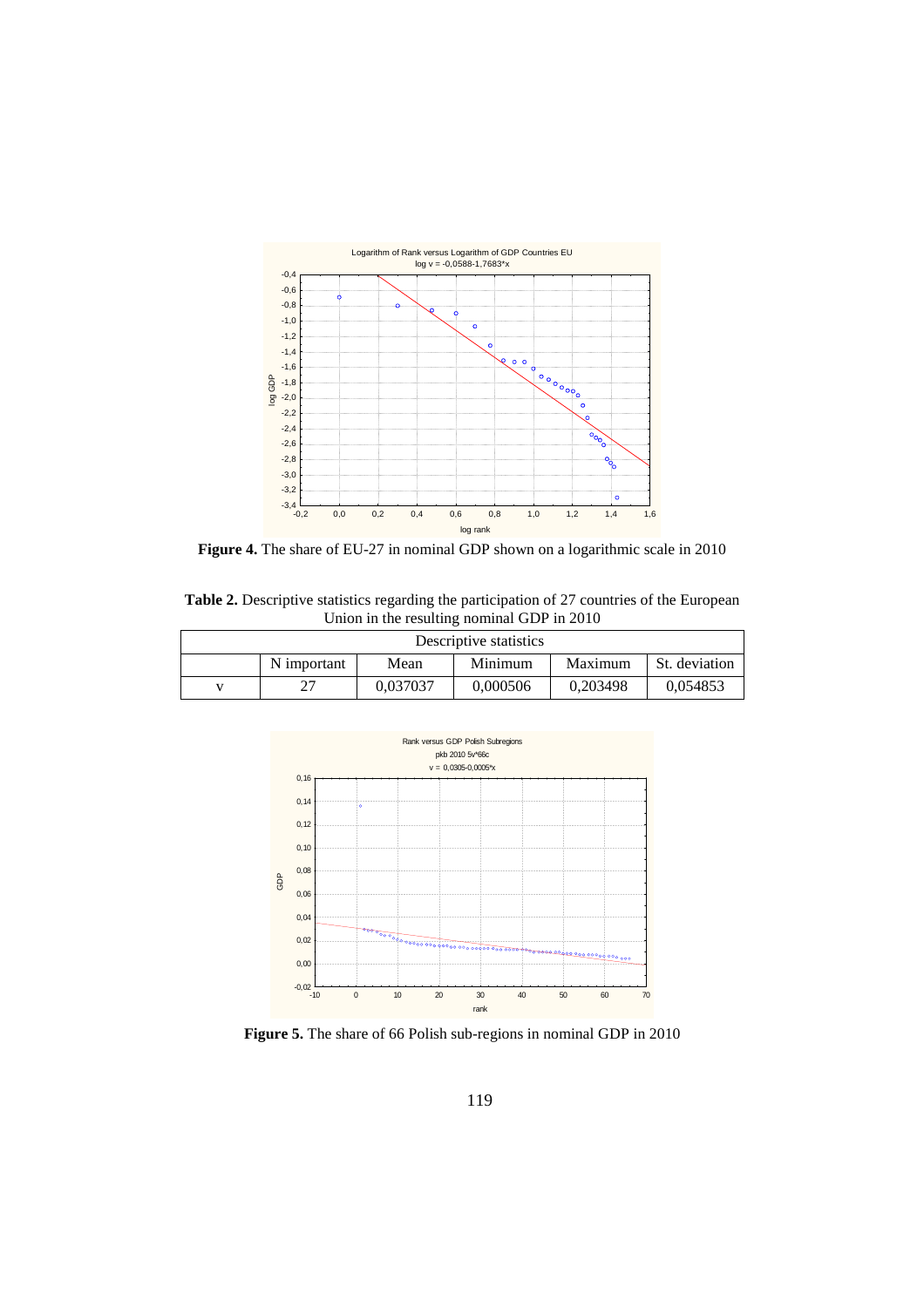**Figure 4.** The share of EU-27 in nominal GDP shown on a logarithmic scale in 2010

**Table 2.** Descriptive statistics regarding the participation of 27 countries of the European Union in the resulting nominal GDP in 2010

| Descriptive statistics | | | | | |
|---|---|---|---|---|---|
| | N important | Mean | Minimum | Maximum | St. deviation |
| v | 27 | 0,037037 | 0,000506 | 0,203498 | 0,054853 |

**Figure 5.** The share of 66 Polish sub-regions in nominal GDP in 2010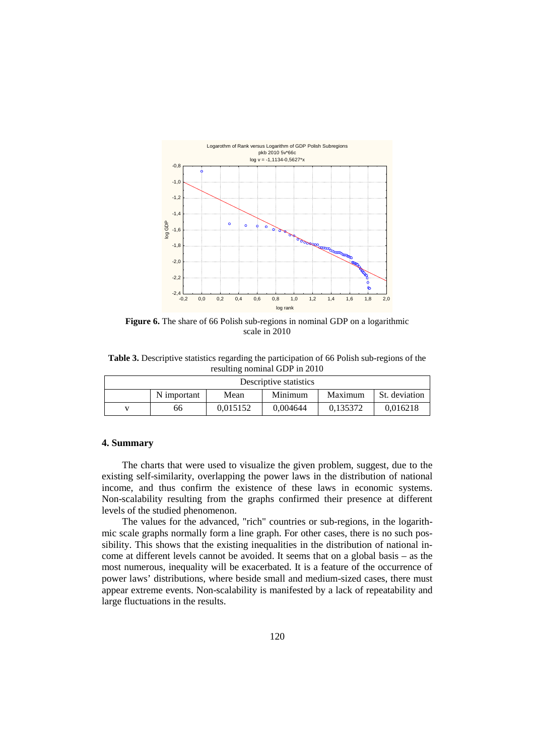**Figure 6.** The share of 66 Polish sub-regions in nominal GDP on a logarithmic scale in 2010

**Table 3.** Descriptive statistics regarding the participation of 66 Polish sub-regions of the resulting nominal GDP in 2010

| Descriptive statistics | | | | | |
|---|---|---|---|---|---|
| | N important | Mean | Minimum | Maximum | St. deviation |
| v | 66 | 0,015152 | 0,004644 | 0,135372 | 0,016218 |

## 4. Summary

The charts that were used to visualize the given problem, suggest, due to the existing self-similarity, overlapping the power laws in the distribution of national income, and thus confirm the existence of these laws in economic systems. Non-scalability resulting from the graphs confirmed their presence at different levels of the studied phenomenon.

The values for the advanced, "rich" countries or sub-regions, in the logarithmic scale graphs normally form a line graph. For other cases, there is no such possibility. This shows that the existing inequalities in the distribution of national income at different levels cannot be avoided. It seems that on a global basis – as the most numerous, inequality will be exacerbated. It is a feature of the occurrence of power laws' distributions, where beside small and medium-sized cases, there must appear extreme events. Non-scalability is manifested by a lack of repeatability and large fluctuations in the results.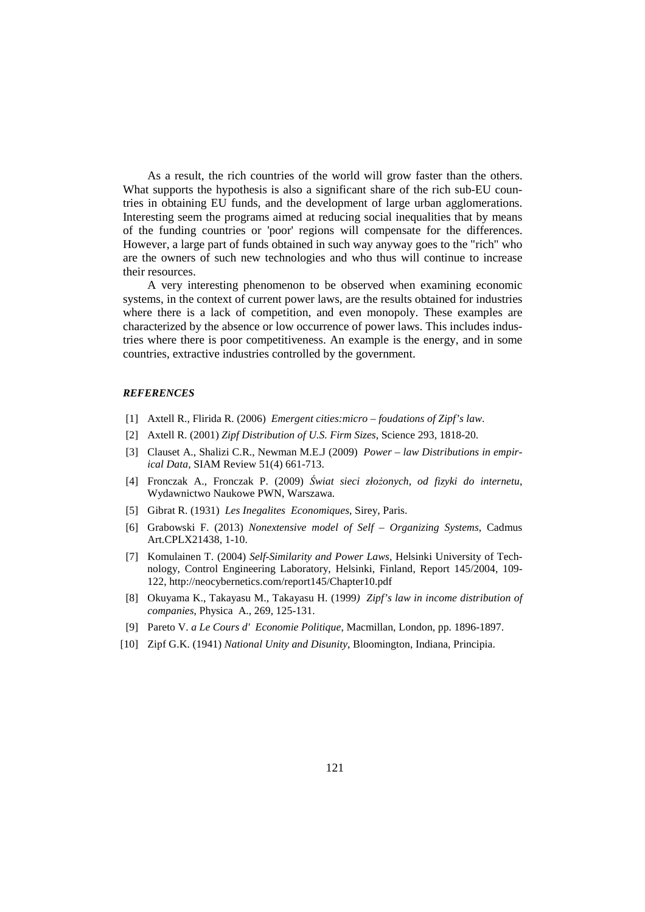As a result, the rich countries of the world will grow faster than the others. What supports the hypothesis is also a significant share of the rich sub-EU countries in obtaining EU funds, and the development of large urban agglomerations. Interesting seem the programs aimed at reducing social inequalities that by means of the funding countries or 'poor' regions will compensate for the differences. However, a large part of funds obtained in such way anyway goes to the "rich" who are the owners of such new technologies and who thus will continue to increase their resources.

A very interesting phenomenon to be observed when examining economic systems, in the context of current power laws, are the results obtained for industries where there is a lack of competition, and even monopoly. These examples are characterized by the absence or low occurrence of power laws. This includes industries where there is poor competitiveness. An example is the energy, and in some countries, extractive industries controlled by the government.

### *REFERENCES*

[1] Axtell R., Flirida R. (2006) *Emergent cities:micro – foudations of Zipf's law*.

[2] Axtell R. (2001) *Zipf Distribution of U.S. Firm Sizes*, Science 293, 1818-20.

[3] Clauset A., Shalizi C.R., Newman M.E.J (2009) *Power – law Distributions in empirical Data*, SIAM Review 51(4) 661-713.

[4] Fronczak A., Fronczak P. (2009) *Świat sieci złożonych, od fizyki do internetu*, Wydawnictwo Naukowe PWN, Warszawa.

[5] Gibrat R. (1931) *Les Inegalites Economiques*, Sirey, Paris.

[6] Grabowski F. (2013) *Nonextensive model of Self – Organizing Systems*, Cadmus Art.CPLX21438, 1-10.

[7] Komulainen T. (2004) *Self-Similarity and Power Laws*, Helsinki University of Technology, Control Engineering Laboratory, Helsinki, Finland, Report 145/2004, 109-122, http://neocybernetics.com/report145/Chapter10.pdf

[8] Okuyama K., Takayasu M., Takayasu H. (1999) *Zipf's law in income distribution of companies*, Physica A., 269, 125-131.

[9] Pareto V. *a Le Cours d' Economie Politique*, Macmillan, London, pp. 1896-1897.

[10] Zipf G.K. (1941) *National Unity and Disunity*, Bloomington, Indiana, Principia.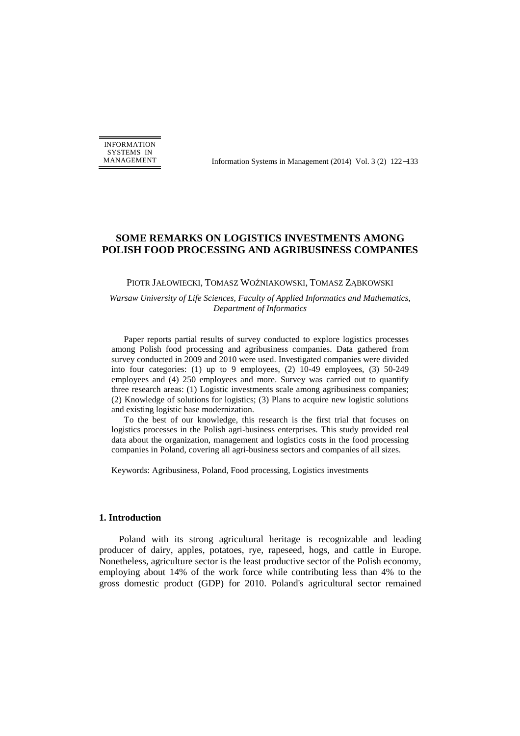# SOME REMARKS ON LOGISTICS INVESTMENTS AMONG POLISH FOOD PROCESSING AND AGRIBUSINESS COMPANIES

PIOTR JAŁOWIECKI, TOMASZ WOŹNIAKOWSKI, TOMASZ ZĄBKOWSKI

*Warsaw University of Life Sciences, Faculty of Applied Informatics and Mathematics, Department of Informatics*

Paper reports partial results of survey conducted to explore logistics processes among Polish food processing and agribusiness companies. Data gathered from survey conducted in 2009 and 2010 were used. Investigated companies were divided into four categories: (1) up to 9 employees, (2) 10-49 employees, (3) 50-249 employees and (4) 250 employees and more. Survey was carried out to quantify three research areas: (1) Logistic investments scale among agribusiness companies; (2) Knowledge of solutions for logistics; (3) Plans to acquire new logistic solutions and existing logistic base modernization.

To the best of our knowledge, this research is the first trial that focuses on logistics processes in the Polish agri-business enterprises. This study provided real data about the organization, management and logistics costs in the food processing companies in Poland, covering all agri-business sectors and companies of all sizes.

Keywords: Agribusiness, Poland, Food processing, Logistics investments

## 1. Introduction

Poland with its strong agricultural heritage is recognizable and leading producer of dairy, apples, potatoes, rye, rapeseed, hogs, and cattle in Europe. Nonetheless, agriculture sector is the least productive sector of the Polish economy, employing about 14% of the work force while contributing less than 4% to the gross domestic product (GDP) for 2010. Poland's agricultural sector remained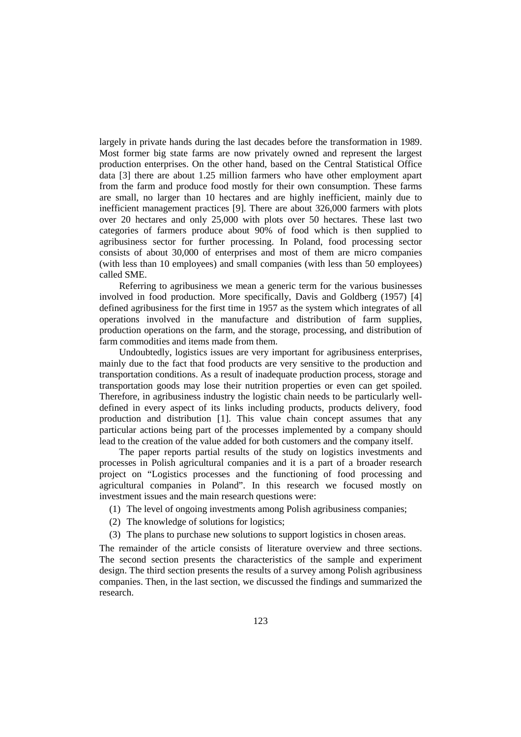largely in private hands during the last decades before the transformation in 1989. Most former big state farms are now privately owned and represent the largest production enterprises. On the other hand, based on the Central Statistical Office data [3] there are about 1.25 million farmers who have other employment apart from the farm and produce food mostly for their own consumption. These farms are small, no larger than 10 hectares and are highly inefficient, mainly due to inefficient management practices [9]. There are about 326,000 farmers with plots over 20 hectares and only 25,000 with plots over 50 hectares. These last two categories of farmers produce about 90% of food which is then supplied to agribusiness sector for further processing. In Poland, food processing sector consists of about 30,000 of enterprises and most of them are micro companies (with less than 10 employees) and small companies (with less than 50 employees) called SME.

Referring to agribusiness we mean a generic term for the various businesses involved in food production. More specifically, Davis and Goldberg (1957) [4] defined agribusiness for the first time in 1957 as the system which integrates of all operations involved in the manufacture and distribution of farm supplies, production operations on the farm, and the storage, processing, and distribution of farm commodities and items made from them.

Undoubtedly, logistics issues are very important for agribusiness enterprises, mainly due to the fact that food products are very sensitive to the production and transportation conditions. As a result of inadequate production process, storage and transportation goods may lose their nutrition properties or even can get spoiled. Therefore, in agribusiness industry the logistic chain needs to be particularly well-defined in every aspect of its links including products, products delivery, food production and distribution [1]. This value chain concept assumes that any particular actions being part of the processes implemented by a company should lead to the creation of the value added for both customers and the company itself.

The paper reports partial results of the study on logistics investments and processes in Polish agricultural companies and it is a part of a broader research project on "Logistics processes and the functioning of food processing and agricultural companies in Poland". In this research we focused mostly on investment issues and the main research questions were:

(1) The level of ongoing investments among Polish agribusiness companies;
(2) The knowledge of solutions for logistics;
(3) The plans to purchase new solutions to support logistics in chosen areas.

The remainder of the article consists of literature overview and three sections. The second section presents the characteristics of the sample and experiment design. The third section presents the results of a survey among Polish agribusiness companies. Then, in the last section, we discussed the findings and summarized the research.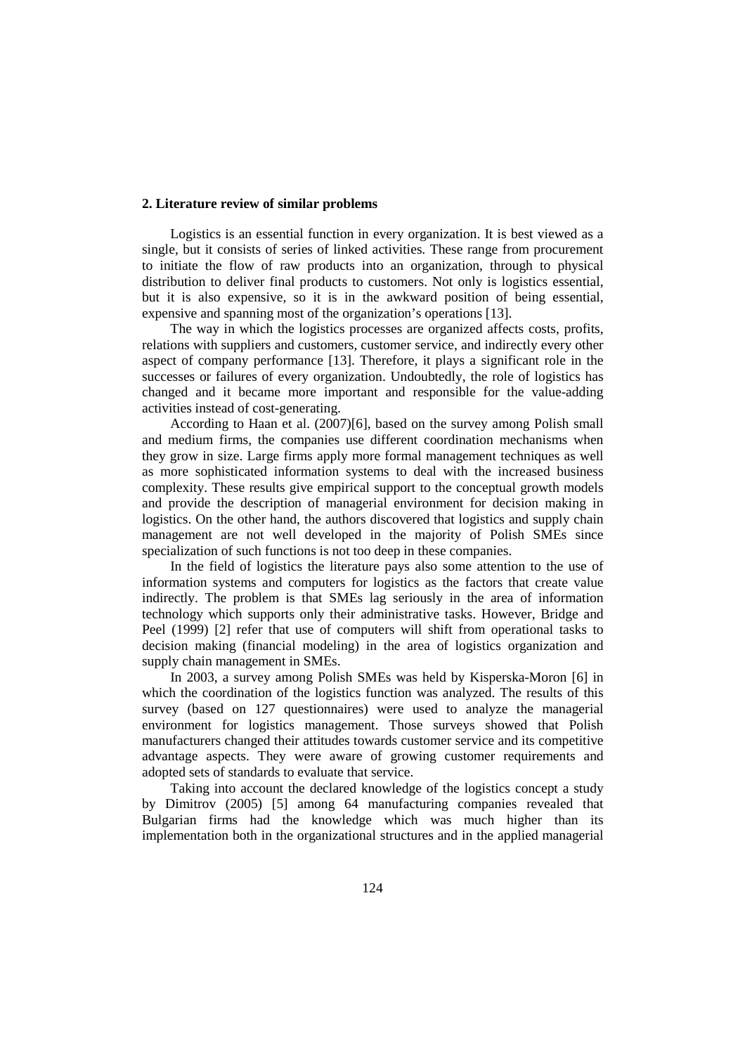## 2. Literature review of similar problems

Logistics is an essential function in every organization. It is best viewed as a single, but it consists of series of linked activities. These range from procurement to initiate the flow of raw products into an organization, through to physical distribution to deliver final products to customers. Not only is logistics essential, but it is also expensive, so it is in the awkward position of being essential, expensive and spanning most of the organization's operations [13].

The way in which the logistics processes are organized affects costs, profits, relations with suppliers and customers, customer service, and indirectly every other aspect of company performance [13]. Therefore, it plays a significant role in the successes or failures of every organization. Undoubtedly, the role of logistics has changed and it became more important and responsible for the value-adding activities instead of cost-generating.

According to Haan et al. (2007)[6], based on the survey among Polish small and medium firms, the companies use different coordination mechanisms when they grow in size. Large firms apply more formal management techniques as well as more sophisticated information systems to deal with the increased business complexity. These results give empirical support to the conceptual growth models and provide the description of managerial environment for decision making in logistics. On the other hand, the authors discovered that logistics and supply chain management are not well developed in the majority of Polish SMEs since specialization of such functions is not too deep in these companies.

In the field of logistics the literature pays also some attention to the use of information systems and computers for logistics as the factors that create value indirectly. The problem is that SMEs lag seriously in the area of information technology which supports only their administrative tasks. However, Bridge and Peel (1999) [2] refer that use of computers will shift from operational tasks to decision making (financial modeling) in the area of logistics organization and supply chain management in SMEs.

In 2003, a survey among Polish SMEs was held by Kisperska-Moron [6] in which the coordination of the logistics function was analyzed. The results of this survey (based on 127 questionnaires) were used to analyze the managerial environment for logistics management. Those surveys showed that Polish manufacturers changed their attitudes towards customer service and its competitive advantage aspects. They were aware of growing customer requirements and adopted sets of standards to evaluate that service.

Taking into account the declared knowledge of the logistics concept a study by Dimitrov (2005) [5] among 64 manufacturing companies revealed that Bulgarian firms had the knowledge which was much higher than its implementation both in the organizational structures and in the applied managerial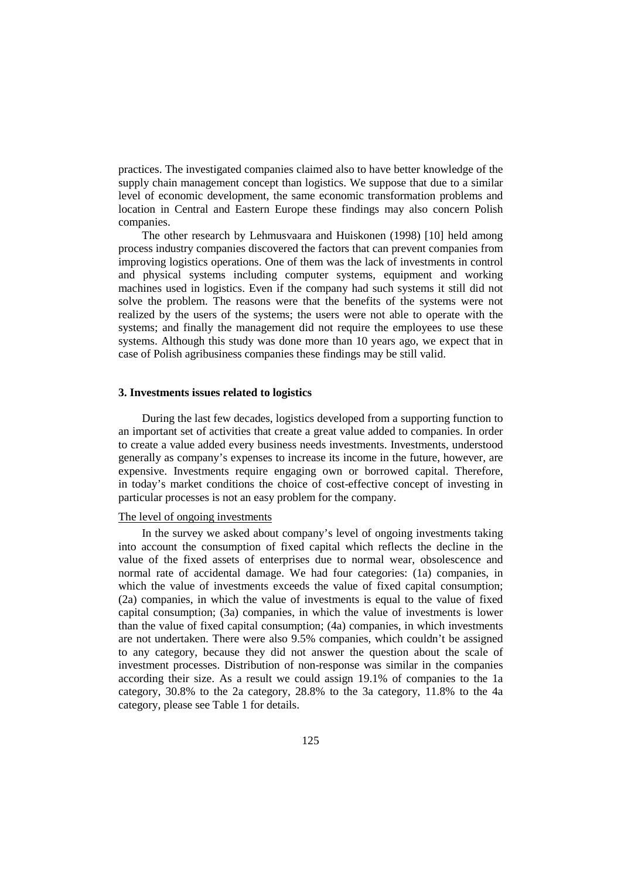practices. The investigated companies claimed also to have better knowledge of the supply chain management concept than logistics. We suppose that due to a similar level of economic development, the same economic transformation problems and location in Central and Eastern Europe these findings may also concern Polish companies.

The other research by Lehmusvaara and Huiskonen (1998) [10] held among process industry companies discovered the factors that can prevent companies from improving logistics operations. One of them was the lack of investments in control and physical systems including computer systems, equipment and working machines used in logistics. Even if the company had such systems it still did not solve the problem. The reasons were that the benefits of the systems were not realized by the users of the systems; the users were not able to operate with the systems; and finally the management did not require the employees to use these systems. Although this study was done more than 10 years ago, we expect that in case of Polish agribusiness companies these findings may be still valid.

### 3. Investments issues related to logistics

During the last few decades, logistics developed from a supporting function to an important set of activities that create a great value added to companies. In order to create a value added every business needs investments. Investments, understood generally as company's expenses to increase its income in the future, however, are expensive. Investments require engaging own or borrowed capital. Therefore, in today's market conditions the choice of cost-effective concept of investing in particular processes is not an easy problem for the company.

<u>The level of ongoing investments</u>

In the survey we asked about company's level of ongoing investments taking into account the consumption of fixed capital which reflects the decline in the value of the fixed assets of enterprises due to normal wear, obsolescence and normal rate of accidental damage. We had four categories: (1a) companies, in which the value of investments exceeds the value of fixed capital consumption; (2a) companies, in which the value of investments is equal to the value of fixed capital consumption; (3a) companies, in which the value of investments is lower than the value of fixed capital consumption; (4a) companies, in which investments are not undertaken. There were also 9.5% companies, which couldn't be assigned to any category, because they did not answer the question about the scale of investment processes. Distribution of non-response was similar in the companies according their size. As a result we could assign 19.1% of companies to the 1a category, 30.8% to the 2a category, 28.8% to the 3a category, 11.8% to the 4a category, please see Table 1 for details.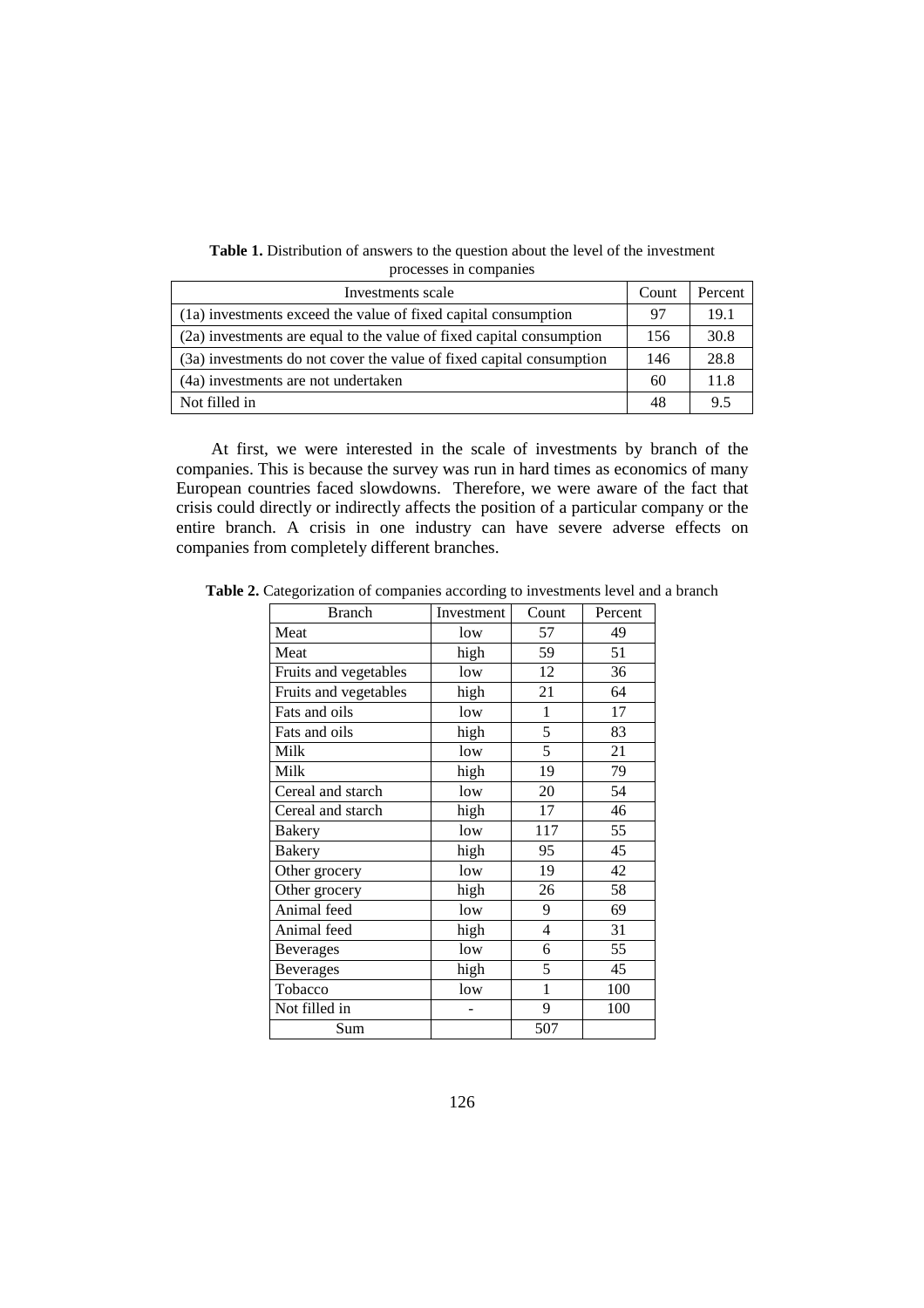**Table 1.** Distribution of answers to the question about the level of the investment processes in companies

| Investments scale | Count | Percent |
|---|---|---|
| (1a) investments exceed the value of fixed capital consumption | 97 | 19.1 |
| (2a) investments are equal to the value of fixed capital consumption | 156 | 30.8 |
| (3a) investments do not cover the value of fixed capital consumption | 146 | 28.8 |
| (4a) investments are not undertaken | 60 | 11.8 |
| Not filled in | 48 | 9.5 |

At first, we were interested in the scale of investments by branch of the companies. This is because the survey was run in hard times as economics of many European countries faced slowdowns. Therefore, we were aware of the fact that crisis could directly or indirectly affects the position of a particular company or the entire branch. A crisis in one industry can have severe adverse effects on companies from completely different branches.

**Table 2.** Categorization of companies according to investments level and a branch

| Branch | Investment | Count | Percent |
|---|---|---|---|
| Meat | low | 57 | 49 |
| Meat | high | 59 | 51 |
| Fruits and vegetables | low | 12 | 36 |
| Fruits and vegetables | high | 21 | 64 |
| Fats and oils | low | 1 | 17 |
| Fats and oils | high | 5 | 83 |
| Milk | low | 5 | 21 |
| Milk | high | 19 | 79 |
| Cereal and starch | low | 20 | 54 |
| Cereal and starch | high | 17 | 46 |
| Bakery | low | 117 | 55 |
| Bakery | high | 95 | 45 |
| Other grocery | low | 19 | 42 |
| Other grocery | high | 26 | 58 |
| Animal feed | low | 9 | 69 |
| Animal feed | high | 4 | 31 |
| Beverages | low | 6 | 55 |
| Beverages | high | 5 | 45 |
| Tobacco | low | 1 | 100 |
| Not filled in | - | 9 | 100 |
| Sum | | 507 | |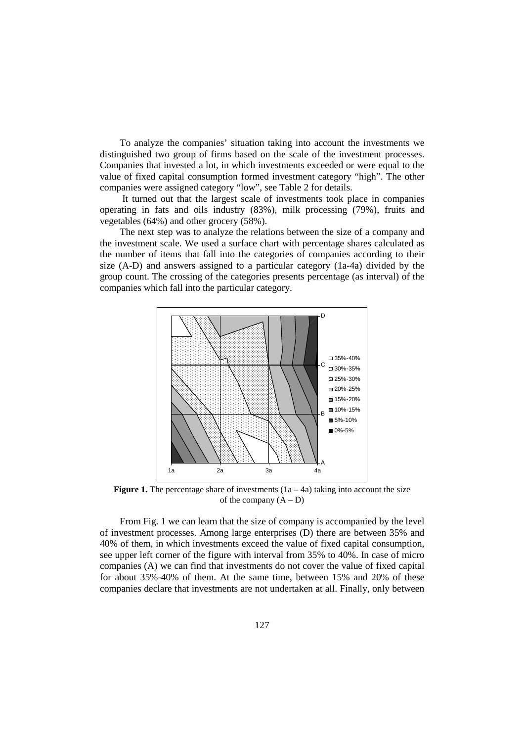To analyze the companies' situation taking into account the investments we distinguished two group of firms based on the scale of the investment processes. Companies that invested a lot, in which investments exceeded or were equal to the value of fixed capital consumption formed investment category "high". The other companies were assigned category "low", see Table 2 for details.

It turned out that the largest scale of investments took place in companies operating in fats and oils industry (83%), milk processing (79%), fruits and vegetables (64%) and other grocery (58%).

The next step was to analyze the relations between the size of a company and the investment scale. We used a surface chart with percentage shares calculated as the number of items that fall into the categories of companies according to their size (A-D) and answers assigned to a particular category (1a-4a) divided by the group count. The crossing of the categories presents percentage (as interval) of the companies which fall into the particular category.

**Figure 1.** The percentage share of investments (1a – 4a) taking into account the size of the company (A – D)

From Fig. 1 we can learn that the size of company is accompanied by the level of investment processes. Among large enterprises (D) there are between 35% and 40% of them, in which investments exceed the value of fixed capital consumption, see upper left corner of the figure with interval from 35% to 40%. In case of micro companies (A) we can find that investments do not cover the value of fixed capital for about 35%-40% of them. At the same time, between 15% and 20% of these companies declare that investments are not undertaken at all. Finally, only between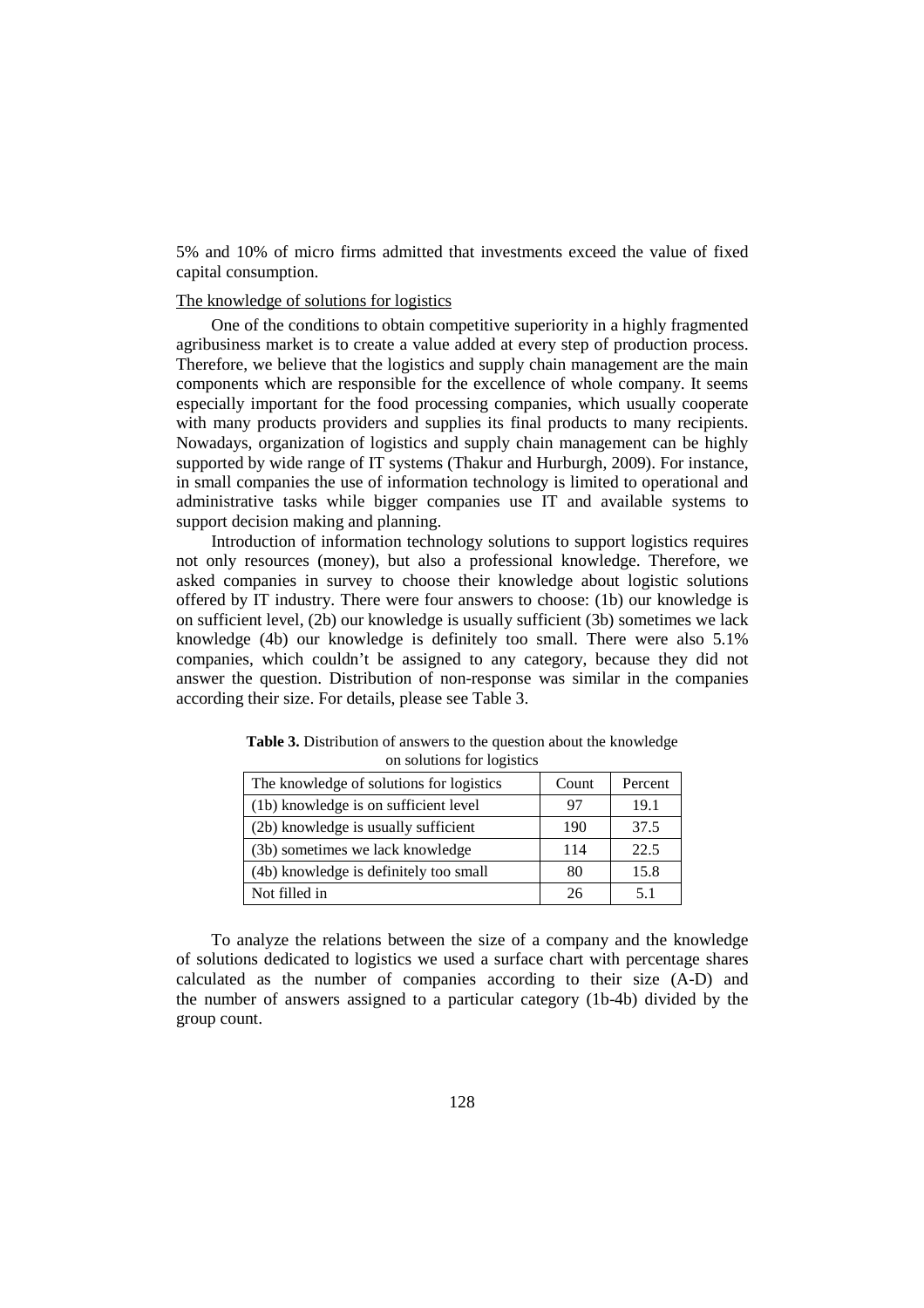5% and 10% of micro firms admitted that investments exceed the value of fixed capital consumption.

The knowledge of solutions for logistics

One of the conditions to obtain competitive superiority in a highly fragmented agribusiness market is to create a value added at every step of production process. Therefore, we believe that the logistics and supply chain management are the main components which are responsible for the excellence of whole company. It seems especially important for the food processing companies, which usually cooperate with many products providers and supplies its final products to many recipients. Nowadays, organization of logistics and supply chain management can be highly supported by wide range of IT systems (Thakur and Hurburgh, 2009). For instance, in small companies the use of information technology is limited to operational and administrative tasks while bigger companies use IT and available systems to support decision making and planning.

Introduction of information technology solutions to support logistics requires not only resources (money), but also a professional knowledge. Therefore, we asked companies in survey to choose their knowledge about logistic solutions offered by IT industry. There were four answers to choose: (1b) our knowledge is on sufficient level, (2b) our knowledge is usually sufficient (3b) sometimes we lack knowledge (4b) our knowledge is definitely too small. There were also 5.1% companies, which couldn't be assigned to any category, because they did not answer the question. Distribution of non-response was similar in the companies according their size. For details, please see Table 3.

**Table 3.** Distribution of answers to the question about the knowledge on solutions for logistics

| The knowledge of solutions for logistics | Count | Percent |
|---|---|---|
| (1b) knowledge is on sufficient level | 97 | 19.1 |
| (2b) knowledge is usually sufficient | 190 | 37.5 |
| (3b) sometimes we lack knowledge | 114 | 22.5 |
| (4b) knowledge is definitely too small | 80 | 15.8 |
| Not filled in | 26 | 5.1 |

To analyze the relations between the size of a company and the knowledge of solutions dedicated to logistics we used a surface chart with percentage shares calculated as the number of companies according to their size (A-D) and the number of answers assigned to a particular category (1b-4b) divided by the group count.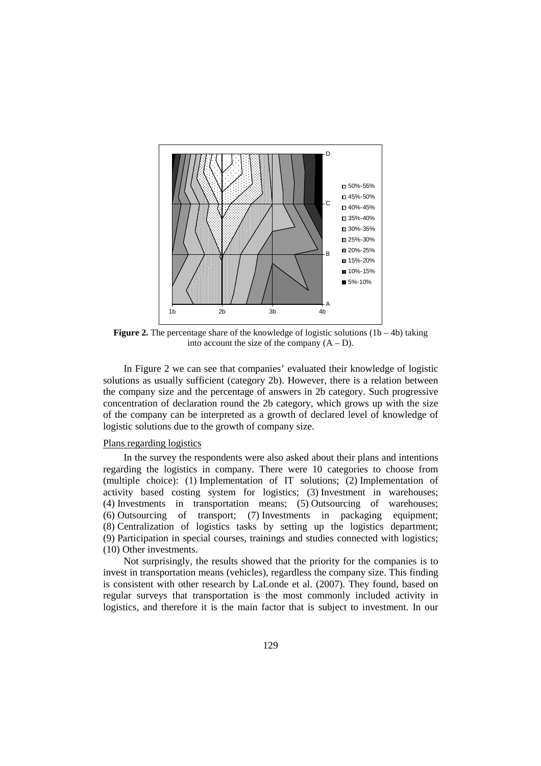**Figure 2.** The percentage share of the knowledge of logistic solutions (1b – 4b) taking into account the size of the company (A – D).

In Figure 2 we can see that companies' evaluated their knowledge of logistic solutions as usually sufficient (category 2b). However, there is a relation between the company size and the percentage of answers in 2b category. Such progressive concentration of declaration round the 2b category, which grows up with the size of the company can be interpreted as a growth of declared level of knowledge of logistic solutions due to the growth of company size.

Plans regarding logistics

In the survey the respondents were also asked about their plans and intentions regarding the logistics in company. There were 10 categories to choose from (multiple choice): (1) Implementation of IT solutions; (2) Implementation of activity based costing system for logistics; (3) Investment in warehouses; (4) Investments in transportation means; (5) Outsourcing of warehouses; (6) Outsourcing of transport; (7) Investments in packaging equipment; (8) Centralization of logistics tasks by setting up the logistics department; (9) Participation in special courses, trainings and studies connected with logistics; (10) Other investments.

Not surprisingly, the results showed that the priority for the companies is to invest in transportation means (vehicles), regardless the company size. This finding is consistent with other research by LaLonde et al. (2007). They found, based on regular surveys that transportation is the most commonly included activity in logistics, and therefore it is the main factor that is subject to investment. In our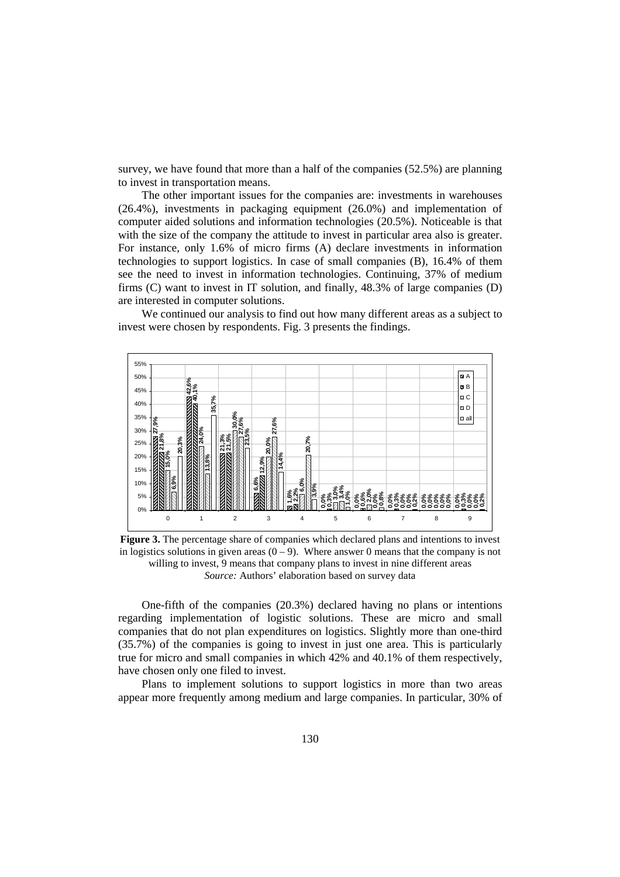survey, we have found that more than a half of the companies (52.5%) are planning to invest in transportation means.

The other important issues for the companies are: investments in warehouses (26.4%), investments in packaging equipment (26.0%) and implementation of computer aided solutions and information technologies (20.5%). Noticeable is that with the size of the company the attitude to invest in particular area also is greater. For instance, only 1.6% of micro firms (A) declare investments in information technologies to support logistics. In case of small companies (B), 16.4% of them see the need to invest in information technologies. Continuing, 37% of medium firms (C) want to invest in IT solution, and finally, 48.3% of large companies (D) are interested in computer solutions.

We continued our analysis to find out how many different areas as a subject to invest were chosen by respondents. Fig. 3 presents the findings.

| Number of areas | A | B | C | D | all |
|---|---|---|---|---|---|
| 0 | 27,9% | 21,8% | 15,0% | 6,9% | 20,3% |
| 1 | 42,6% | 40,1% | 24,0% | 13,8% | 35,7% |
| 2 | 21,3% | 21,5% | 30,0% | 27,6% | 23,5% |
| 3 | 6,6% | 12,9% | 20,0% | 27,6% | 14,4% |
| 4 | 1,6% | 2,2% | 6,0% | 20,7% | 3,9% |
| 5 | 0,0% | 0,3% | 3,0% | 3,4% | 1,0% |
| 6 | 0,0% | 0,6% | 2,0% | 0,0% | 0,8% |
| 7 | 0,0% | 0,3% | 0,0% | 0,0% | 0,2% |
| 8 | 0,0% | 0,0% | 0,0% | 0,0% | 0,0% |
| 9 | 0,0% | 0,3% | 0,0% | 0,0% | 0,2% |

**Figure 3.** The percentage share of companies which declared plans and intentions to invest in logistics solutions in given areas (0 – 9). Where answer 0 means that the company is not willing to invest, 9 means that company plans to invest in nine different areas
*Source:* Authors' elaboration based on survey data

One-fifth of the companies (20.3%) declared having no plans or intentions regarding implementation of logistic solutions. These are micro and small companies that do not plan expenditures on logistics. Slightly more than one-third (35.7%) of the companies is going to invest in just one area. This is particularly true for micro and small companies in which 42% and 40.1% of them respectively, have chosen only one filed to invest.

Plans to implement solutions to support logistics in more than two areas appear more frequently among medium and large companies. In particular, 30% of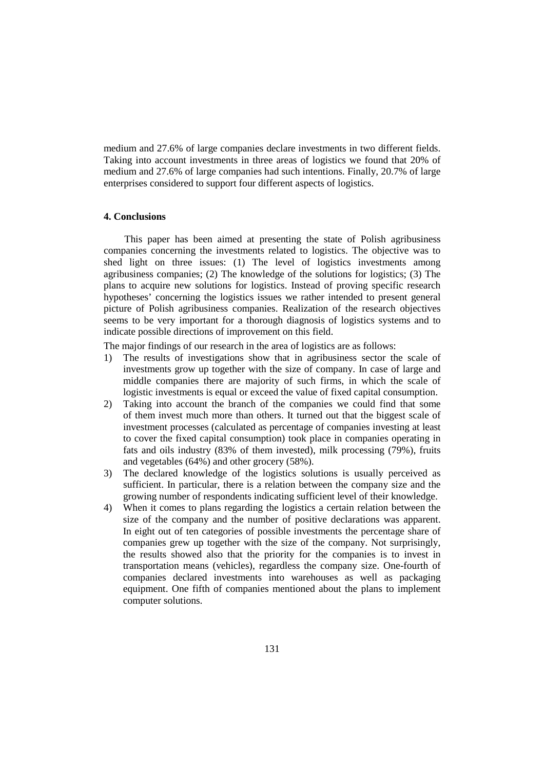medium and 27.6% of large companies declare investments in two different fields. Taking into account investments in three areas of logistics we found that 20% of medium and 27.6% of large companies had such intentions. Finally, 20.7% of large enterprises considered to support four different aspects of logistics.

## 4. Conclusions

This paper has been aimed at presenting the state of Polish agribusiness companies concerning the investments related to logistics. The objective was to shed light on three issues: (1) The level of logistics investments among agribusiness companies; (2) The knowledge of the solutions for logistics; (3) The plans to acquire new solutions for logistics. Instead of proving specific research hypotheses' concerning the logistics issues we rather intended to present general picture of Polish agribusiness companies. Realization of the research objectives seems to be very important for a thorough diagnosis of logistics systems and to indicate possible directions of improvement on this field.

The major findings of our research in the area of logistics are as follows:

1) The results of investigations show that in agribusiness sector the scale of investments grow up together with the size of company. In case of large and middle companies there are majority of such firms, in which the scale of logistic investments is equal or exceed the value of fixed capital consumption.
2) Taking into account the branch of the companies we could find that some of them invest much more than others. It turned out that the biggest scale of investment processes (calculated as percentage of companies investing at least to cover the fixed capital consumption) took place in companies operating in fats and oils industry (83% of them invested), milk processing (79%), fruits and vegetables (64%) and other grocery (58%).
3) The declared knowledge of the logistics solutions is usually perceived as sufficient. In particular, there is a relation between the company size and the growing number of respondents indicating sufficient level of their knowledge.
4) When it comes to plans regarding the logistics a certain relation between the size of the company and the number of positive declarations was apparent. In eight out of ten categories of possible investments the percentage share of companies grew up together with the size of the company. Not surprisingly, the results showed also that the priority for the companies is to invest in transportation means (vehicles), regardless the company size. One-fourth of companies declared investments into warehouses as well as packaging equipment. One fifth of companies mentioned about the plans to implement computer solutions.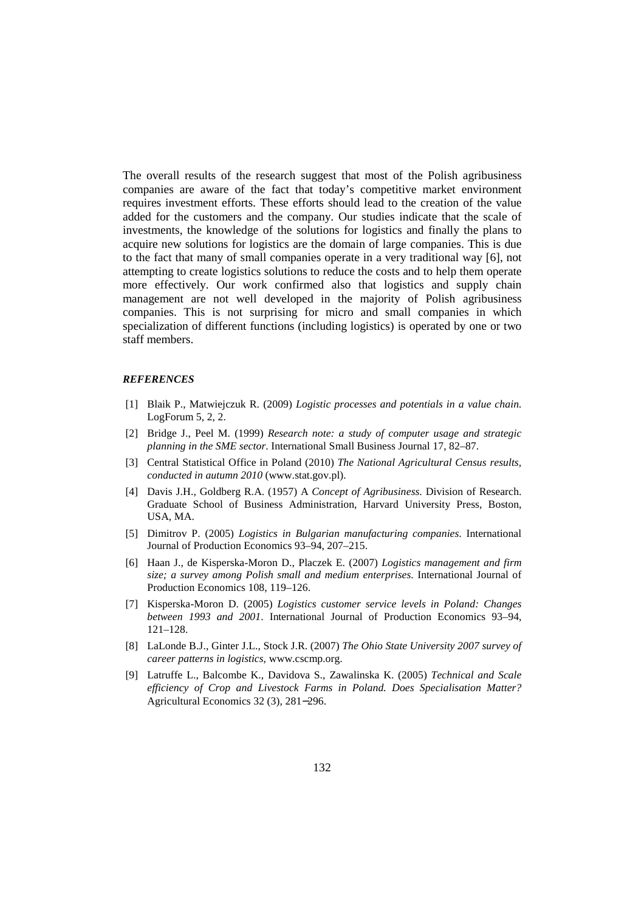The overall results of the research suggest that most of the Polish agribusiness companies are aware of the fact that today's competitive market environment requires investment efforts. These efforts should lead to the creation of the value added for the customers and the company. Our studies indicate that the scale of investments, the knowledge of the solutions for logistics and finally the plans to acquire new solutions for logistics are the domain of large companies. This is due to the fact that many of small companies operate in a very traditional way [6], not attempting to create logistics solutions to reduce the costs and to help them operate more effectively. Our work confirmed also that logistics and supply chain management are not well developed in the majority of Polish agribusiness companies. This is not surprising for micro and small companies in which specialization of different functions (including logistics) is operated by one or two staff members.

### *REFERENCES*

[1] Blaik P., Matwiejczuk R. (2009) *Logistic processes and potentials in a value chain.* LogForum 5, 2, 2.

[2] Bridge J., Peel M. (1999) *Research note: a study of computer usage and strategic planning in the SME sector*. International Small Business Journal 17, 82–87.

[3] Central Statistical Office in Poland (2010) *The National Agricultural Census results, conducted in autumn 2010* (www.stat.gov.pl).

[4] Davis J.H., Goldberg R.A. (1957) A *Concept of Agribusiness*. Division of Research. Graduate School of Business Administration, Harvard University Press, Boston, USA, MA.

[5] Dimitrov P. (2005) *Logistics in Bulgarian manufacturing companies*. International Journal of Production Economics 93–94, 207–215.

[6] Haan J., de Kisperska-Moron D., Placzek E. (2007) *Logistics management and firm size; a survey among Polish small and medium enterprises*. International Journal of Production Economics 108, 119–126.

[7] Kisperska-Moron D. (2005) *Logistics customer service levels in Poland: Changes between 1993 and 2001*. International Journal of Production Economics 93–94, 121–128.

[8] LaLonde B.J., Ginter J.L., Stock J.R. (2007) *The Ohio State University 2007 survey of career patterns in logistics*, www.cscmp.org.

[9] Latruffe L., Balcombe K., Davidova S., Zawalinska K. (2005) *Technical and Scale efficiency of Crop and Livestock Farms in Poland. Does Specialisation Matter?* Agricultural Economics 32 (3), 281–296.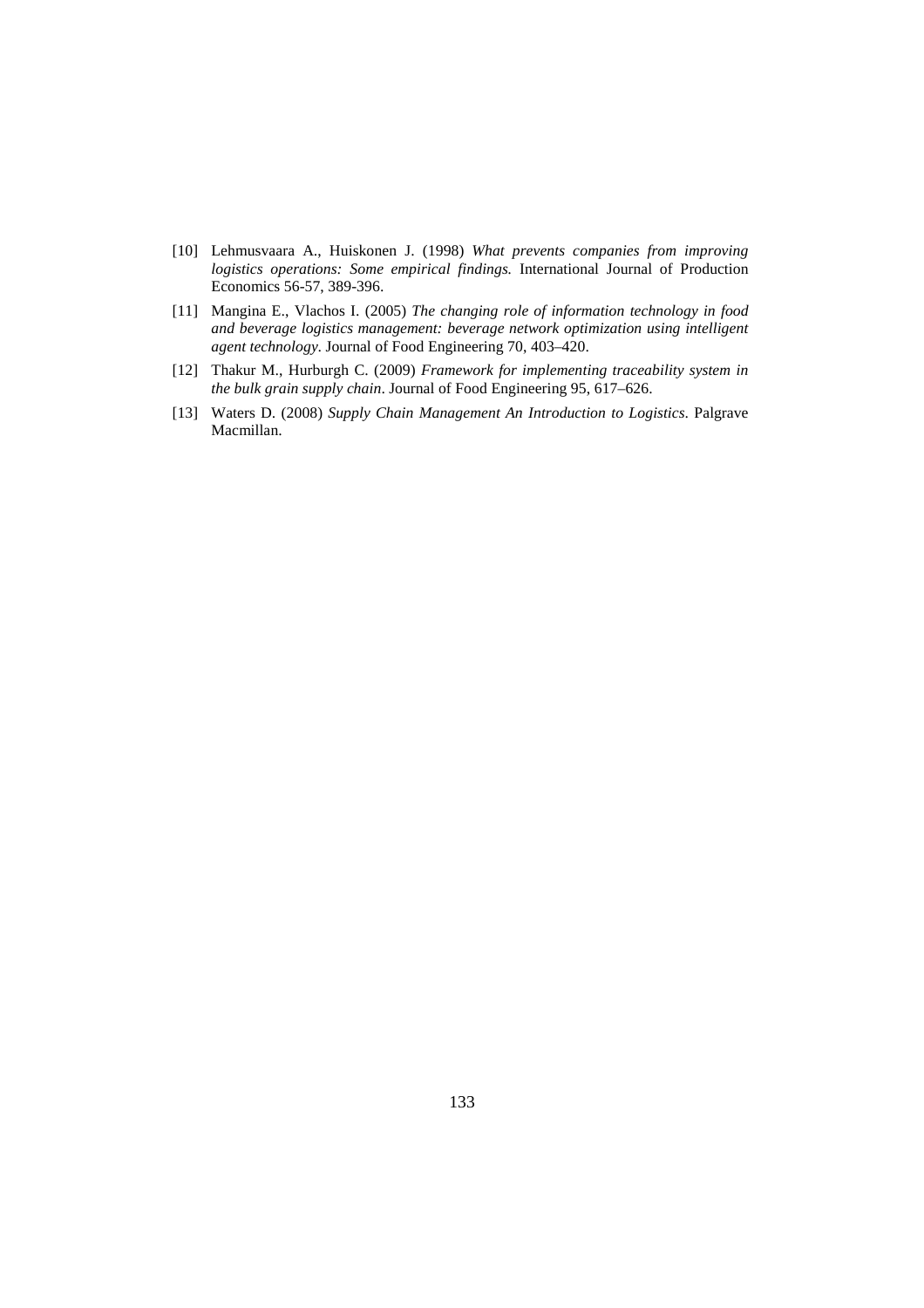[10] Lehmusvaara A., Huiskonen J. (1998) *What prevents companies from improving logistics operations: Some empirical findings.* International Journal of Production Economics 56-57, 389-396.

[11] Mangina E., Vlachos I. (2005) *The changing role of information technology in food and beverage logistics management: beverage network optimization using intelligent agent technology.* Journal of Food Engineering 70, 403–420.

[12] Thakur M., Hurburgh C. (2009) *Framework for implementing traceability system in the bulk grain supply chain*. Journal of Food Engineering 95, 617–626.

[13] Waters D. (2008) *Supply Chain Management An Introduction to Logistics*. Palgrave Macmillan.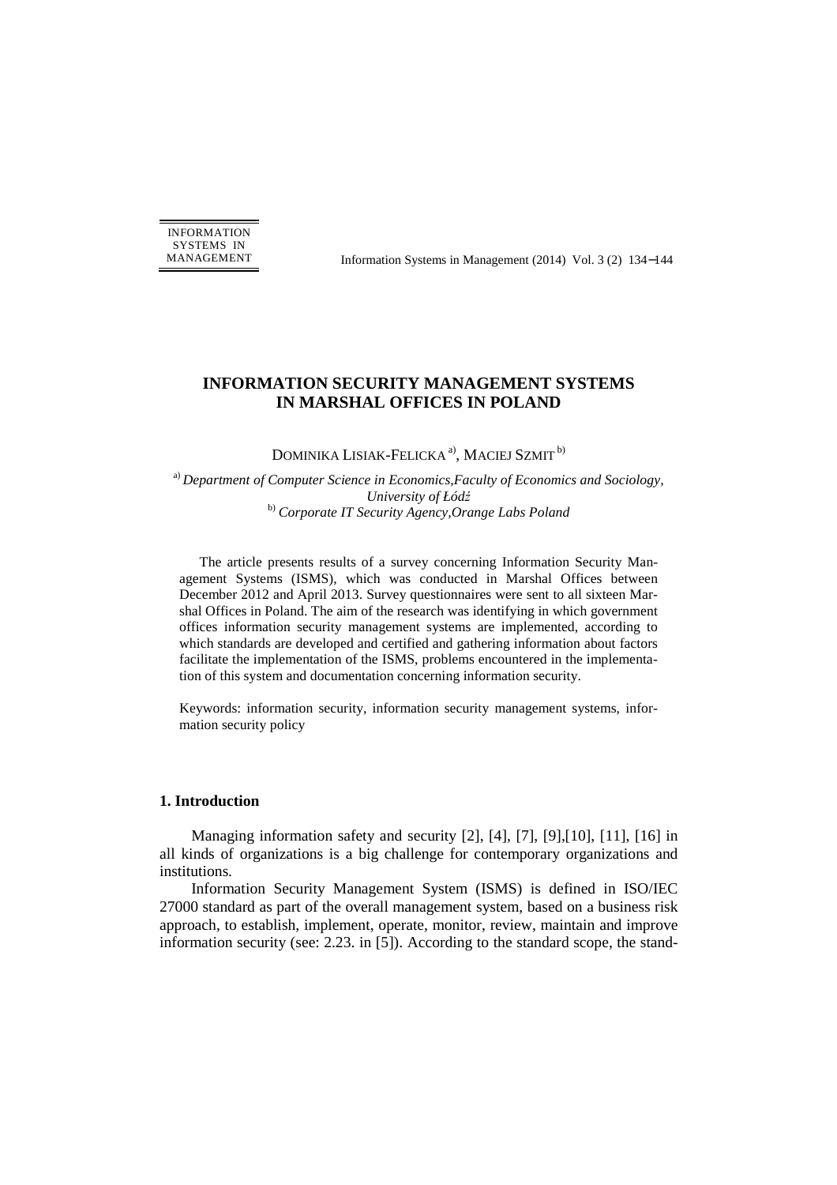# INFORMATION SECURITY MANAGEMENT SYSTEMS IN MARSHAL OFFICES IN POLAND

DOMINIKA LISIAK-FELICKA [a], MACIEJ SZMIT [b]

[a] *Department of Computer Science in Economics,Faculty of Economics and Sociology, University of Łódź*
[b] *Corporate IT Security Agency,Orange Labs Poland*

The article presents results of a survey concerning Information Security Management Systems (ISMS), which was conducted in Marshal Offices between December 2012 and April 2013. Survey questionnaires were sent to all sixteen Marshal Offices in Poland. The aim of the research was identifying in which government offices information security management systems are implemented, according to which standards are developed and certified and gathering information about factors facilitate the implementation of the ISMS, problems encountered in the implementation of this system and documentation concerning information security.

Keywords: information security, information security management systems, information security policy

## 1. Introduction

Managing information safety and security [2], [4], [7], [9],[10], [11], [16] in all kinds of organizations is a big challenge for contemporary organizations and institutions.

Information Security Management System (ISMS) is defined in ISO/IEC 27000 standard as part of the overall management system, based on a business risk approach, to establish, implement, operate, monitor, review, maintain and improve information security (see: 2.23. in [5]). According to the standard scope, the stand-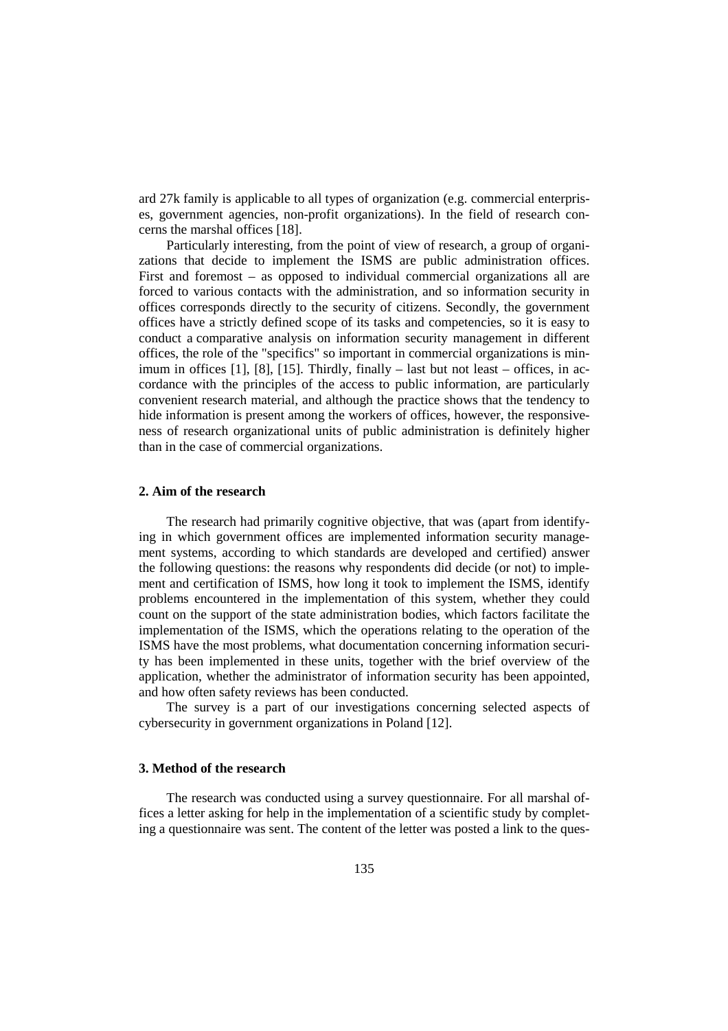ard 27k family is applicable to all types of organization (e.g. commercial enterprises, government agencies, non-profit organizations). In the field of research concerns the marshal offices [18].

Particularly interesting, from the point of view of research, a group of organizations that decide to implement the ISMS are public administration offices. First and foremost – as opposed to individual commercial organizations all are forced to various contacts with the administration, and so information security in offices corresponds directly to the security of citizens. Secondly, the government offices have a strictly defined scope of its tasks and competencies, so it is easy to conduct a comparative analysis on information security management in different offices, the role of the "specifics" so important in commercial organizations is minimum in offices [1], [8], [15]. Thirdly, finally – last but not least – offices, in accordance with the principles of the access to public information, are particularly convenient research material, and although the practice shows that the tendency to hide information is present among the workers of offices, however, the responsiveness of research organizational units of public administration is definitely higher than in the case of commercial organizations.

### 2. Aim of the research

The research had primarily cognitive objective, that was (apart from identifying in which government offices are implemented information security management systems, according to which standards are developed and certified) answer the following questions: the reasons why respondents did decide (or not) to implement and certification of ISMS, how long it took to implement the ISMS, identify problems encountered in the implementation of this system, whether they could count on the support of the state administration bodies, which factors facilitate the implementation of the ISMS, which the operations relating to the operation of the ISMS have the most problems, what documentation concerning information security has been implemented in these units, together with the brief overview of the application, whether the administrator of information security has been appointed, and how often safety reviews has been conducted.

The survey is a part of our investigations concerning selected aspects of cybersecurity in government organizations in Poland [12].

### 3. Method of the research

The research was conducted using a survey questionnaire. For all marshal offices a letter asking for help in the implementation of a scientific study by completing a questionnaire was sent. The content of the letter was posted a link to the ques-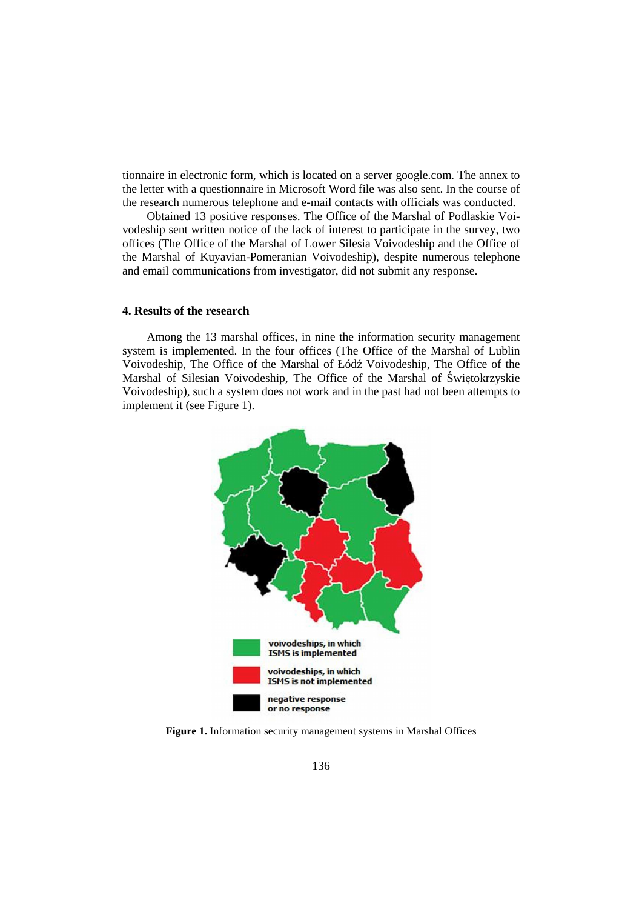tionnaire in electronic form, which is located on a server google.com. The annex to the letter with a questionnaire in Microsoft Word file was also sent. In the course of the research numerous telephone and e-mail contacts with officials was conducted.

Obtained 13 positive responses. The Office of the Marshal of Podlaskie Voivodeship sent written notice of the lack of interest to participate in the survey, two offices (The Office of the Marshal of Lower Silesia Voivodeship and the Office of the Marshal of Kuyavian-Pomeranian Voivodeship), despite numerous telephone and email communications from investigator, did not submit any response.

## 4. Results of the research

Among the 13 marshal offices, in nine the information security management system is implemented. In the four offices (The Office of the Marshal of Lublin Voivodeship, The Office of the Marshal of Łódź Voivodeship, The Office of the Marshal of Silesian Voivodeship, The Office of the Marshal of Świętokrzyskie Voivodeship), such a system does not work and in the past had not been attempts to implement it (see Figure 1).

**Figure 1.** Information security management systems in Marshal Offices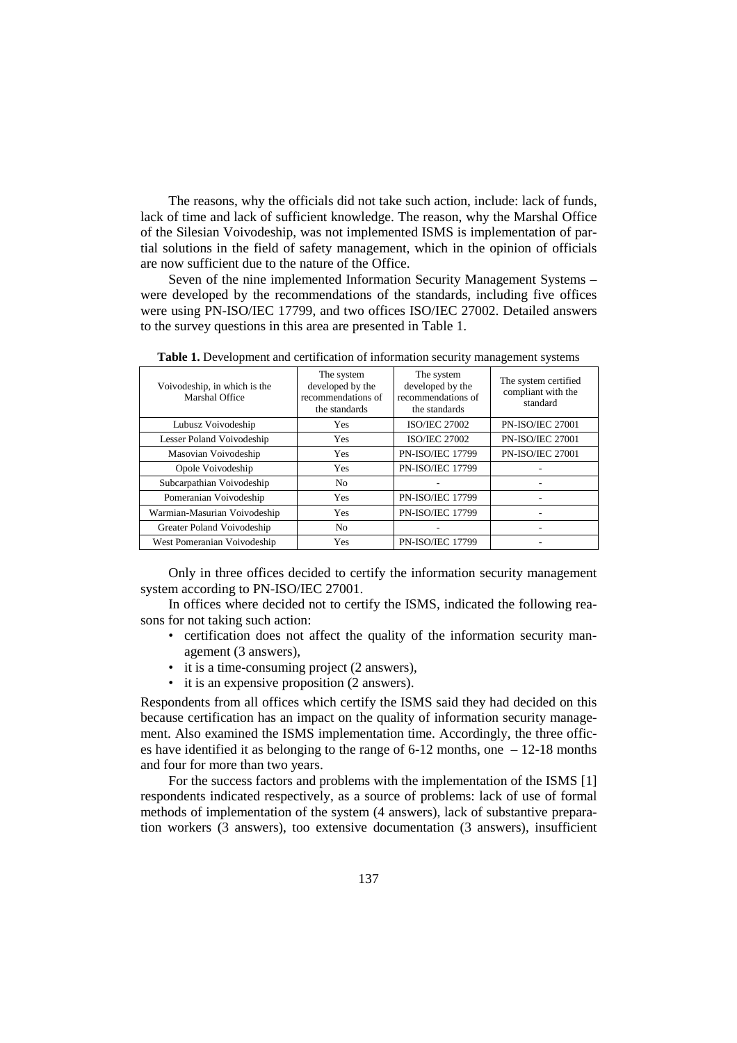The reasons, why the officials did not take such action, include: lack of funds, lack of time and lack of sufficient knowledge. The reason, why the Marshal Office of the Silesian Voivodeship, was not implemented ISMS is implementation of partial solutions in the field of safety management, which in the opinion of officials are now sufficient due to the nature of the Office.

Seven of the nine implemented Information Security Management Systems – were developed by the recommendations of the standards, including five offices were using PN-ISO/IEC 17799, and two offices ISO/IEC 27002. Detailed answers to the survey questions in this area are presented in Table 1.

**Table 1.** Development and certification of information security management systems

| Voivodeship, in which is the Marshal Office | The system developed by the recommendations of the standards | The system developed by the recommendations of the standards | The system certified compliant with the standard |
|---|---|---|---|
| Lubusz Voivodeship | Yes | ISO/IEC 27002 | PN-ISO/IEC 27001 |
| Lesser Poland Voivodeship | Yes | ISO/IEC 27002 | PN-ISO/IEC 27001 |
| Masovian Voivodeship | Yes | PN-ISO/IEC 17799 | PN-ISO/IEC 27001 |
| Opole Voivodeship | Yes | PN-ISO/IEC 17799 | - |
| Subcarpathian Voivodeship | No | - | - |
| Pomeranian Voivodeship | Yes | PN-ISO/IEC 17799 | - |
| Warmian-Masurian Voivodeship | Yes | PN-ISO/IEC 17799 | - |
| Greater Poland Voivodeship | No | - | - |
| West Pomeranian Voivodeship | Yes | PN-ISO/IEC 17799 | - |

Only in three offices decided to certify the information security management system according to PN-ISO/IEC 27001.

In offices where decided not to certify the ISMS, indicated the following reasons for not taking such action:

- certification does not affect the quality of the information security management (3 answers),
- it is a time-consuming project (2 answers),
- it is an expensive proposition (2 answers).

Respondents from all offices which certify the ISMS said they had decided on this because certification has an impact on the quality of information security management. Also examined the ISMS implementation time. Accordingly, the three offices have identified it as belonging to the range of 6-12 months, one – 12-18 months and four for more than two years.

For the success factors and problems with the implementation of the ISMS [1] respondents indicated respectively, as a source of problems: lack of use of formal methods of implementation of the system (4 answers), lack of substantive preparation workers (3 answers), too extensive documentation (3 answers), insufficient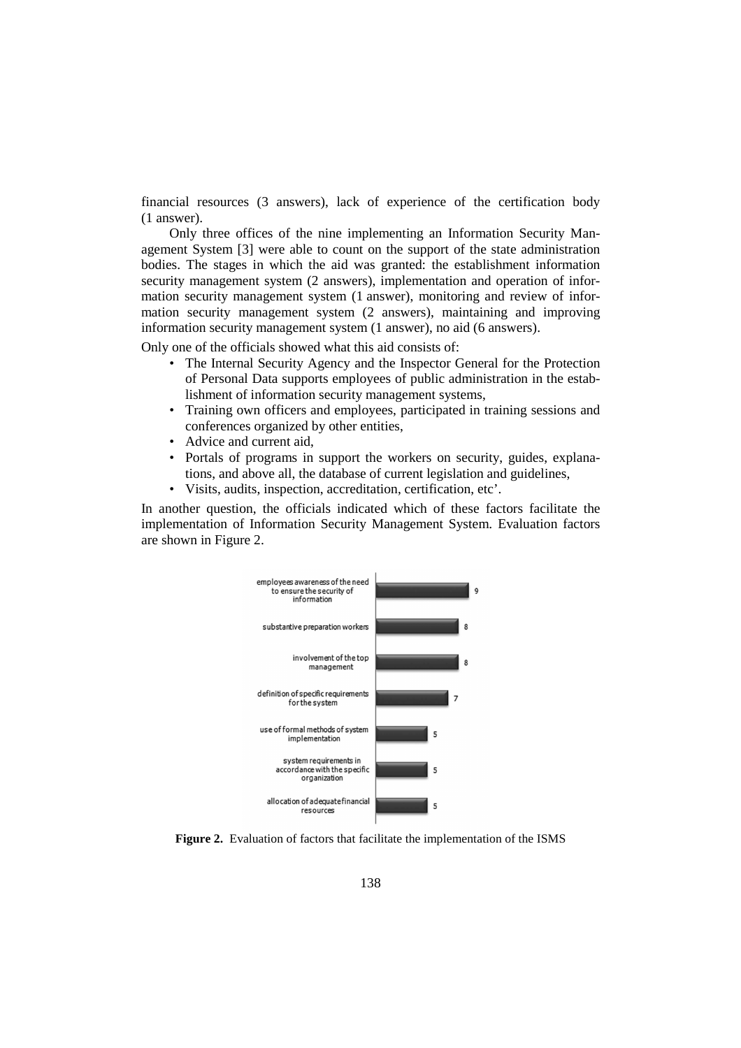financial resources (3 answers), lack of experience of the certification body (1 answer).

Only three offices of the nine implementing an Information Security Management System [3] were able to count on the support of the state administration bodies. The stages in which the aid was granted: the establishment information security management system (2 answers), implementation and operation of information security management system (1 answer), monitoring and review of information security management system (2 answers), maintaining and improving information security management system (1 answer), no aid (6 answers).

Only one of the officials showed what this aid consists of:

- The Internal Security Agency and the Inspector General for the Protection of Personal Data supports employees of public administration in the establishment of information security management systems,
- Training own officers and employees, participated in training sessions and conferences organized by other entities,
- Advice and current aid,
- Portals of programs in support the workers on security, guides, explanations, and above all, the database of current legislation and guidelines,
- Visits, audits, inspection, accreditation, certification, etc'.

In another question, the officials indicated which of these factors facilitate the implementation of Information Security Management System. Evaluation factors are shown in Figure 2.

| Factor | Value |
|---|---|
| employees awareness of the need to ensure the security of information | 9 |
| substantive preparation workers | 8 |
| involvement of the top management | 8 |
| definition of specific requirements for the system | 7 |
| use of formal methods of system implementation | 5 |
| system requirements in accordance with the specific organization | 5 |
| allocation of adequate financial resources | 5 |

**Figure 2.** Evaluation of factors that facilitate the implementation of the ISMS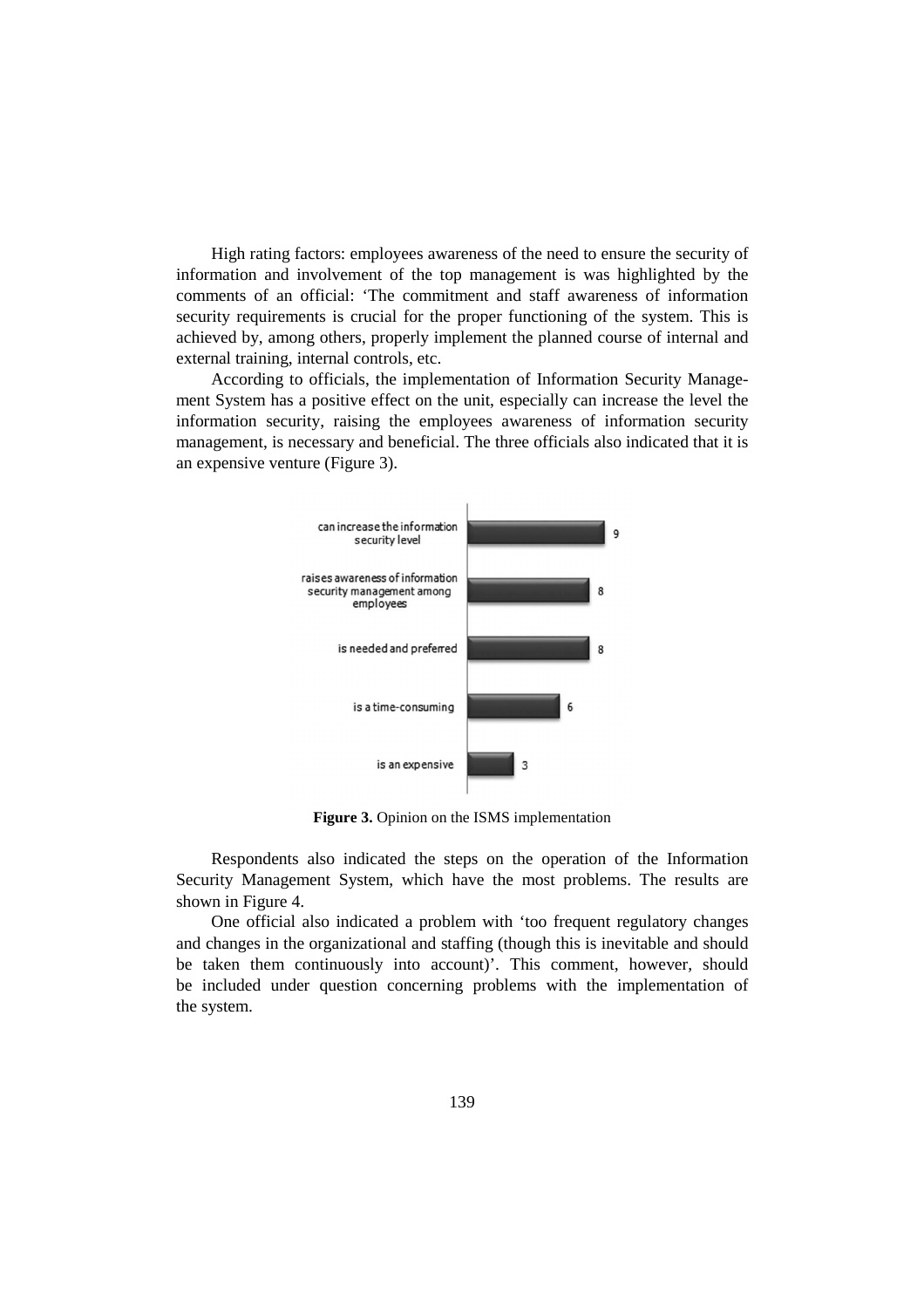High rating factors: employees awareness of the need to ensure the security of information and involvement of the top management is was highlighted by the comments of an official: 'The commitment and staff awareness of information security requirements is crucial for the proper functioning of the system. This is achieved by, among others, properly implement the planned course of internal and external training, internal controls, etc.

According to officials, the implementation of Information Security Management System has a positive effect on the unit, especially can increase the level the information security, raising the employees awareness of information security management, is necessary and beneficial. The three officials also indicated that it is an expensive venture (Figure 3).

| Opinion | Count |
| --- | --- |
| can increase the information security level | 9 |
| raises awareness of information security management among employees | 8 |
| is needed and preferred | 8 |
| is a time-consuming | 6 |
| is an expensive | 3 |

**Figure 3.** Opinion on the ISMS implementation

Respondents also indicated the steps on the operation of the Information Security Management System, which have the most problems. The results are shown in Figure 4.

One official also indicated a problem with 'too frequent regulatory changes and changes in the organizational and staffing (though this is inevitable and should be taken them continuously into account)'. This comment, however, should be included under question concerning problems with the implementation of the system.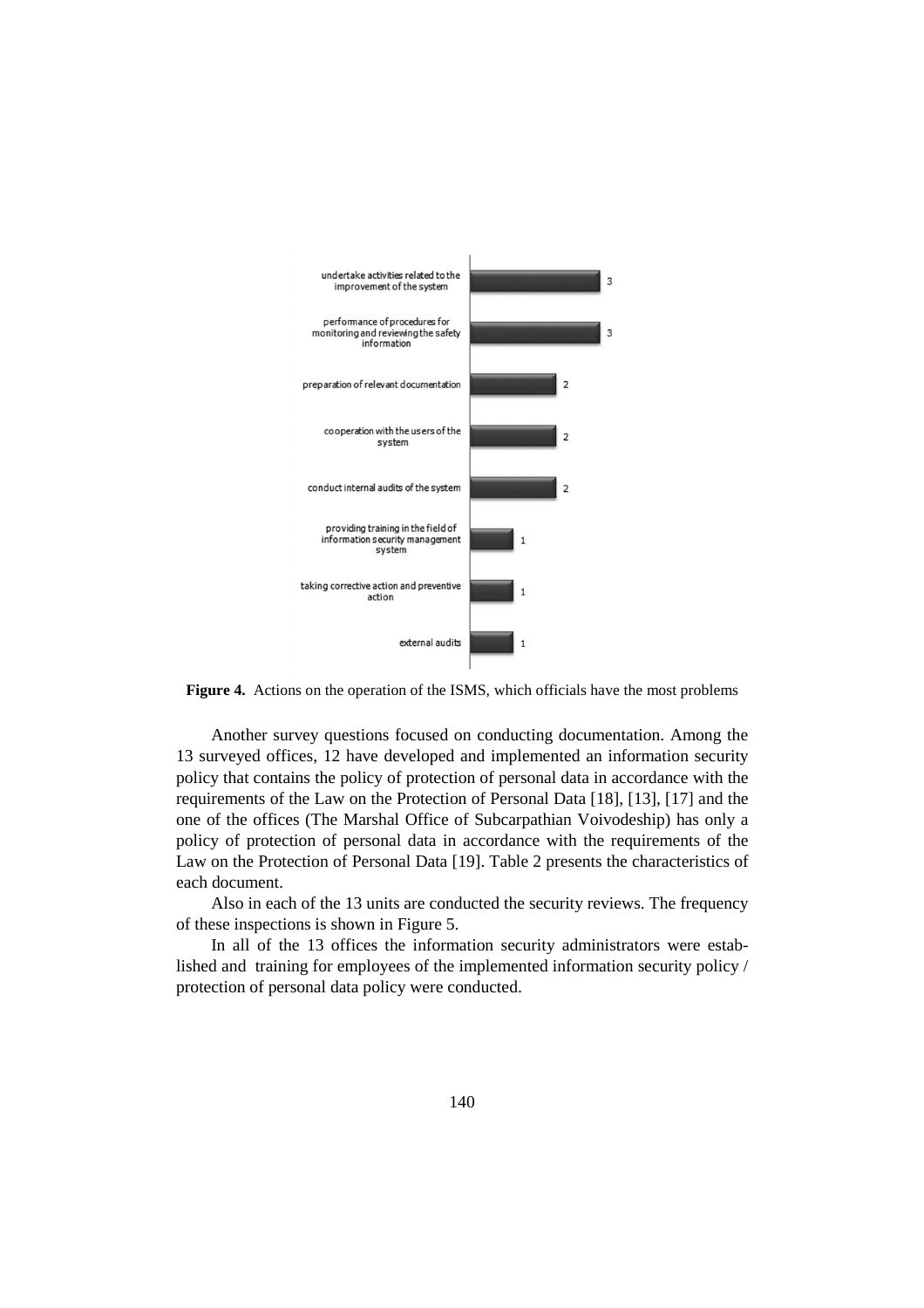| Action | Value |
|---|---|
| undertake activities related to the improvement of the system | 3 |
| performance of procedures for monitoring and reviewing the safety information | 3 |
| preparation of relevant documentation | 2 |
| cooperation with the users of the system | 2 |
| conduct internal audits of the system | 2 |
| providing training in the field of information security management system | 1 |
| taking corrective action and preventive action | 1 |
| external audits | 1 |

**Figure 4.** Actions on the operation of the ISMS, which officials have the most problems

Another survey questions focused on conducting documentation. Among the 13 surveyed offices, 12 have developed and implemented an information security policy that contains the policy of protection of personal data in accordance with the requirements of the Law on the Protection of Personal Data [18], [13], [17] and the one of the offices (The Marshal Office of Subcarpathian Voivodeship) has only a policy of protection of personal data in accordance with the requirements of the Law on the Protection of Personal Data [19]. Table 2 presents the characteristics of each document.

Also in each of the 13 units are conducted the security reviews. The frequency of these inspections is shown in Figure 5.

In all of the 13 offices the information security administrators were established and training for employees of the implemented information security policy / protection of personal data policy were conducted.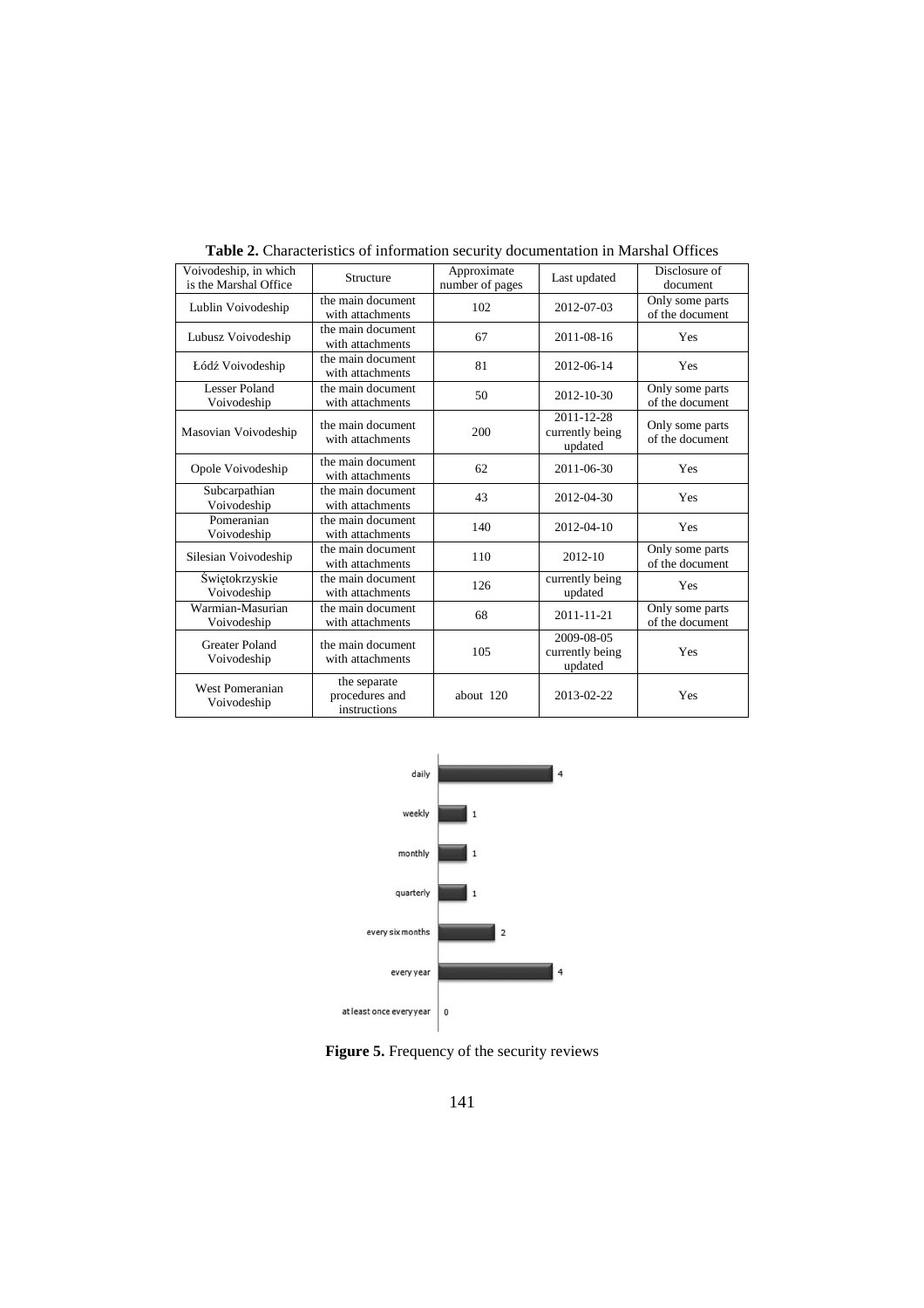**Table 2.** Characteristics of information security documentation in Marshal Offices

| Voivodeship, in which is the Marshal Office | Structure | Approximate number of pages | Last updated | Disclosure of document |
|---|---|---|---|---|
| Lublin Voivodeship | the main document with attachments | 102 | 2012-07-03 | Only some parts of the document |
| Lubusz Voivodeship | the main document with attachments | 67 | 2011-08-16 | Yes |
| Łódź Voivodeship | the main document with attachments | 81 | 2012-06-14 | Yes |
| Lesser Poland Voivodeship | the main document with attachments | 50 | 2012-10-30 | Only some parts of the document |
| Masovian Voivodeship | the main document with attachments | 200 | 2011-12-28 currently being updated | Only some parts of the document |
| Opole Voivodeship | the main document with attachments | 62 | 2011-06-30 | Yes |
| Subcarpathian Voivodeship | the main document with attachments | 43 | 2012-04-30 | Yes |
| Pomeranian Voivodeship | the main document with attachments | 140 | 2012-04-10 | Yes |
| Silesian Voivodeship | the main document with attachments | 110 | 2012-10 | Only some parts of the document |
| Świętokrzyskie Voivodeship | the main document with attachments | 126 | currently being updated | Yes |
| Warmian-Masurian Voivodeship | the main document with attachments | 68 | 2011-11-21 | Only some parts of the document |
| Greater Poland Voivodeship | the main document with attachments | 105 | 2009-08-05 currently being updated | Yes |
| West Pomeranian Voivodeship | the separate procedures and instructions | about 120 | 2013-02-22 | Yes |

**Figure 5.** Frequency of the security reviews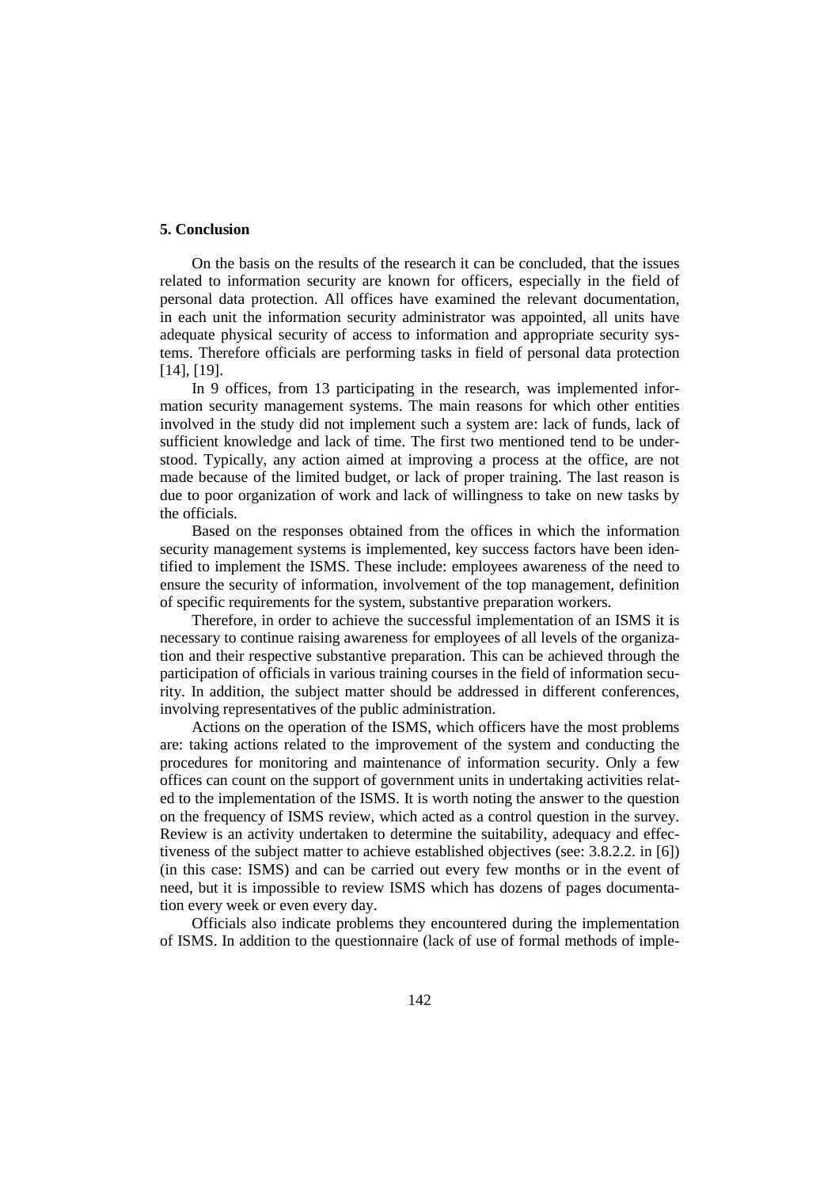## 5. Conclusion

On the basis on the results of the research it can be concluded, that the issues related to information security are known for officers, especially in the field of personal data protection. All offices have examined the relevant documentation, in each unit the information security administrator was appointed, all units have adequate physical security of access to information and appropriate security systems. Therefore officials are performing tasks in field of personal data protection [14], [19].

In 9 offices, from 13 participating in the research, was implemented information security management systems. The main reasons for which other entities involved in the study did not implement such a system are: lack of funds, lack of sufficient knowledge and lack of time. The first two mentioned tend to be understood. Typically, any action aimed at improving a process at the office, are not made because of the limited budget, or lack of proper training. The last reason is due to poor organization of work and lack of willingness to take on new tasks by the officials.

Based on the responses obtained from the offices in which the information security management systems is implemented, key success factors have been identified to implement the ISMS. These include: employees awareness of the need to ensure the security of information, involvement of the top management, definition of specific requirements for the system, substantive preparation workers.

Therefore, in order to achieve the successful implementation of an ISMS it is necessary to continue raising awareness for employees of all levels of the organization and their respective substantive preparation. This can be achieved through the participation of officials in various training courses in the field of information security. In addition, the subject matter should be addressed in different conferences, involving representatives of the public administration.

Actions on the operation of the ISMS, which officers have the most problems are: taking actions related to the improvement of the system and conducting the procedures for monitoring and maintenance of information security. Only a few offices can count on the support of government units in undertaking activities related to the implementation of the ISMS. It is worth noting the answer to the question on the frequency of ISMS review, which acted as a control question in the survey. Review is an activity undertaken to determine the suitability, adequacy and effectiveness of the subject matter to achieve established objectives (see: 3.8.2.2. in [6]) (in this case: ISMS) and can be carried out every few months or in the event of need, but it is impossible to review ISMS which has dozens of pages documentation every week or even every day.

Officials also indicate problems they encountered during the implementation of ISMS. In addition to the questionnaire (lack of use of formal methods of imple-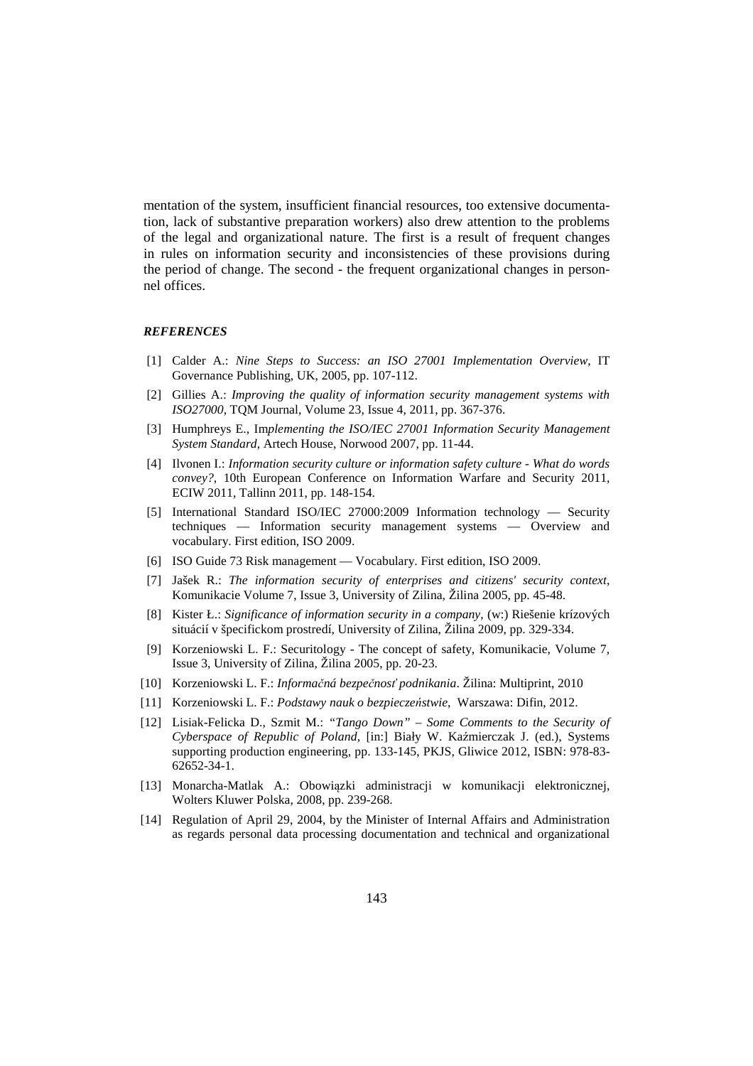mentation of the system, insufficient financial resources, too extensive documentation, lack of substantive preparation workers) also drew attention to the problems of the legal and organizational nature. The first is a result of frequent changes in rules on information security and inconsistencies of these provisions during the period of change. The second - the frequent organizational changes in personnel offices.

### *REFERENCES*

[1] Calder A.: *Nine Steps to Success: an ISO 27001 Implementation Overview*, IT Governance Publishing, UK, 2005, pp. 107-112.

[2] Gillies A.: *Improving the quality of information security management systems with ISO27000*, TQM Journal, Volume 23, Issue 4, 2011, pp. 367-376.

[3] Humphreys E., Im*plementing the ISO/IEC 27001 Information Security Management System Standard*, Artech House, Norwood 2007, pp. 11-44.

[4] Ilvonen I.: *Information security culture or information safety culture - What do words convey?*, 10th European Conference on Information Warfare and Security 2011, ECIW 2011, Tallinn 2011, pp. 148-154.

[5] International Standard ISO/IEC 27000:2009 Information technology — Security techniques — Information security management systems — Overview and vocabulary. First edition, ISO 2009.

[6] ISO Guide 73 Risk management — Vocabulary. First edition, ISO 2009.

[7] Jašek R.: *The information security of enterprises and citizens' security context*, Komunikacie Volume 7, Issue 3, University of Zilina, Žilina 2005, pp. 45-48.

[8] Kister Ł.: *Significance of information security in a company*, (w:) Riešenie krízových situácií v špecifickom prostredí, University of Zilina, Žilina 2009, pp. 329-334.

[9] Korzeniowski L. F.: Securitology - The concept of safety, Komunikacie, Volume 7, Issue 3, University of Zilina, Žilina 2005, pp. 20-23.

[10] Korzeniowski L. F.: *Informačná bezpečnosť podnikania*. Žilina: Multiprint, 2010

[11] Korzeniowski L. F.: *Podstawy nauk o bezpieczeństwie*, Warszawa: Difin, 2012.

[12] Lisiak-Felicka D., Szmit M.: *"Tango Down" – Some Comments to the Security of Cyberspace of Republic of Poland*, [in:] Biały W. Kaźmierczak J. (ed.), Systems supporting production engineering, pp. 133-145, PKJS, Gliwice 2012, ISBN: 978-83-62652-34-1.

[13] Monarcha-Matlak A.: Obowiązki administracji w komunikacji elektronicznej, Wolters Kluwer Polska, 2008, pp. 239-268.

[14] Regulation of April 29, 2004, by the Minister of Internal Affairs and Administration as regards personal data processing documentation and technical and organizational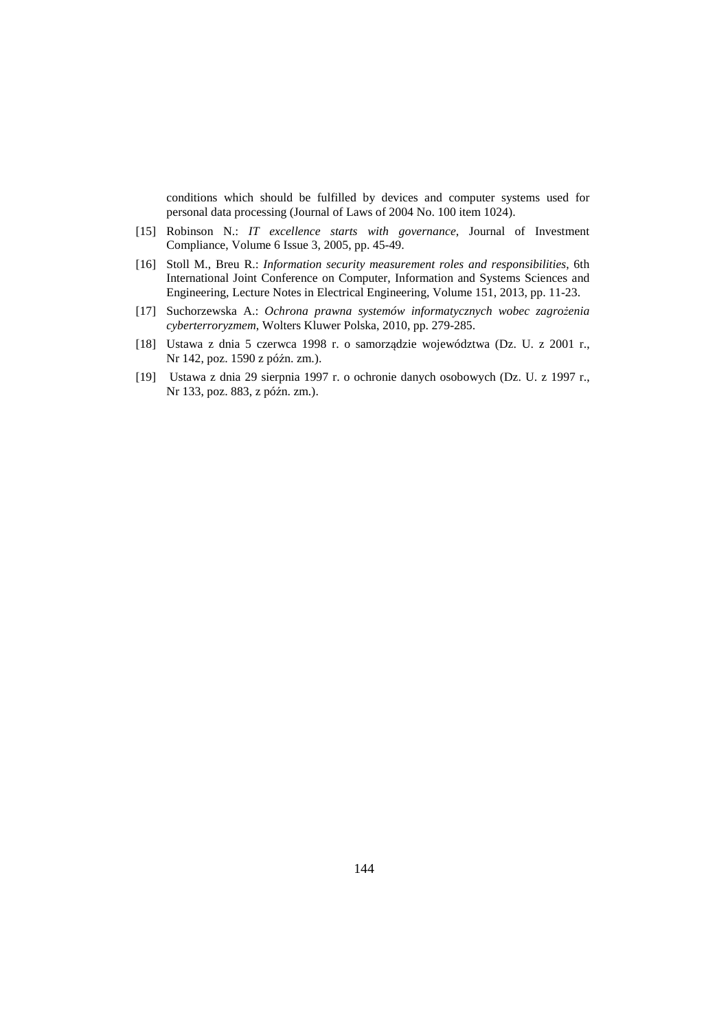conditions which should be fulfilled by devices and computer systems used for personal data processing (Journal of Laws of 2004 No. 100 item 1024).

[15] Robinson N.: *IT excellence starts with governance*, Journal of Investment Compliance, Volume 6 Issue 3, 2005, pp. 45-49.

[16] Stoll M., Breu R.: *Information security measurement roles and responsibilities*, 6th International Joint Conference on Computer, Information and Systems Sciences and Engineering, Lecture Notes in Electrical Engineering, Volume 151, 2013, pp. 11-23.

[17] Suchorzewska A.: *Ochrona prawna systemów informatycznych wobec zagrożenia cyberterroryzmem*, Wolters Kluwer Polska, 2010, pp. 279-285.

[18] Ustawa z dnia 5 czerwca 1998 r. o samorządzie województwa (Dz. U. z 2001 r., Nr 142, poz. 1590 z późn. zm.).

[19] Ustawa z dnia 29 sierpnia 1997 r. o ochronie danych osobowych (Dz. U. z 1997 r., Nr 133, poz. 883, z późn. zm.).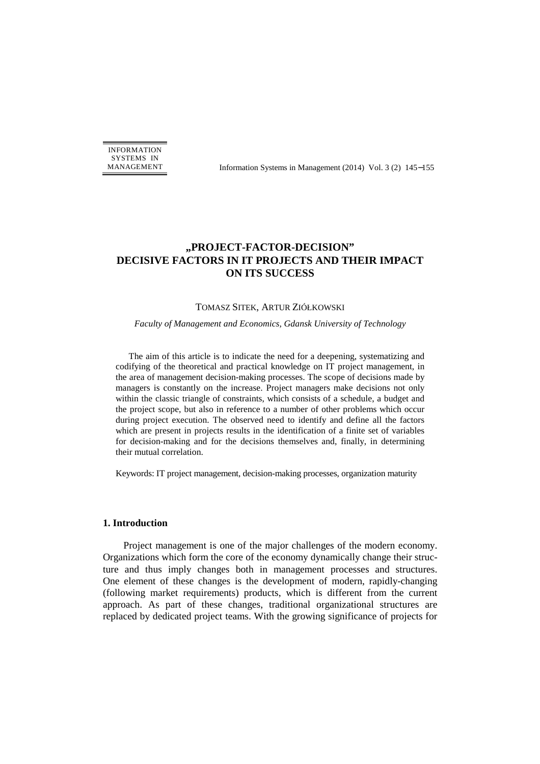# „PROJECT-FACTOR-DECISION" DECISIVE FACTORS IN IT PROJECTS AND THEIR IMPACT ON ITS SUCCESS

TOMASZ SITEK, ARTUR ZIÓŁKOWSKI

*Faculty of Management and Economics, Gdansk University of Technology*

The aim of this article is to indicate the need for a deepening, systematizing and codifying of the theoretical and practical knowledge on IT project management, in the area of management decision-making processes. The scope of decisions made by managers is constantly on the increase. Project managers make decisions not only within the classic triangle of constraints, which consists of a schedule, a budget and the project scope, but also in reference to a number of other problems which occur during project execution. The observed need to identify and define all the factors which are present in projects results in the identification of a finite set of variables for decision-making and for the decisions themselves and, finally, in determining their mutual correlation.

Keywords: IT project management, decision-making processes, organization maturity

## 1. Introduction

Project management is one of the major challenges of the modern economy. Organizations which form the core of the economy dynamically change their structure and thus imply changes both in management processes and structures. One element of these changes is the development of modern, rapidly-changing (following market requirements) products, which is different from the current approach. As part of these changes, traditional organizational structures are replaced by dedicated project teams. With the growing significance of projects for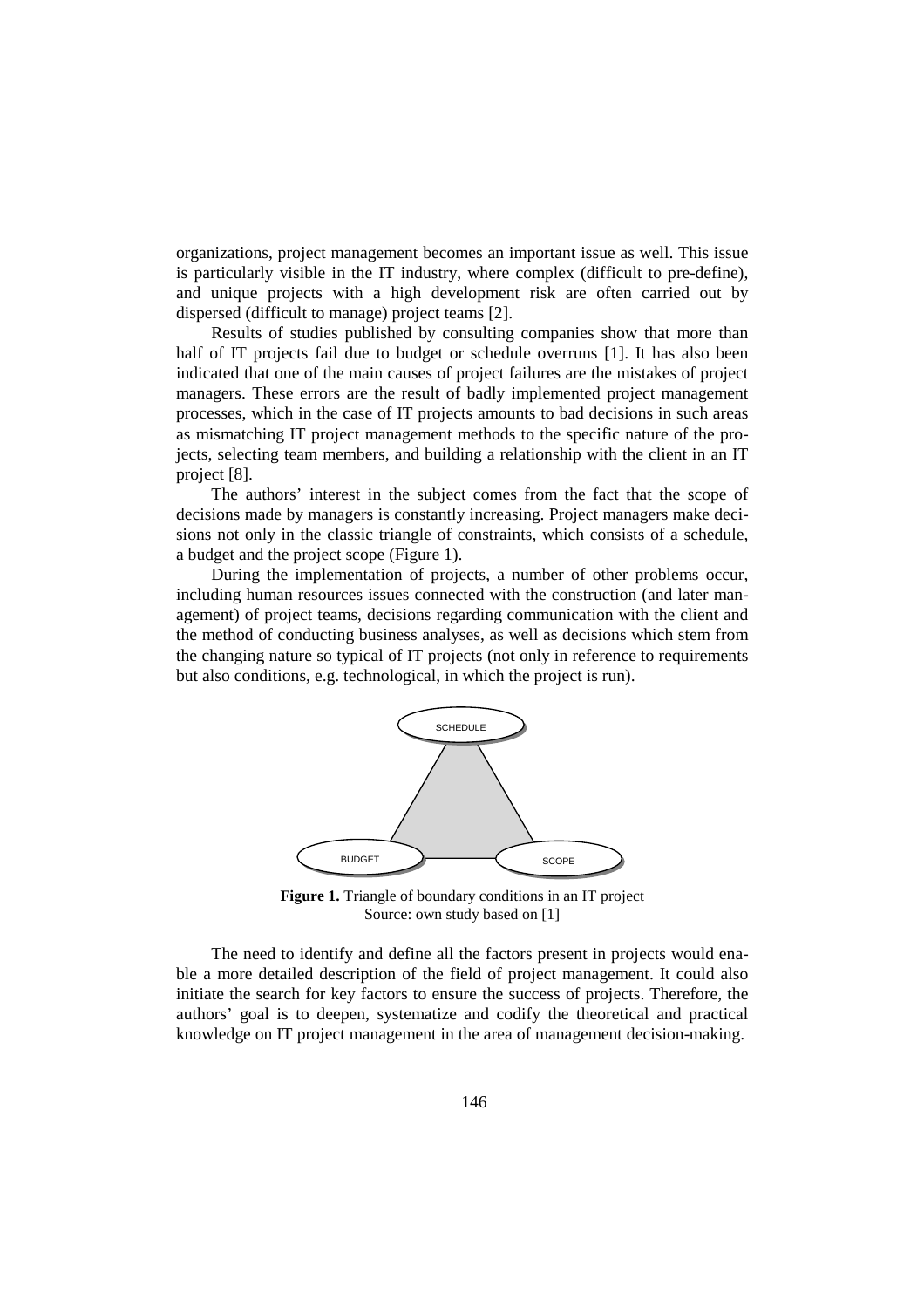organizations, project management becomes an important issue as well. This issue is particularly visible in the IT industry, where complex (difficult to pre-define), and unique projects with a high development risk are often carried out by dispersed (difficult to manage) project teams [2].

Results of studies published by consulting companies show that more than half of IT projects fail due to budget or schedule overruns [1]. It has also been indicated that one of the main causes of project failures are the mistakes of project managers. These errors are the result of badly implemented project management processes, which in the case of IT projects amounts to bad decisions in such areas as mismatching IT project management methods to the specific nature of the projects, selecting team members, and building a relationship with the client in an IT project [8].

The authors' interest in the subject comes from the fact that the scope of decisions made by managers is constantly increasing. Project managers make decisions not only in the classic triangle of constraints, which consists of a schedule, a budget and the project scope (Figure 1).

During the implementation of projects, a number of other problems occur, including human resources issues connected with the construction (and later management) of project teams, decisions regarding communication with the client and the method of conducting business analyses, as well as decisions which stem from the changing nature so typical of IT projects (not only in reference to requirements but also conditions, e.g. technological, in which the project is run).

SCHEDULE

BUDGET

SCOPE

**Figure 1.** Triangle of boundary conditions in an IT project
Source: own study based on [1]

The need to identify and define all the factors present in projects would enable a more detailed description of the field of project management. It could also initiate the search for key factors to ensure the success of projects. Therefore, the authors' goal is to deepen, systematize and codify the theoretical and practical knowledge on IT project management in the area of management decision-making.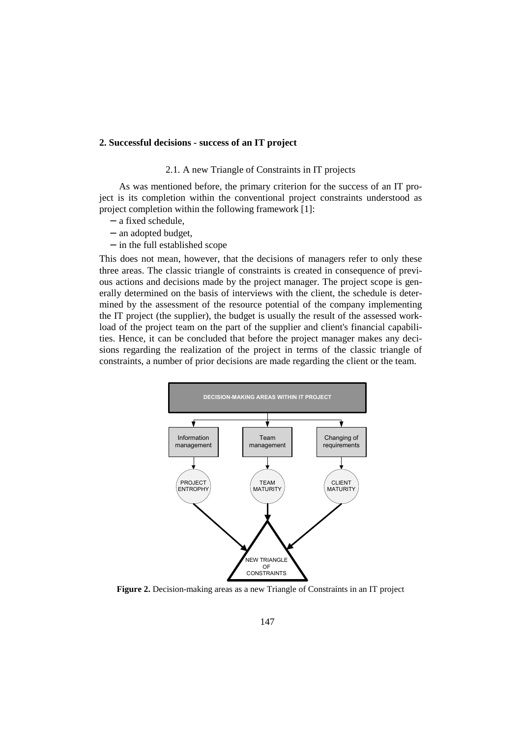## 2. Successful decisions - success of an IT project

### 2.1. A new Triangle of Constraints in IT projects

As was mentioned before, the primary criterion for the success of an IT project is its completion within the conventional project constraints understood as project completion within the following framework [1]:

- a fixed schedule,
- an adopted budget,
- in the full established scope

This does not mean, however, that the decisions of managers refer to only these three areas. The classic triangle of constraints is created in consequence of previous actions and decisions made by the project manager. The project scope is generally determined on the basis of interviews with the client, the schedule is determined by the assessment of the resource potential of the company implementing the IT project (the supplier), the budget is usually the result of the assessed workload of the project team on the part of the supplier and client's financial capabilities. Hence, it can be concluded that before the project manager makes any decisions regarding the realization of the project in terms of the classic triangle of constraints, a number of prior decisions are made regarding the client or the team.

**Figure 2.** Decision-making areas as a new Triangle of Constraints in an IT project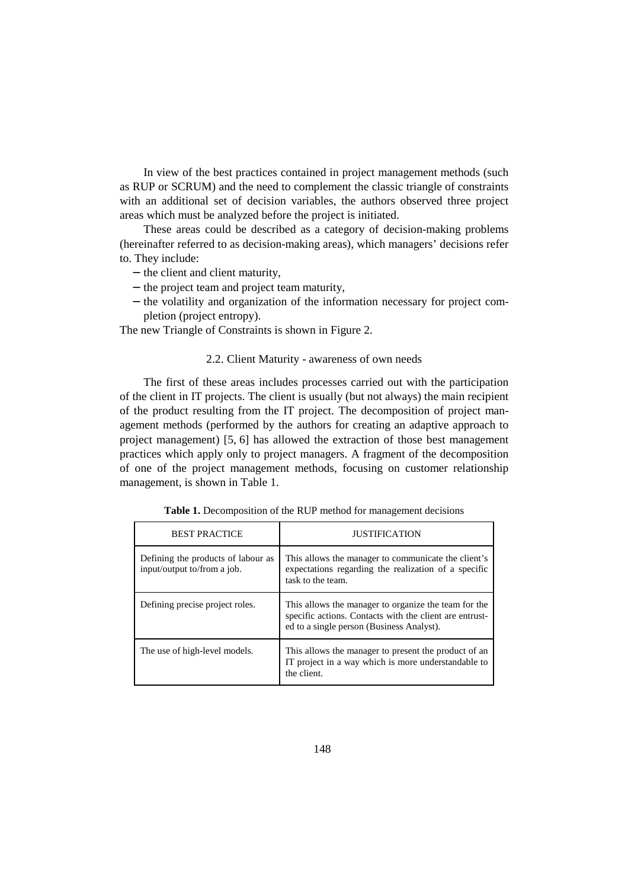In view of the best practices contained in project management methods (such as RUP or SCRUM) and the need to complement the classic triangle of constraints with an additional set of decision variables, the authors observed three project areas which must be analyzed before the project is initiated.

These areas could be described as a category of decision-making problems (hereinafter referred to as decision-making areas), which managers' decisions refer to. They include:

- the client and client maturity,
- the project team and project team maturity,
- the volatility and organization of the information necessary for project completion (project entropy).

The new Triangle of Constraints is shown in Figure 2.

### 2.2. Client Maturity - awareness of own needs

The first of these areas includes processes carried out with the participation of the client in IT projects. The client is usually (but not always) the main recipient of the product resulting from the IT project. The decomposition of project management methods (performed by the authors for creating an adaptive approach to project management) [5, 6] has allowed the extraction of those best management practices which apply only to project managers. A fragment of the decomposition of one of the project management methods, focusing on customer relationship management, is shown in Table 1.

**Table 1.** Decomposition of the RUP method for management decisions

| BEST PRACTICE | JUSTIFICATION |
| --- | --- |
| Defining the products of labour as input/output to/from a job. | This allows the manager to communicate the client's expectations regarding the realization of a specific task to the team. |
| Defining precise project roles. | This allows the manager to organize the team for the specific actions. Contacts with the client are entrusted to a single person (Business Analyst). |
| The use of high-level models. | This allows the manager to present the product of an IT project in a way which is more understandable to the client. |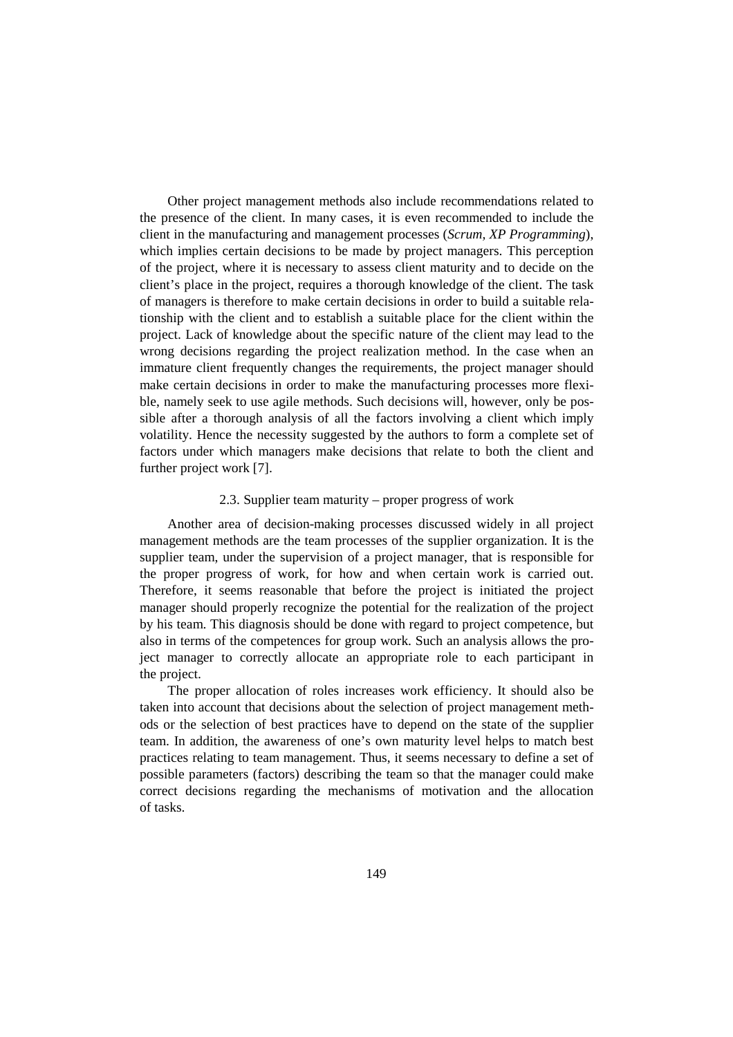Other project management methods also include recommendations related to the presence of the client. In many cases, it is even recommended to include the client in the manufacturing and management processes (*Scrum, XP Programming*), which implies certain decisions to be made by project managers. This perception of the project, where it is necessary to assess client maturity and to decide on the client's place in the project, requires a thorough knowledge of the client. The task of managers is therefore to make certain decisions in order to build a suitable relationship with the client and to establish a suitable place for the client within the project. Lack of knowledge about the specific nature of the client may lead to the wrong decisions regarding the project realization method. In the case when an immature client frequently changes the requirements, the project manager should make certain decisions in order to make the manufacturing processes more flexible, namely seek to use agile methods. Such decisions will, however, only be possible after a thorough analysis of all the factors involving a client which imply volatility. Hence the necessity suggested by the authors to form a complete set of factors under which managers make decisions that relate to both the client and further project work [7].

### 2.3. Supplier team maturity – proper progress of work

Another area of decision-making processes discussed widely in all project management methods are the team processes of the supplier organization. It is the supplier team, under the supervision of a project manager, that is responsible for the proper progress of work, for how and when certain work is carried out. Therefore, it seems reasonable that before the project is initiated the project manager should properly recognize the potential for the realization of the project by his team. This diagnosis should be done with regard to project competence, but also in terms of the competences for group work. Such an analysis allows the project manager to correctly allocate an appropriate role to each participant in the project.

The proper allocation of roles increases work efficiency. It should also be taken into account that decisions about the selection of project management methods or the selection of best practices have to depend on the state of the supplier team. In addition, the awareness of one's own maturity level helps to match best practices relating to team management. Thus, it seems necessary to define a set of possible parameters (factors) describing the team so that the manager could make correct decisions regarding the mechanisms of motivation and the allocation of tasks.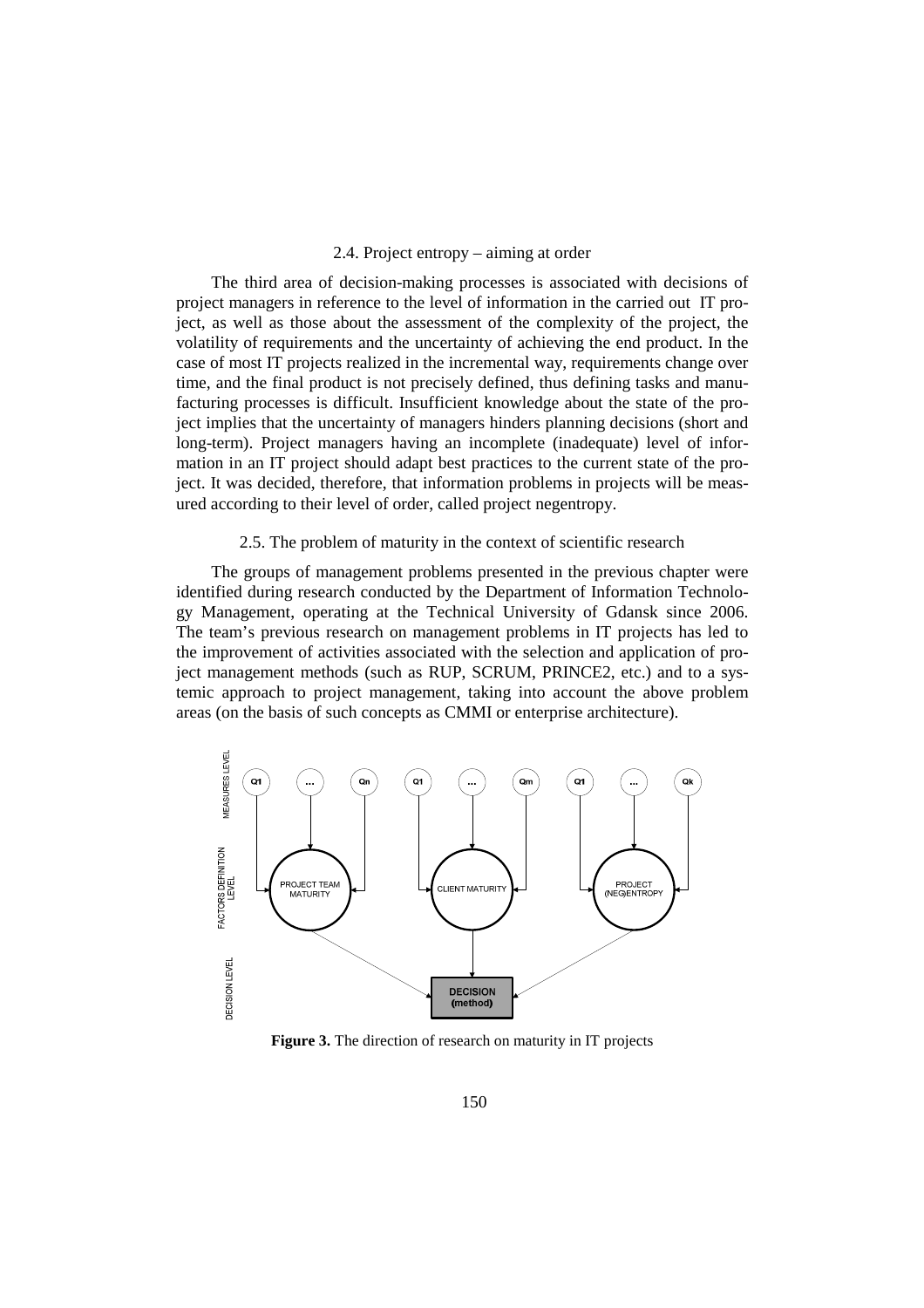### 2.4. Project entropy – aiming at order

The third area of decision-making processes is associated with decisions of project managers in reference to the level of information in the carried out IT project, as well as those about the assessment of the complexity of the project, the volatility of requirements and the uncertainty of achieving the end product. In the case of most IT projects realized in the incremental way, requirements change over time, and the final product is not precisely defined, thus defining tasks and manufacturing processes is difficult. Insufficient knowledge about the state of the project implies that the uncertainty of managers hinders planning decisions (short and long-term). Project managers having an incomplete (inadequate) level of information in an IT project should adapt best practices to the current state of the project. It was decided, therefore, that information problems in projects will be measured according to their level of order, called project negentropy.

### 2.5. The problem of maturity in the context of scientific research

The groups of management problems presented in the previous chapter were identified during research conducted by the Department of Information Technology Management, operating at the Technical University of Gdansk since 2006. The team's previous research on management problems in IT projects has led to the improvement of activities associated with the selection and application of project management methods (such as RUP, SCRUM, PRINCE2, etc.) and to a systemic approach to project management, taking into account the above problem areas (on the basis of such concepts as CMMI or enterprise architecture).

MEASURES LEVEL: Q1 … Qn | Q1 … Qm | Q1 … Qk

FACTORS DEFINITION LEVEL: PROJECT TEAM MATURITY | CLIENT MATURITY | PROJECT (NEG)ENTROPY

DECISION LEVEL: DECISION (method)

**Figure 3.** The direction of research on maturity in IT projects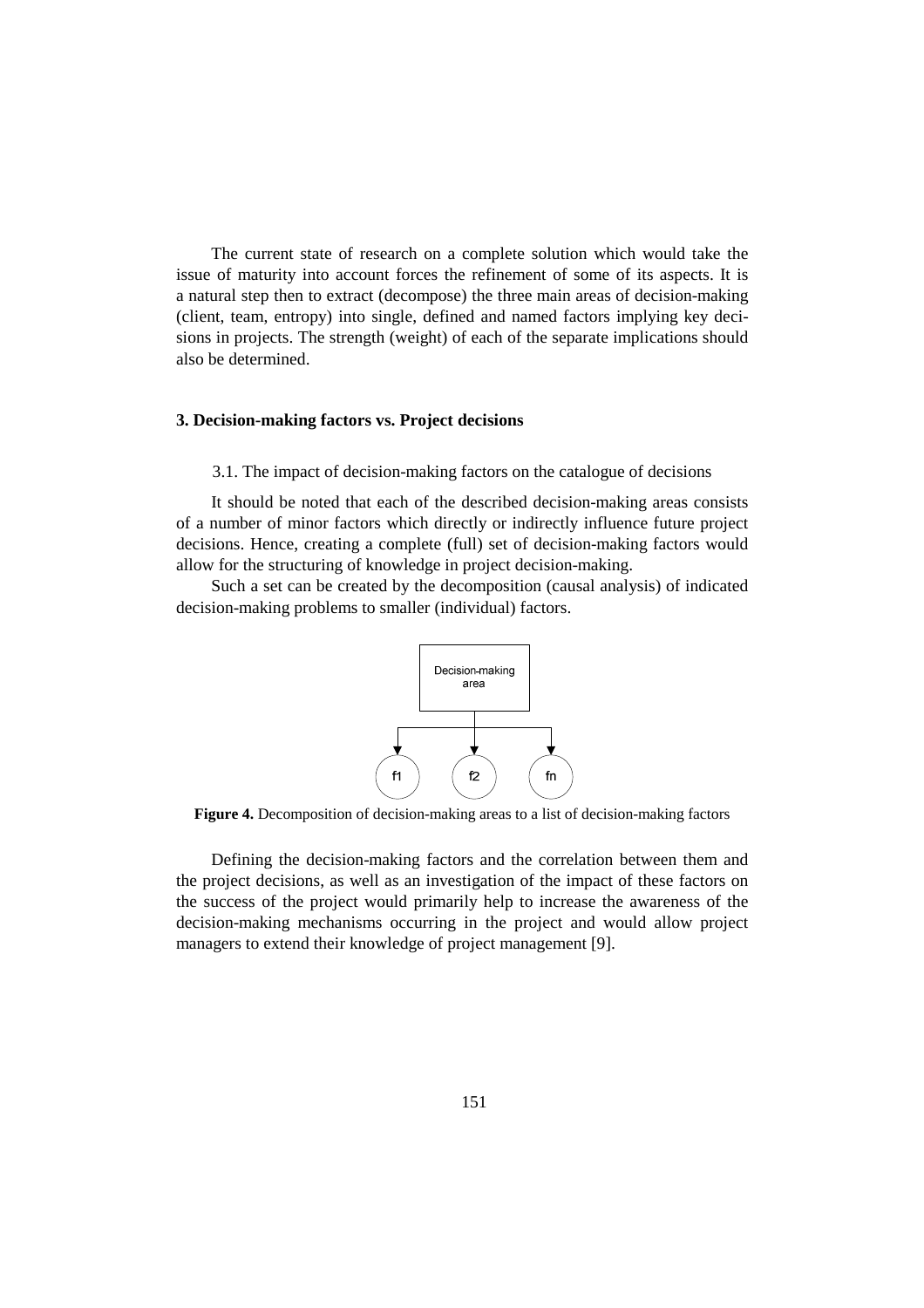The current state of research on a complete solution which would take the issue of maturity into account forces the refinement of some of its aspects. It is a natural step then to extract (decompose) the three main areas of decision-making (client, team, entropy) into single, defined and named factors implying key decisions in projects. The strength (weight) of each of the separate implications should also be determined.

## 3. Decision-making factors vs. Project decisions

### 3.1. The impact of decision-making factors on the catalogue of decisions

It should be noted that each of the described decision-making areas consists of a number of minor factors which directly or indirectly influence future project decisions. Hence, creating a complete (full) set of decision-making factors would allow for the structuring of knowledge in project decision-making.

Such a set can be created by the decomposition (causal analysis) of indicated decision-making problems to smaller (individual) factors.

Decision-making area

f1 f2 fn

**Figure 4.** Decomposition of decision-making areas to a list of decision-making factors

Defining the decision-making factors and the correlation between them and the project decisions, as well as an investigation of the impact of these factors on the success of the project would primarily help to increase the awareness of the decision-making mechanisms occurring in the project and would allow project managers to extend their knowledge of project management [9].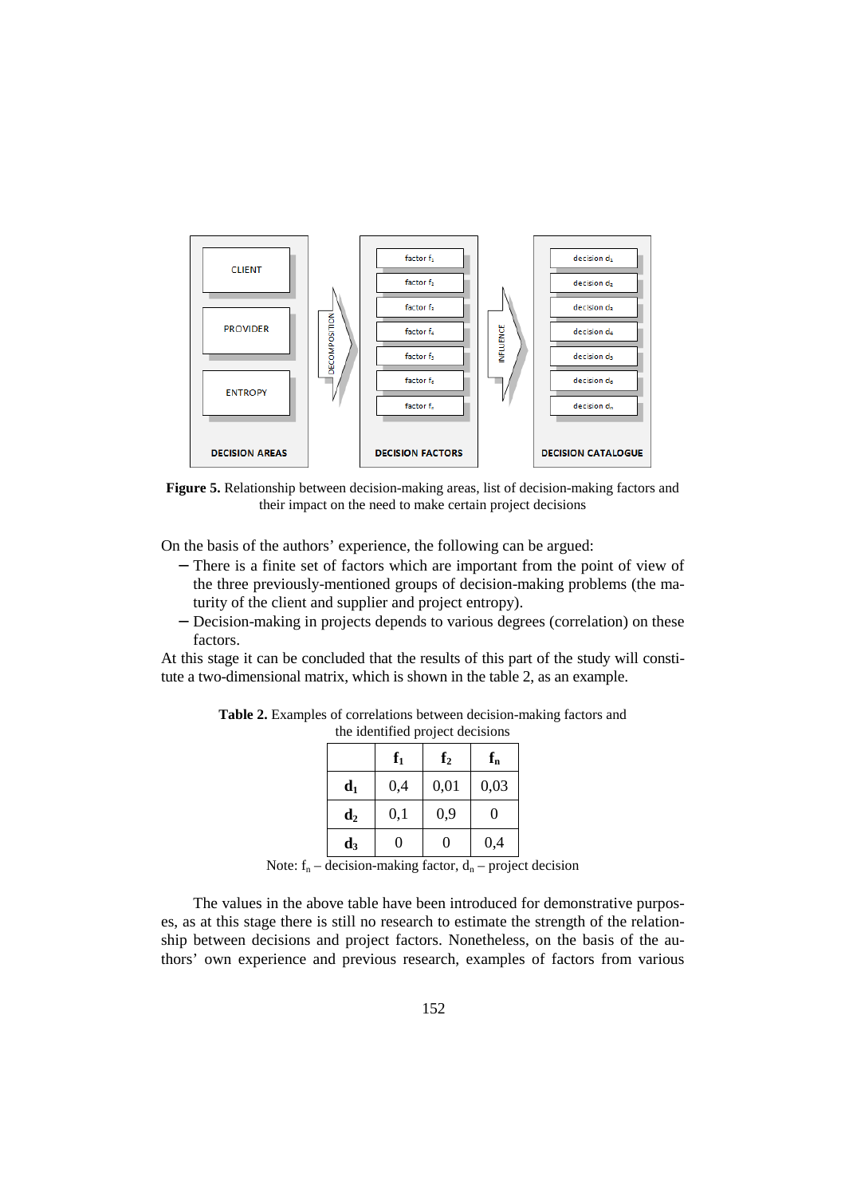**Figure 5.** Relationship between decision-making areas, list of decision-making factors and their impact on the need to make certain project decisions

On the basis of the authors' experience, the following can be argued:

- There is a finite set of factors which are important from the point of view of the three previously-mentioned groups of decision-making problems (the maturity of the client and supplier and project entropy).
- Decision-making in projects depends to various degrees (correlation) on these factors.

At this stage it can be concluded that the results of this part of the study will constitute a two-dimensional matrix, which is shown in the table 2, as an example.

**Table 2.** Examples of correlations between decision-making factors and the identified project decisions

| | $f_1$ | $f_2$ | $f_n$ |
|---|---|---|---|
| $d_1$ | 0,4 | 0,01 | 0,03 |
| $d_2$ | 0,1 | 0,9 | 0 |
| $d_3$ | 0 | 0 | 0,4 |

Note: $f_n$ – decision-making factor, $d_n$ – project decision

The values in the above table have been introduced for demonstrative purposes, as at this stage there is still no research to estimate the strength of the relationship between decisions and project factors. Nonetheless, on the basis of the authors' own experience and previous research, examples of factors from various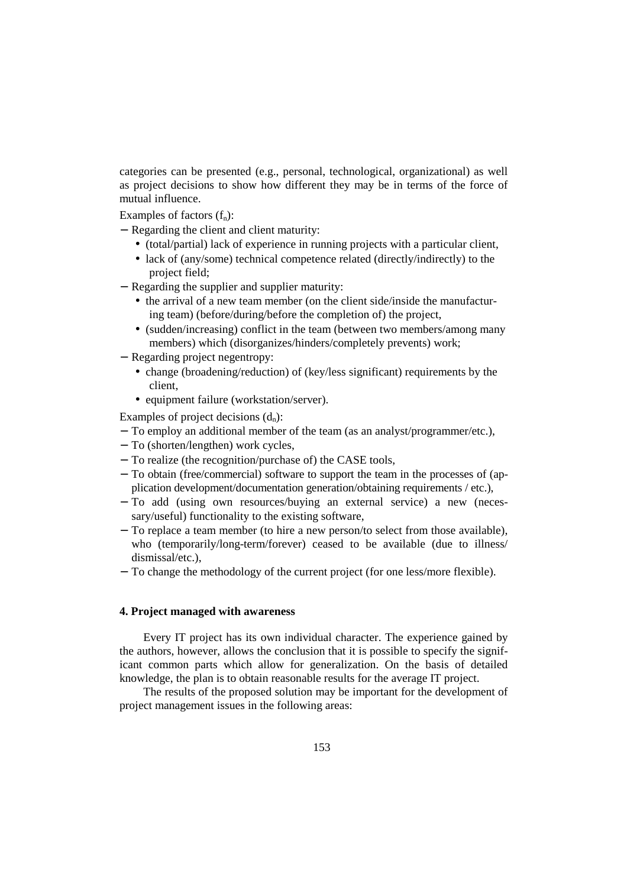categories can be presented (e.g., personal, technological, organizational) as well as project decisions to show how different they may be in terms of the force of mutual influence.

Examples of factors ($f_n$):

- Regarding the client and client maturity:
  - (total/partial) lack of experience in running projects with a particular client,
  - lack of (any/some) technical competence related (directly/indirectly) to the project field;
- Regarding the supplier and supplier maturity:
  - the arrival of a new team member (on the client side/inside the manufacturing team) (before/during/before the completion of) the project,
  - (sudden/increasing) conflict in the team (between two members/among many members) which (disorganizes/hinders/completely prevents) work;
- Regarding project negentropy:
  - change (broadening/reduction) of (key/less significant) requirements by the client,
  - equipment failure (workstation/server).

Examples of project decisions ($d_n$):

- To employ an additional member of the team (as an analyst/programmer/etc.),
- To (shorten/lengthen) work cycles,
- To realize (the recognition/purchase of) the CASE tools,
- To obtain (free/commercial) software to support the team in the processes of (application development/documentation generation/obtaining requirements / etc.),
- To add (using own resources/buying an external service) a new (necessary/useful) functionality to the existing software,
- To replace a team member (to hire a new person/to select from those available), who (temporarily/long-term/forever) ceased to be available (due to illness/dismissal/etc.),
- To change the methodology of the current project (for one less/more flexible).

## 4. Project managed with awareness

Every IT project has its own individual character. The experience gained by the authors, however, allows the conclusion that it is possible to specify the significant common parts which allow for generalization. On the basis of detailed knowledge, the plan is to obtain reasonable results for the average IT project.

The results of the proposed solution may be important for the development of project management issues in the following areas: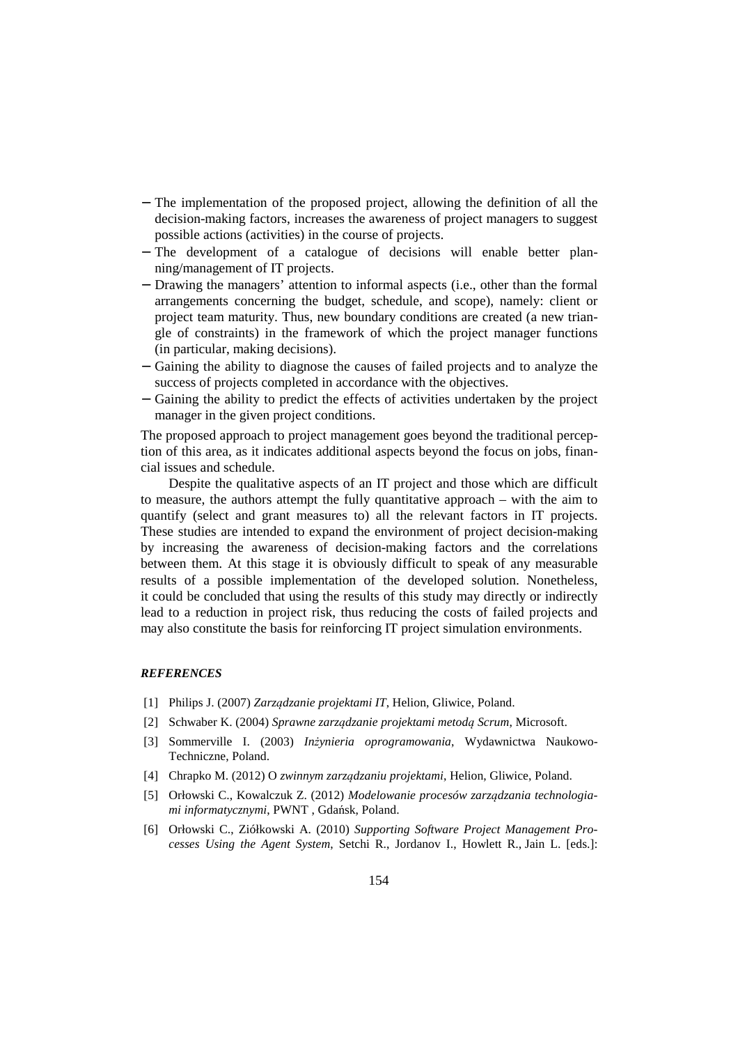- The implementation of the proposed project, allowing the definition of all the decision-making factors, increases the awareness of project managers to suggest possible actions (activities) in the course of projects.
- The development of a catalogue of decisions will enable better planning/management of IT projects.
- Drawing the managers' attention to informal aspects (i.e., other than the formal arrangements concerning the budget, schedule, and scope), namely: client or project team maturity. Thus, new boundary conditions are created (a new triangle of constraints) in the framework of which the project manager functions (in particular, making decisions).
- Gaining the ability to diagnose the causes of failed projects and to analyze the success of projects completed in accordance with the objectives.
- Gaining the ability to predict the effects of activities undertaken by the project manager in the given project conditions.

The proposed approach to project management goes beyond the traditional perception of this area, as it indicates additional aspects beyond the focus on jobs, financial issues and schedule.

Despite the qualitative aspects of an IT project and those which are difficult to measure, the authors attempt the fully quantitative approach – with the aim to quantify (select and grant measures to) all the relevant factors in IT projects. These studies are intended to expand the environment of project decision-making by increasing the awareness of decision-making factors and the correlations between them. At this stage it is obviously difficult to speak of any measurable results of a possible implementation of the developed solution. Nonetheless, it could be concluded that using the results of this study may directly or indirectly lead to a reduction in project risk, thus reducing the costs of failed projects and may also constitute the basis for reinforcing IT project simulation environments.

### *REFERENCES*

[1] Philips J. (2007) *Zarządzanie projektami IT*, Helion, Gliwice, Poland.

[2] Schwaber K. (2004) *Sprawne zarządzanie projektami metodą Scrum*, Microsoft.

[3] Sommerville I. (2003) *Inżynieria oprogramowania*, Wydawnictwa Naukowo-Techniczne, Poland.

[4] Chrapko M. (2012) O *zwinnym zarządzaniu projektami*, Helion, Gliwice, Poland.

[5] Orłowski C., Kowalczuk Z. (2012) *Modelowanie procesów zarządzania technologiami informatycznymi*, PWNT , Gdańsk, Poland.

[6] Orłowski C., Ziółkowski A. (2010) *Supporting Software Project Management Processes Using the Agent System*, Setchi R., Jordanov I., Howlett R., Jain L. [eds.]: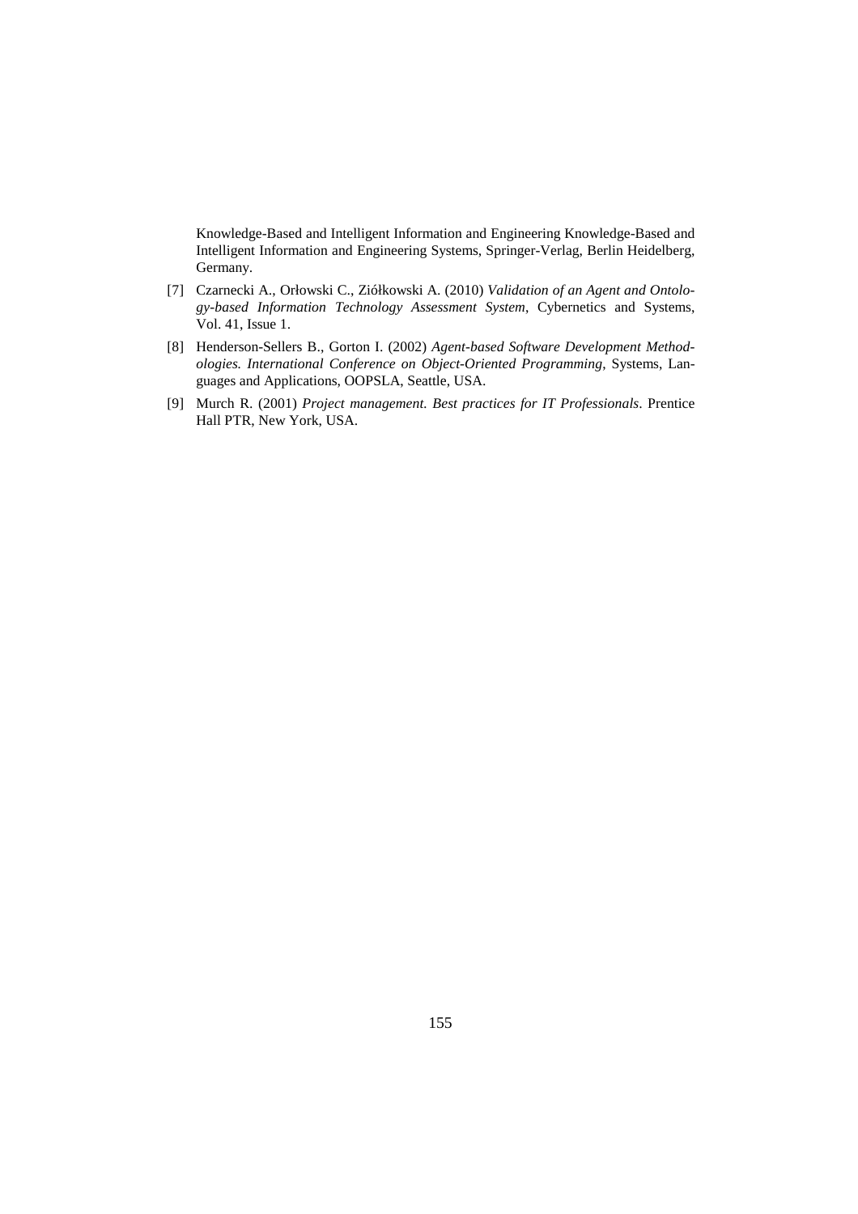Knowledge-Based and Intelligent Information and Engineering Knowledge-Based and Intelligent Information and Engineering Systems, Springer-Verlag, Berlin Heidelberg, Germany.

[7] Czarnecki A., Orłowski C., Ziółkowski A. (2010) *Validation of an Agent and Ontology-based Information Technology Assessment System*, Cybernetics and Systems, Vol. 41, Issue 1.

[8] Henderson-Sellers B., Gorton I. (2002) *Agent-based Software Development Methodologies. International Conference on Object-Oriented Programming*, Systems, Languages and Applications, OOPSLA, Seattle, USA.

[9] Murch R. (2001) *Project management. Best practices for IT Professionals*. Prentice Hall PTR, New York, USA.